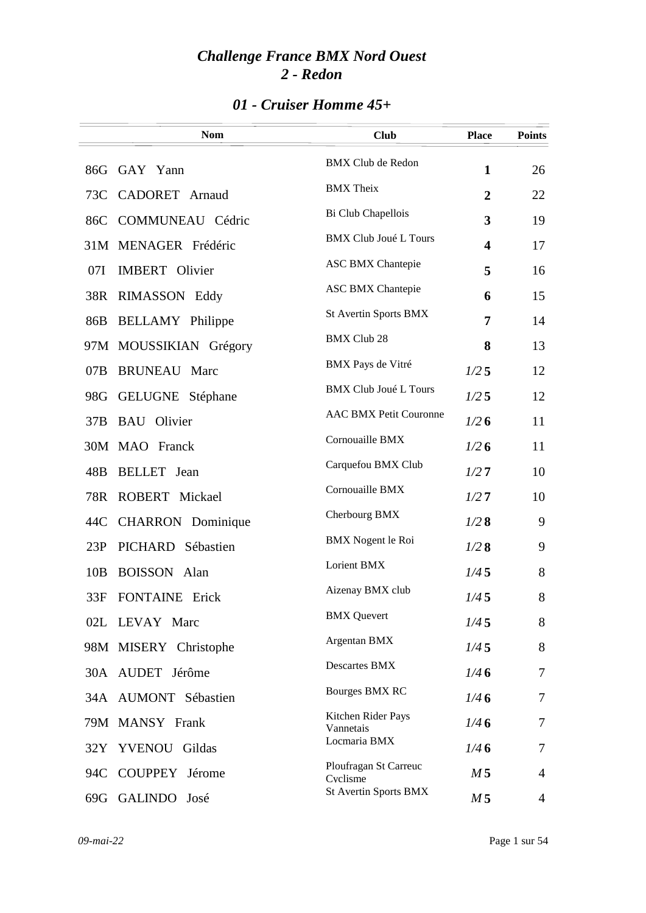# *Challenge France BMX Nord Ouest*
# *2 - Redon*

## *01 - Cruiser Homme 45+*

| | Nom | Club | Place | Points |
|---|---|---|---|---|
| 86G | GAY Yann | BMX Club de Redon | **1** | 26 |
| 73C | CADORET Arnaud | BMX Theix | **2** | 22 |
| 86C | COMMUNEAU Cédric | Bi Club Chapellois | **3** | 19 |
| 31M | MENAGER Frédéric | BMX Club Joué L Tours | **4** | 17 |
| 07I | IMBERT Olivier | ASC BMX Chantepie | **5** | 16 |
| 38R | RIMASSON Eddy | ASC BMX Chantepie | **6** | 15 |
| 86B | BELLAMY Philippe | St Avertin Sports BMX | **7** | 14 |
| 97M | MOUSSIKIAN Grégory | BMX Club 28 | **8** | 13 |
| 07B | BRUNEAU Marc | BMX Pays de Vitré | *1/2* **5** | 12 |
| 98G | GELUGNE Stéphane | BMX Club Joué L Tours | *1/2* **5** | 12 |
| 37B | BAU Olivier | AAC BMX Petit Couronne | *1/2* **6** | 11 |
| 30M | MAO Franck | Cornouaille BMX | *1/2* **6** | 11 |
| 48B | BELLET Jean | Carquefou BMX Club | *1/2* **7** | 10 |
| 78R | ROBERT Mickael | Cornouaille BMX | *1/2* **7** | 10 |
| 44C | CHARRON Dominique | Cherbourg BMX | *1/2* **8** | 9 |
| 23P | PICHARD Sébastien | BMX Nogent le Roi | *1/2* **8** | 9 |
| 10B | BOISSON Alan | Lorient BMX | *1/4* **5** | 8 |
| 33F | FONTAINE Erick | Aizenay BMX club | *1/4* **5** | 8 |
| 02L | LEVAY Marc | BMX Quevert | *1/4* **5** | 8 |
| 98M | MISERY Christophe | Argentan BMX | *1/4* **5** | 8 |
| 30A | AUDET Jérôme | Descartes BMX | *1/4* **6** | 7 |
| 34A | AUMONT Sébastien | Bourges BMX RC | *1/4* **6** | 7 |
| 79M | MANSY Frank | Kitchen Rider Pays Vannetais | *1/4* **6** | 7 |
| 32Y | YVENOU Gildas | Locmaria BMX | *1/4* **6** | 7 |
| 94C | COUPPEY Jérome | Ploufragan St Carreuc Cyclisme | *M* **5** | 4 |
| 69G | GALINDO José | St Avertin Sports BMX | *M* **5** | 4 |

*09-mai-22*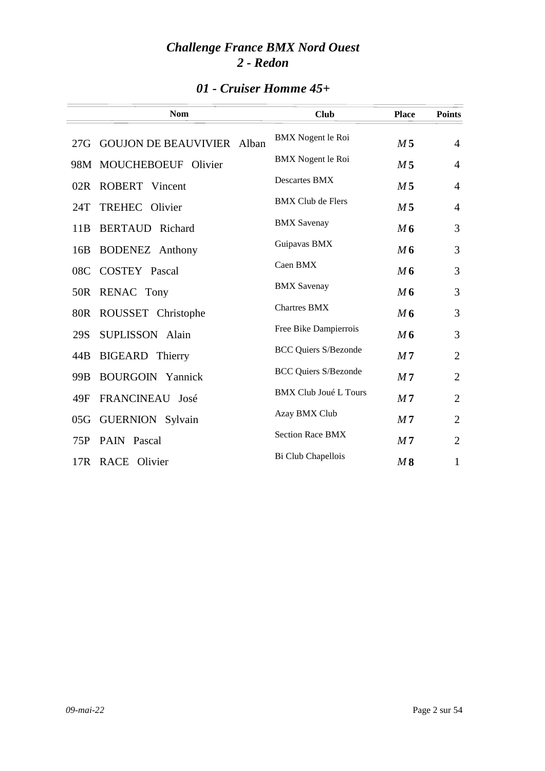# *Challenge France BMX Nord Ouest*
# *2 - Redon*

## *01 - Cruiser Homme 45+*

| | Nom | Club | Place | Points |
|---|---|---|---|---|
| 27G | GOUJON DE BEAUVIVIER Alban | BMX Nogent le Roi | *M* **5** | 4 |
| 98M | MOUCHEBOEUF Olivier | BMX Nogent le Roi | *M* **5** | 4 |
| 02R | ROBERT Vincent | Descartes BMX | *M* **5** | 4 |
| 24T | TREHEC Olivier | BMX Club de Flers | *M* **5** | 4 |
| 11B | BERTAUD Richard | BMX Savenay | *M* **6** | 3 |
| 16B | BODENEZ Anthony | Guipavas BMX | *M* **6** | 3 |
| 08C | COSTEY Pascal | Caen BMX | *M* **6** | 3 |
| 50R | RENAC Tony | BMX Savenay | *M* **6** | 3 |
| 80R | ROUSSET Christophe | Chartres BMX | *M* **6** | 3 |
| 29S | SUPLISSON Alain | Free Bike Dampierrois | *M* **6** | 3 |
| 44B | BIGEARD Thierry | BCC Quiers S/Bezonde | *M* **7** | 2 |
| 99B | BOURGOIN Yannick | BCC Quiers S/Bezonde | *M* **7** | 2 |
| 49F | FRANCINEAU José | BMX Club Joué L Tours | *M* **7** | 2 |
| 05G | GUERNION Sylvain | Azay BMX Club | *M* **7** | 2 |
| 75P | PAIN Pascal | Section Race BMX | *M* **7** | 2 |
| 17R | RACE Olivier | Bi Club Chapellois | *M* **8** | 1 |

*09-mai-22*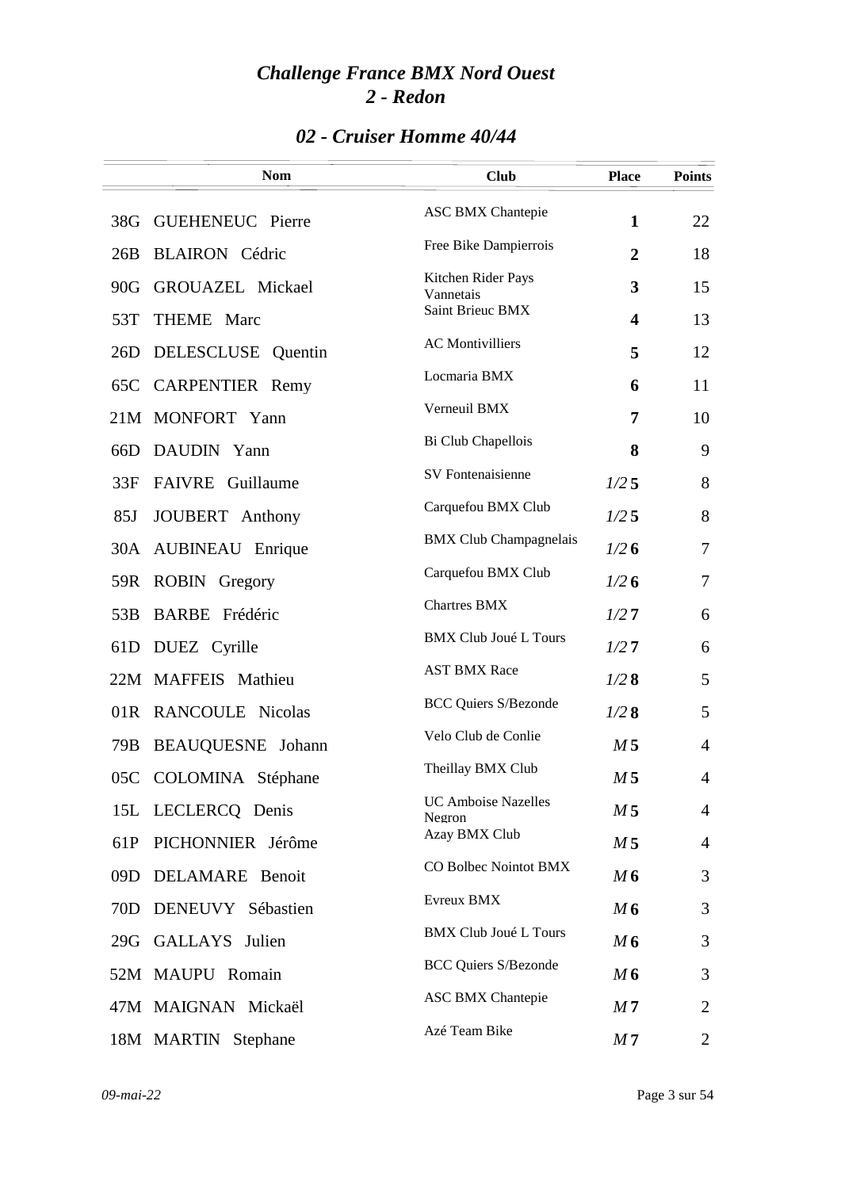# *Challenge France BMX Nord Ouest*
# *2 - Redon*

## *02 - Cruiser Homme 40/44*

| | Nom | Club | Place | Points |
|---|---|---|---|---|
| 38G | GUEHENEUC Pierre | ASC BMX Chantepie | **1** | 22 |
| 26B | BLAIRON Cédric | Free Bike Dampierrois | **2** | 18 |
| 90G | GROUAZEL Mickael | Kitchen Rider Pays Vannetais | **3** | 15 |
| 53T | THEME Marc | Saint Brieuc BMX | **4** | 13 |
| 26D | DELESCLUSE Quentin | AC Montivilliers | **5** | 12 |
| 65C | CARPENTIER Remy | Locmaria BMX | **6** | 11 |
| 21M | MONFORT Yann | Verneuil BMX | **7** | 10 |
| 66D | DAUDIN Yann | Bi Club Chapellois | **8** | 9 |
| 33F | FAIVRE Guillaume | SV Fontenaisienne | *1/2* **5** | 8 |
| 85J | JOUBERT Anthony | Carquefou BMX Club | *1/2* **5** | 8 |
| 30A | AUBINEAU Enrique | BMX Club Champagnelais | *1/2* **6** | 7 |
| 59R | ROBIN Gregory | Carquefou BMX Club | *1/2* **6** | 7 |
| 53B | BARBE Frédéric | Chartres BMX | *1/2* **7** | 6 |
| 61D | DUEZ Cyrille | BMX Club Joué L Tours | *1/2* **7** | 6 |
| 22M | MAFFEIS Mathieu | AST BMX Race | *1/2* **8** | 5 |
| 01R | RANCOULE Nicolas | BCC Quiers S/Bezonde | *1/2* **8** | 5 |
| 79B | BEAUQUESNE Johann | Velo Club de Conlie | *M* **5** | 4 |
| 05C | COLOMINA Stéphane | Theillay BMX Club | *M* **5** | 4 |
| 15L | LECLERCQ Denis | UC Amboise Nazelles Negron | *M* **5** | 4 |
| 61P | PICHONNIER Jérôme | Azay BMX Club | *M* **5** | 4 |
| 09D | DELAMARE Benoit | CO Bolbec Nointot BMX | *M* **6** | 3 |
| 70D | DENEUVY Sébastien | Evreux BMX | *M* **6** | 3 |
| 29G | GALLAYS Julien | BMX Club Joué L Tours | *M* **6** | 3 |
| 52M | MAUPU Romain | BCC Quiers S/Bezonde | *M* **6** | 3 |
| 47M | MAIGNAN Mickaël | ASC BMX Chantepie | *M* **7** | 2 |
| 18M | MARTIN Stephane | Azé Team Bike | *M* **7** | 2 |

*09-mai-22*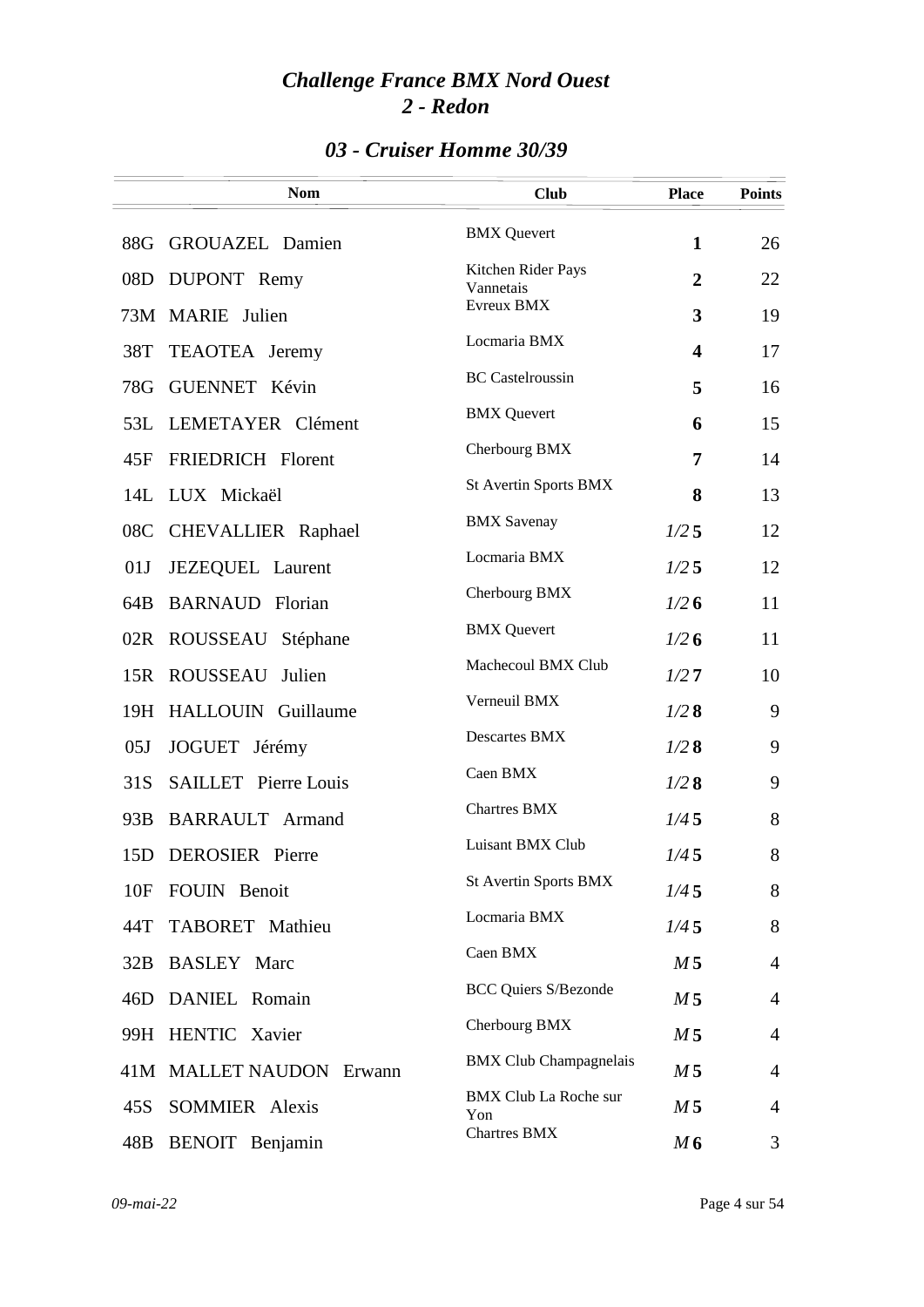# *Challenge France BMX Nord Ouest*
# *2 - Redon*

## *03 - Cruiser Homme 30/39*

| | Nom | Club | Place | Points |
|---|---|---|---|---|
| 88G | GROUAZEL Damien | BMX Quevert | **1** | 26 |
| 08D | DUPONT Remy | Kitchen Rider Pays Vannetais | **2** | 22 |
| 73M | MARIE Julien | Evreux BMX | **3** | 19 |
| 38T | TEAOTEA Jeremy | Locmaria BMX | **4** | 17 |
| 78G | GUENNET Kévin | BC Castelroussin | **5** | 16 |
| 53L | LEMETAYER Clément | BMX Quevert | **6** | 15 |
| 45F | FRIEDRICH Florent | Cherbourg BMX | **7** | 14 |
| 14L | LUX Mickaël | St Avertin Sports BMX | **8** | 13 |
| 08C | CHEVALLIER Raphael | BMX Savenay | *1/2* **5** | 12 |
| 01J | JEZEQUEL Laurent | Locmaria BMX | *1/2* **5** | 12 |
| 64B | BARNAUD Florian | Cherbourg BMX | *1/2* **6** | 11 |
| 02R | ROUSSEAU Stéphane | BMX Quevert | *1/2* **6** | 11 |
| 15R | ROUSSEAU Julien | Machecoul BMX Club | *1/2* **7** | 10 |
| 19H | HALLOUIN Guillaume | Verneuil BMX | *1/2* **8** | 9 |
| 05J | JOGUET Jérémy | Descartes BMX | *1/2* **8** | 9 |
| 31S | SAILLET Pierre Louis | Caen BMX | *1/2* **8** | 9 |
| 93B | BARRAULT Armand | Chartres BMX | *1/4* **5** | 8 |
| 15D | DEROSIER Pierre | Luisant BMX Club | *1/4* **5** | 8 |
| 10F | FOUIN Benoit | St Avertin Sports BMX | *1/4* **5** | 8 |
| 44T | TABORET Mathieu | Locmaria BMX | *1/4* **5** | 8 |
| 32B | BASLEY Marc | Caen BMX | *M* **5** | 4 |
| 46D | DANIEL Romain | BCC Quiers S/Bezonde | *M* **5** | 4 |
| 99H | HENTIC Xavier | Cherbourg BMX | *M* **5** | 4 |
| 41M | MALLET NAUDON Erwann | BMX Club Champagnelais | *M* **5** | 4 |
| 45S | SOMMIER Alexis | BMX Club La Roche sur Yon | *M* **5** | 4 |
| 48B | BENOIT Benjamin | Chartres BMX | *M* **6** | 3 |

*09-mai-22*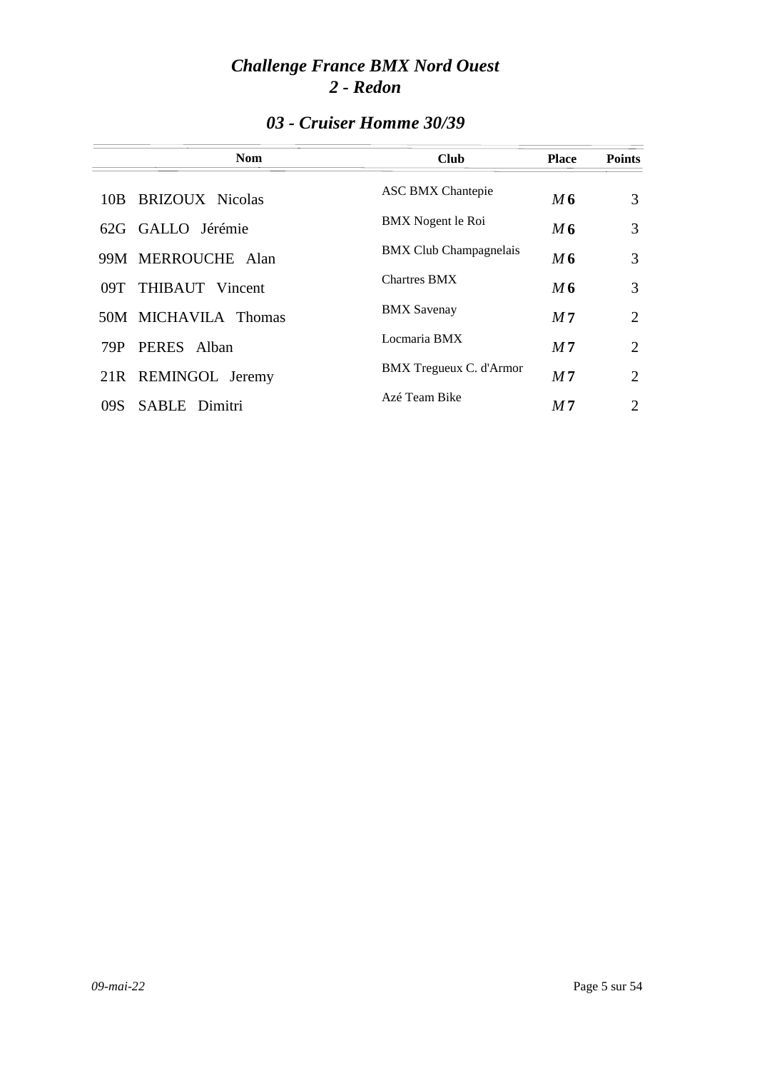# *Challenge France BMX Nord Ouest*
# *2 - Redon*

## *03 - Cruiser Homme 30/39*

| | Nom | Club | Place | Points |
|---|---|---|---|---|
| 10B | BRIZOUX Nicolas | ASC BMX Chantepie | *M* **6** | 3 |
| 62G | GALLO Jérémie | BMX Nogent le Roi | *M* **6** | 3 |
| 99M | MERROUCHE Alan | BMX Club Champagnelais | *M* **6** | 3 |
| 09T | THIBAUT Vincent | Chartres BMX | *M* **6** | 3 |
| 50M | MICHAVILA Thomas | BMX Savenay | *M* **7** | 2 |
| 79P | PERES Alban | Locmaria BMX | *M* **7** | 2 |
| 21R | REMINGOL Jeremy | BMX Tregueux C. d'Armor | *M* **7** | 2 |
| 09S | SABLE Dimitri | Azé Team Bike | *M* **7** | 2 |

*09-mai-22*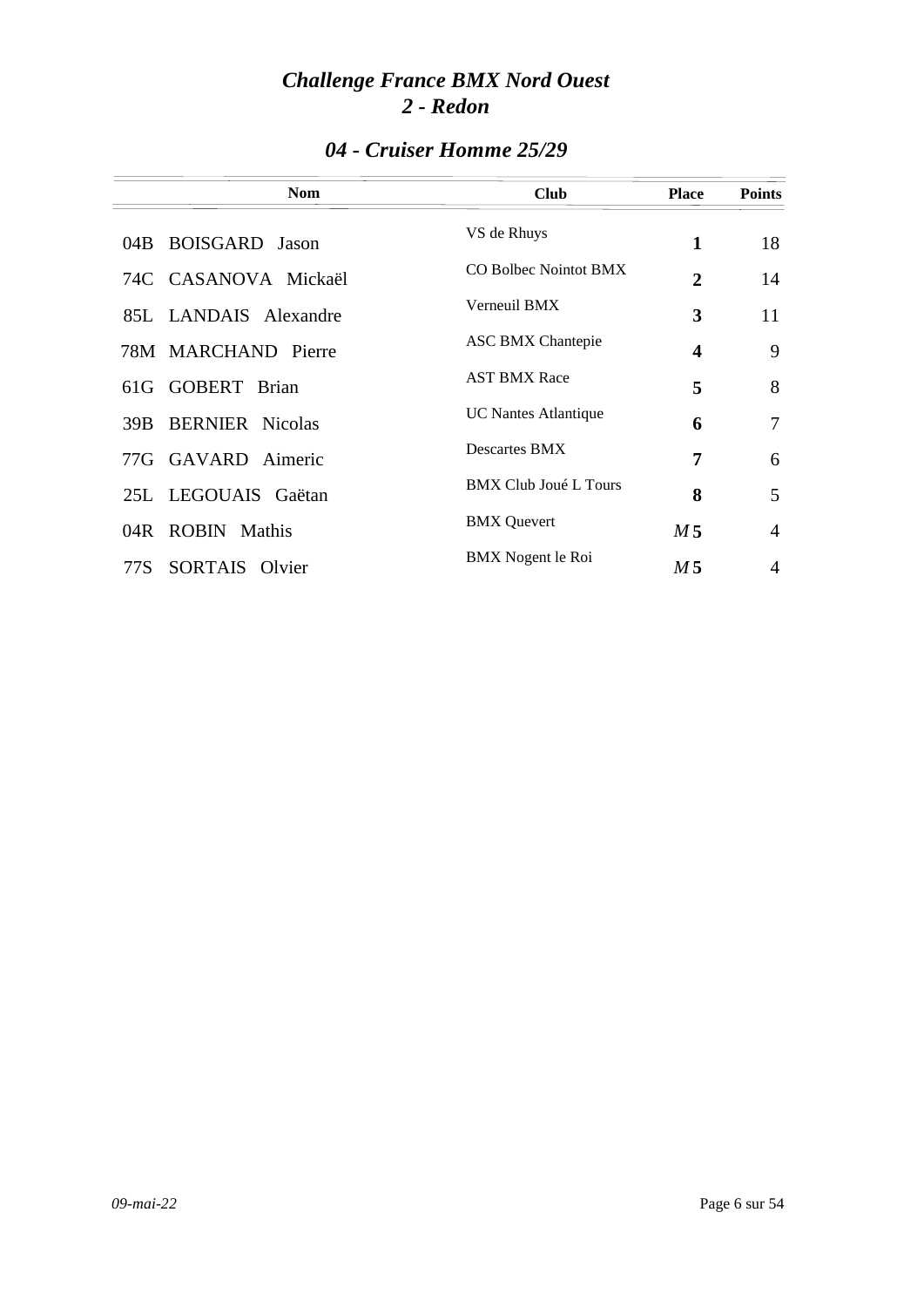# *Challenge France BMX Nord Ouest*
# *2 - Redon*

## *04 - Cruiser Homme 25/29*

| Nom | Club | Place | Points |
|---|---|---|---|
| 04B BOISGARD Jason | VS de Rhuys | **1** | 18 |
| 74C CASANOVA Mickaël | CO Bolbec Nointot BMX | **2** | 14 |
| 85L LANDAIS Alexandre | Verneuil BMX | **3** | 11 |
| 78M MARCHAND Pierre | ASC BMX Chantepie | **4** | 9 |
| 61G GOBERT Brian | AST BMX Race | **5** | 8 |
| 39B BERNIER Nicolas | UC Nantes Atlantique | **6** | 7 |
| 77G GAVARD Aimeric | Descartes BMX | **7** | 6 |
| 25L LEGOUAIS Gaëtan | BMX Club Joué L Tours | **8** | 5 |
| 04R ROBIN Mathis | BMX Quevert | *M* **5** | 4 |
| 77S SORTAIS Olvier | BMX Nogent le Roi | *M* **5** | 4 |

*09-mai-22*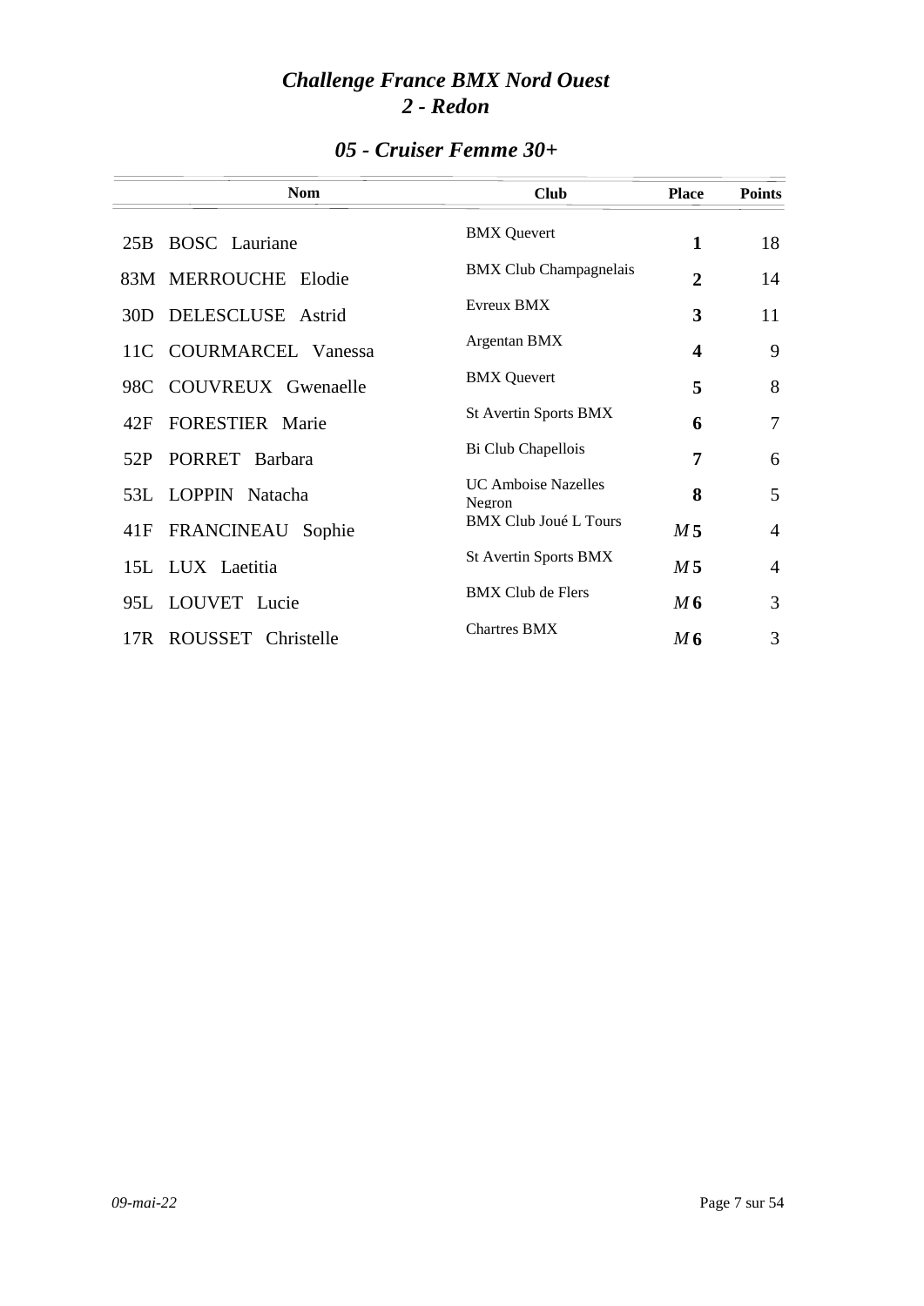# *Challenge France BMX Nord Ouest*
# *2 - Redon*

## *05 - Cruiser Femme 30+*

| | Nom | Club | Place | Points |
|---|---|---|---|---|
| 25B | BOSC Lauriane | BMX Quevert | **1** | 18 |
| 83M | MERROUCHE Elodie | BMX Club Champagnelais | **2** | 14 |
| 30D | DELESCLUSE Astrid | Evreux BMX | **3** | 11 |
| 11C | COURMARCEL Vanessa | Argentan BMX | **4** | 9 |
| 98C | COUVREUX Gwenaelle | BMX Quevert | **5** | 8 |
| 42F | FORESTIER Marie | St Avertin Sports BMX | **6** | 7 |
| 52P | PORRET Barbara | Bi Club Chapellois | **7** | 6 |
| 53L | LOPPIN Natacha | UC Amboise Nazelles Negron | **8** | 5 |
| 41F | FRANCINEAU Sophie | BMX Club Joué L Tours | *M* **5** | 4 |
| 15L | LUX Laetitia | St Avertin Sports BMX | *M* **5** | 4 |
| 95L | LOUVET Lucie | BMX Club de Flers | *M* **6** | 3 |
| 17R | ROUSSET Christelle | Chartres BMX | *M* **6** | 3 |

*09-mai-22*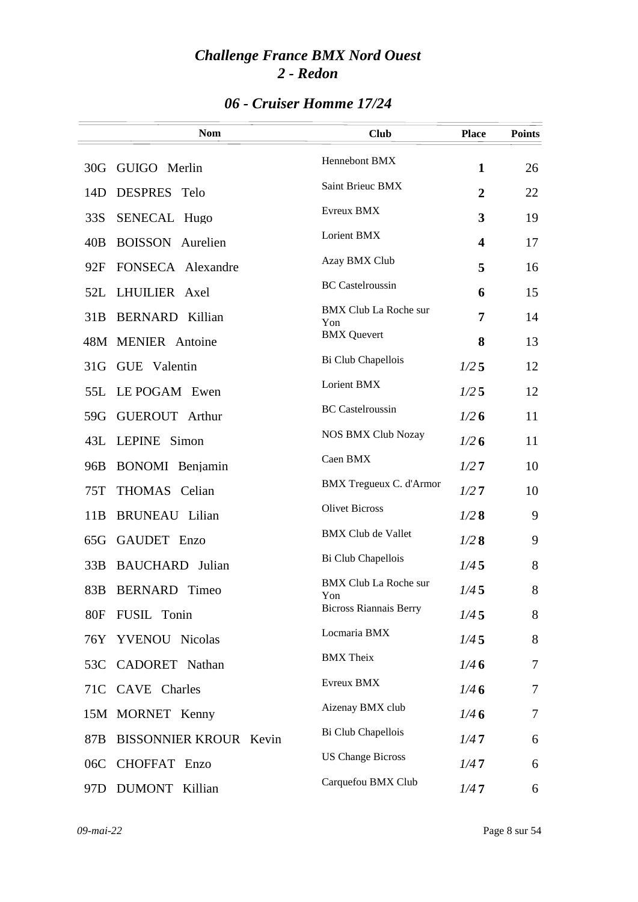# *Challenge France BMX Nord Ouest*
# *2 - Redon*

## *06 - Cruiser Homme 17/24*

| | Nom | Club | Place | Points |
|---|---|---|---|---|
| 30G | GUIGO Merlin | Hennebont BMX | **1** | 26 |
| 14D | DESPRES Telo | Saint Brieuc BMX | **2** | 22 |
| 33S | SENECAL Hugo | Evreux BMX | **3** | 19 |
| 40B | BOISSON Aurelien | Lorient BMX | **4** | 17 |
| 92F | FONSECA Alexandre | Azay BMX Club | **5** | 16 |
| 52L | LHUILIER Axel | BC Castelroussin | **6** | 15 |
| 31B | BERNARD Killian | BMX Club La Roche sur Yon | **7** | 14 |
| 48M | MENIER Antoine | BMX Quevert | **8** | 13 |
| 31G | GUE Valentin | Bi Club Chapellois | *1/2* **5** | 12 |
| 55L | LE POGAM Ewen | Lorient BMX | *1/2* **5** | 12 |
| 59G | GUEROUT Arthur | BC Castelroussin | *1/2* **6** | 11 |
| 43L | LEPINE Simon | NOS BMX Club Nozay | *1/2* **6** | 11 |
| 96B | BONOMI Benjamin | Caen BMX | *1/2* **7** | 10 |
| 75T | THOMAS Celian | BMX Tregueux C. d'Armor | *1/2* **7** | 10 |
| 11B | BRUNEAU Lilian | Olivet Bicross | *1/2* **8** | 9 |
| 65G | GAUDET Enzo | BMX Club de Vallet | *1/2* **8** | 9 |
| 33B | BAUCHARD Julian | Bi Club Chapellois | *1/4* **5** | 8 |
| 83B | BERNARD Timeo | BMX Club La Roche sur Yon | *1/4* **5** | 8 |
| 80F | FUSIL Tonin | Bicross Riannais Berry | *1/4* **5** | 8 |
| 76Y | YVENOU Nicolas | Locmaria BMX | *1/4* **5** | 8 |
| 53C | CADORET Nathan | BMX Theix | *1/4* **6** | 7 |
| 71C | CAVE Charles | Evreux BMX | *1/4* **6** | 7 |
| 15M | MORNET Kenny | Aizenay BMX club | *1/4* **6** | 7 |
| 87B | BISSONNIER KROUR Kevin | Bi Club Chapellois | *1/4* **7** | 6 |
| 06C | CHOFFAT Enzo | US Change Bicross | *1/4* **7** | 6 |
| 97D | DUMONT Killian | Carquefou BMX Club | *1/4* **7** | 6 |

*09-mai-22*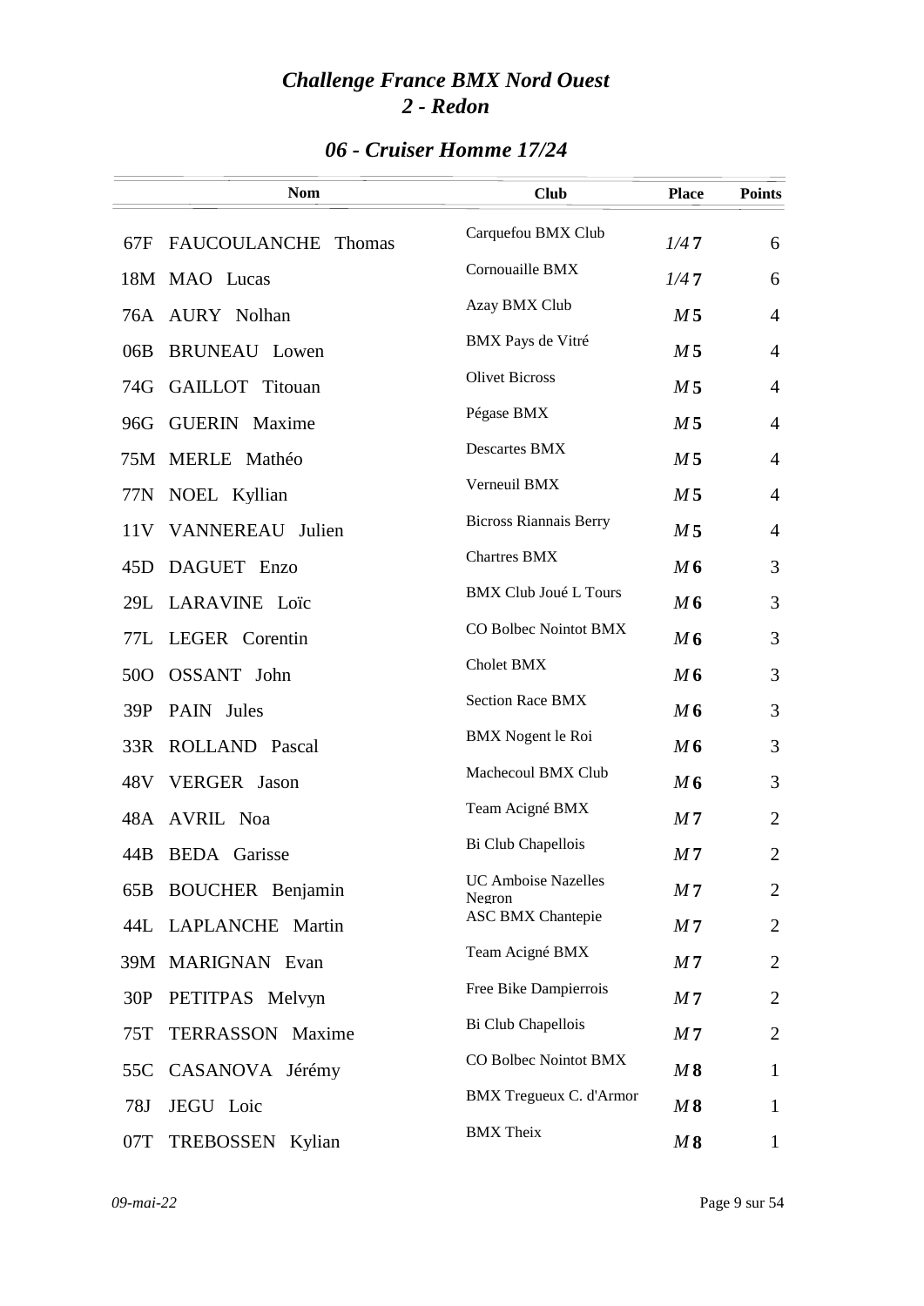# *Challenge France BMX Nord Ouest*
# *2 - Redon*

## *06 - Cruiser Homme 17/24*

| | Nom | Club | Place | Points |
|---|---|---|---|---|
| 67F | FAUCOULANCHE Thomas | Carquefou BMX Club | *1/4* **7** | 6 |
| 18M | MAO Lucas | Cornouaille BMX | *1/4* **7** | 6 |
| 76A | AURY Nolhan | Azay BMX Club | *M* **5** | 4 |
| 06B | BRUNEAU Lowen | BMX Pays de Vitré | *M* **5** | 4 |
| 74G | GAILLOT Titouan | Olivet Bicross | *M* **5** | 4 |
| 96G | GUERIN Maxime | Pégase BMX | *M* **5** | 4 |
| 75M | MERLE Mathéo | Descartes BMX | *M* **5** | 4 |
| 77N | NOEL Kyllian | Verneuil BMX | *M* **5** | 4 |
| 11V | VANNEREAU Julien | Bicross Riannais Berry | *M* **5** | 4 |
| 45D | DAGUET Enzo | Chartres BMX | *M* **6** | 3 |
| 29L | LARAVINE Loïc | BMX Club Joué L Tours | *M* **6** | 3 |
| 77L | LEGER Corentin | CO Bolbec Nointot BMX | *M* **6** | 3 |
| 50O | OSSANT John | Cholet BMX | *M* **6** | 3 |
| 39P | PAIN Jules | Section Race BMX | *M* **6** | 3 |
| 33R | ROLLAND Pascal | BMX Nogent le Roi | *M* **6** | 3 |
| 48V | VERGER Jason | Machecoul BMX Club | *M* **6** | 3 |
| 48A | AVRIL Noa | Team Acigné BMX | *M* **7** | 2 |
| 44B | BEDA Garisse | Bi Club Chapellois | *M* **7** | 2 |
| 65B | BOUCHER Benjamin | UC Amboise Nazelles Negron | *M* **7** | 2 |
| 44L | LAPLANCHE Martin | ASC BMX Chantepie | *M* **7** | 2 |
| 39M | MARIGNAN Evan | Team Acigné BMX | *M* **7** | 2 |
| 30P | PETITPAS Melvyn | Free Bike Dampierrois | *M* **7** | 2 |
| 75T | TERRASSON Maxime | Bi Club Chapellois | *M* **7** | 2 |
| 55C | CASANOVA Jérémy | CO Bolbec Nointot BMX | *M* **8** | 1 |
| 78J | JEGU Loic | BMX Tregueux C. d'Armor | *M* **8** | 1 |
| 07T | TREBOSSEN Kylian | BMX Theix | *M* **8** | 1 |

*09-mai-22*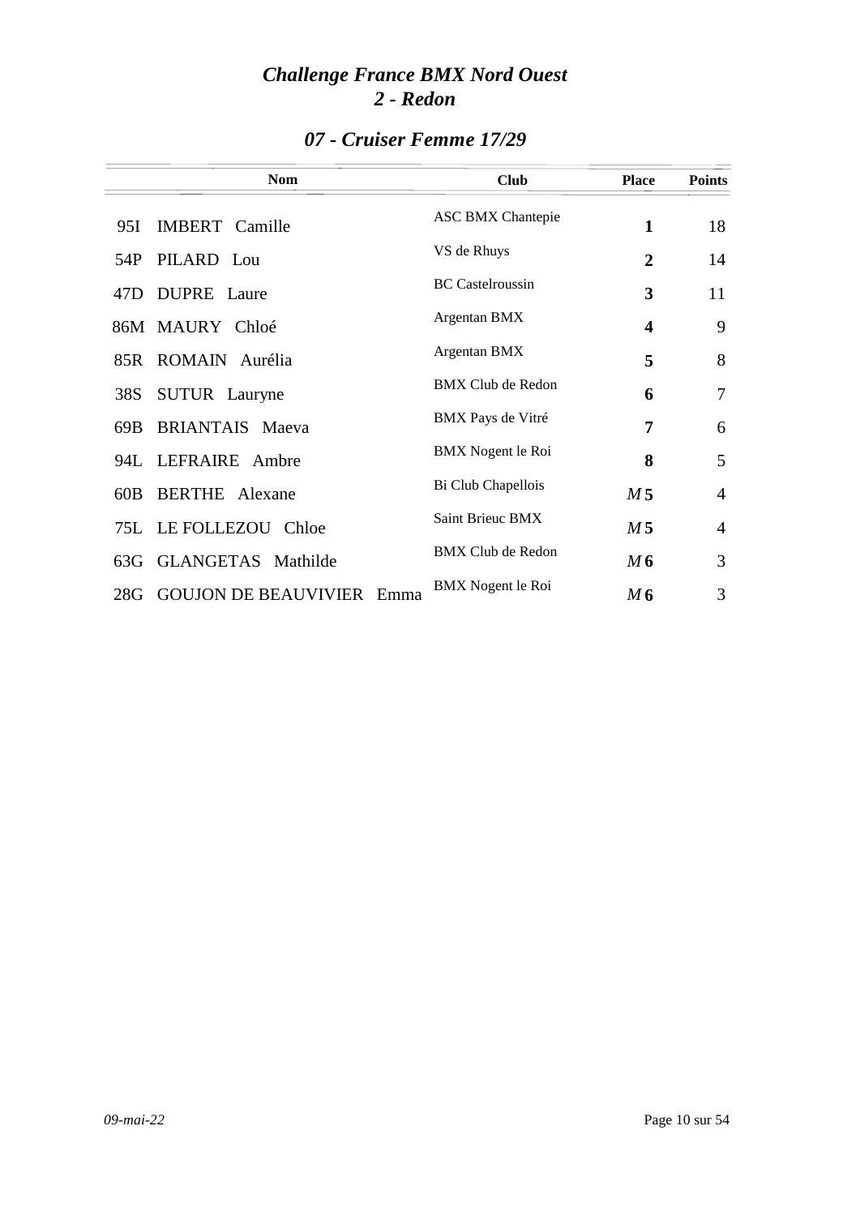# *Challenge France BMX Nord Ouest*
# *2 - Redon*

## *07 - Cruiser Femme 17/29*

| | Nom | Club | Place | Points |
|---|---|---|---|---|
| 95I | IMBERT Camille | ASC BMX Chantepie | **1** | 18 |
| 54P | PILARD Lou | VS de Rhuys | **2** | 14 |
| 47D | DUPRE Laure | BC Castelroussin | **3** | 11 |
| 86M | MAURY Chloé | Argentan BMX | **4** | 9 |
| 85R | ROMAIN Aurélia | Argentan BMX | **5** | 8 |
| 38S | SUTUR Lauryne | BMX Club de Redon | **6** | 7 |
| 69B | BRIANTAIS Maeva | BMX Pays de Vitré | **7** | 6 |
| 94L | LEFRAIRE Ambre | BMX Nogent le Roi | **8** | 5 |
| 60B | BERTHE Alexane | Bi Club Chapellois | *M* **5** | 4 |
| 75L | LE FOLLEZOU Chloe | Saint Brieuc BMX | *M* **5** | 4 |
| 63G | GLANGETAS Mathilde | BMX Club de Redon | *M* **6** | 3 |
| 28G | GOUJON DE BEAUVIVIER Emma | BMX Nogent le Roi | *M* **6** | 3 |

*09-mai-22*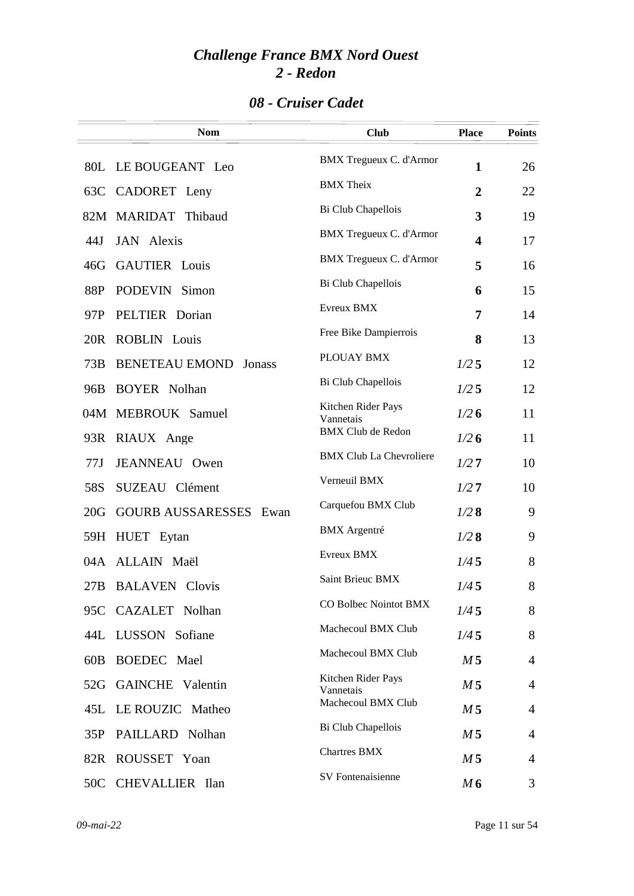# *Challenge France BMX Nord Ouest*
## *2 - Redon*

### *08 - Cruiser Cadet*

| | Nom | Club | Place | Points |
|---|---|---|---|---|
| 80L | LE BOUGEANT Leo | BMX Tregueux C. d'Armor | **1** | 26 |
| 63C | CADORET Leny | BMX Theix | **2** | 22 |
| 82M | MARIDAT Thibaud | Bi Club Chapellois | **3** | 19 |
| 44J | JAN Alexis | BMX Tregueux C. d'Armor | **4** | 17 |
| 46G | GAUTIER Louis | BMX Tregueux C. d'Armor | **5** | 16 |
| 88P | PODEVIN Simon | Bi Club Chapellois | **6** | 15 |
| 97P | PELTIER Dorian | Evreux BMX | **7** | 14 |
| 20R | ROBLIN Louis | Free Bike Dampierrois | **8** | 13 |
| 73B | BENETEAU EMOND Jonass | PLOUAY BMX | *1/2* **5** | 12 |
| 96B | BOYER Nolhan | Bi Club Chapellois | *1/2* **5** | 12 |
| 04M | MEBROUK Samuel | Kitchen Rider Pays Vannetais | *1/2* **6** | 11 |
| 93R | RIAUX Ange | BMX Club de Redon | *1/2* **6** | 11 |
| 77J | JEANNEAU Owen | BMX Club La Chevroliere | *1/2* **7** | 10 |
| 58S | SUZEAU Clément | Verneuil BMX | *1/2* **7** | 10 |
| 20G | GOURB AUSSARESSES Ewan | Carquefou BMX Club | *1/2* **8** | 9 |
| 59H | HUET Eytan | BMX Argentré | *1/2* **8** | 9 |
| 04A | ALLAIN Maël | Evreux BMX | *1/4* **5** | 8 |
| 27B | BALAVEN Clovis | Saint Brieuc BMX | *1/4* **5** | 8 |
| 95C | CAZALET Nolhan | CO Bolbec Nointot BMX | *1/4* **5** | 8 |
| 44L | LUSSON Sofiane | Machecoul BMX Club | *1/4* **5** | 8 |
| 60B | BOEDEC Mael | Machecoul BMX Club | *M* **5** | 4 |
| 52G | GAINCHE Valentin | Kitchen Rider Pays Vannetais | *M* **5** | 4 |
| 45L | LE ROUZIC Matheo | Machecoul BMX Club | *M* **5** | 4 |
| 35P | PAILLARD Nolhan | Bi Club Chapellois | *M* **5** | 4 |
| 82R | ROUSSET Yoan | Chartres BMX | *M* **5** | 4 |
| 50C | CHEVALLIER Ilan | SV Fontenaisienne | *M* **6** | 3 |

*09-mai-22*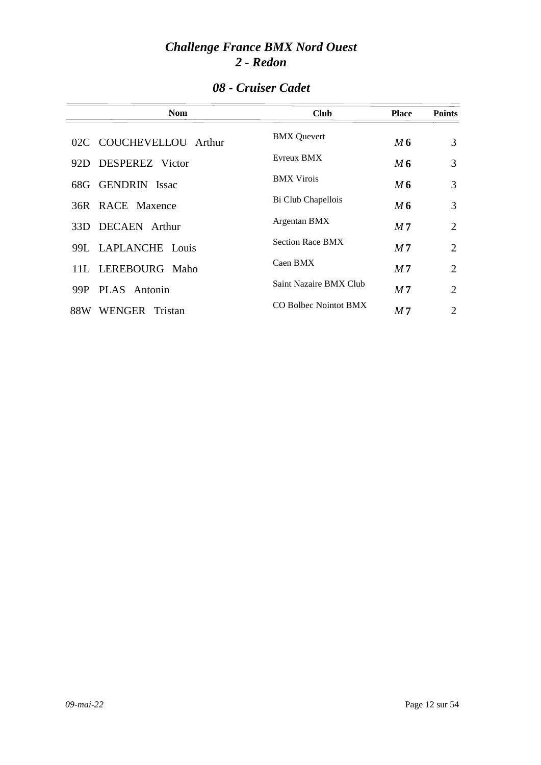# *Challenge France BMX Nord Ouest*
# *2 - Redon*

## *08 - Cruiser Cadet*

| Nom | Club | Place | Points |
|---|---|---|---|
| 02C COUCHEVELLOU Arthur | BMX Quevert | *M* **6** | 3 |
| 92D DESPEREZ Victor | Evreux BMX | *M* **6** | 3 |
| 68G GENDRIN Issac | BMX Virois | *M* **6** | 3 |
| 36R RACE Maxence | Bi Club Chapellois | *M* **6** | 3 |
| 33D DECAEN Arthur | Argentan BMX | *M* **7** | 2 |
| 99L LAPLANCHE Louis | Section Race BMX | *M* **7** | 2 |
| 11L LEREBOURG Maho | Caen BMX | *M* **7** | 2 |
| 99P PLAS Antonin | Saint Nazaire BMX Club | *M* **7** | 2 |
| 88W WENGER Tristan | CO Bolbec Nointot BMX | *M* **7** | 2 |

*09-mai-22*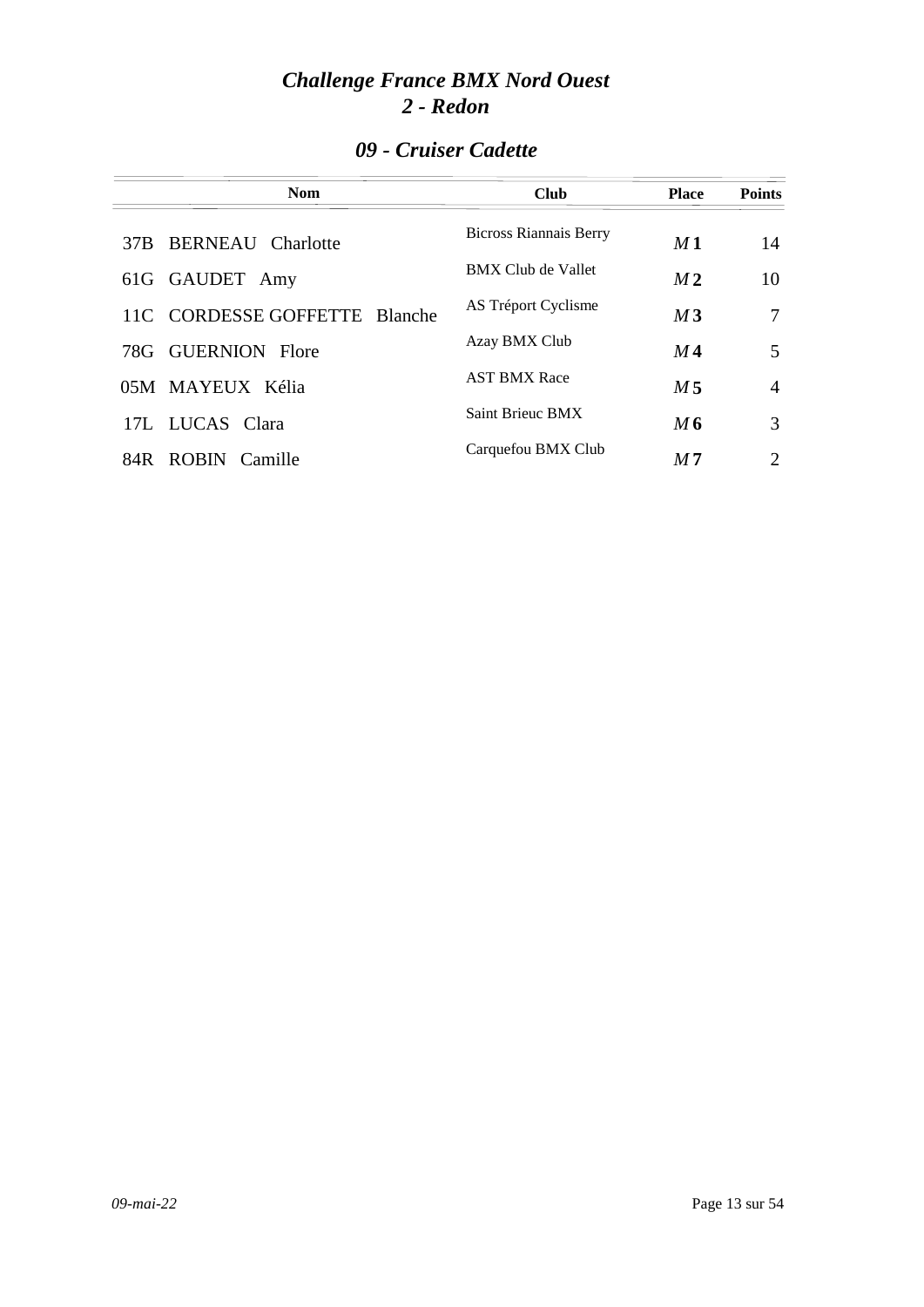# *Challenge France BMX Nord Ouest*
# *2 - Redon*

## *09 - Cruiser Cadette*

| | Nom | Club | Place | Points |
|---|---|---|---|---|
| 37B | BERNEAU Charlotte | Bicross Riannais Berry | *M* **1** | 14 |
| 61G | GAUDET Amy | BMX Club de Vallet | *M* **2** | 10 |
| 11C | CORDESSE GOFFETTE Blanche | AS Tréport Cyclisme | *M* **3** | 7 |
| 78G | GUERNION Flore | Azay BMX Club | *M* **4** | 5 |
| 05M | MAYEUX Kélia | AST BMX Race | *M* **5** | 4 |
| 17L | LUCAS Clara | Saint Brieuc BMX | *M* **6** | 3 |
| 84R | ROBIN Camille | Carquefou BMX Club | *M* **7** | 2 |

*09-mai-22*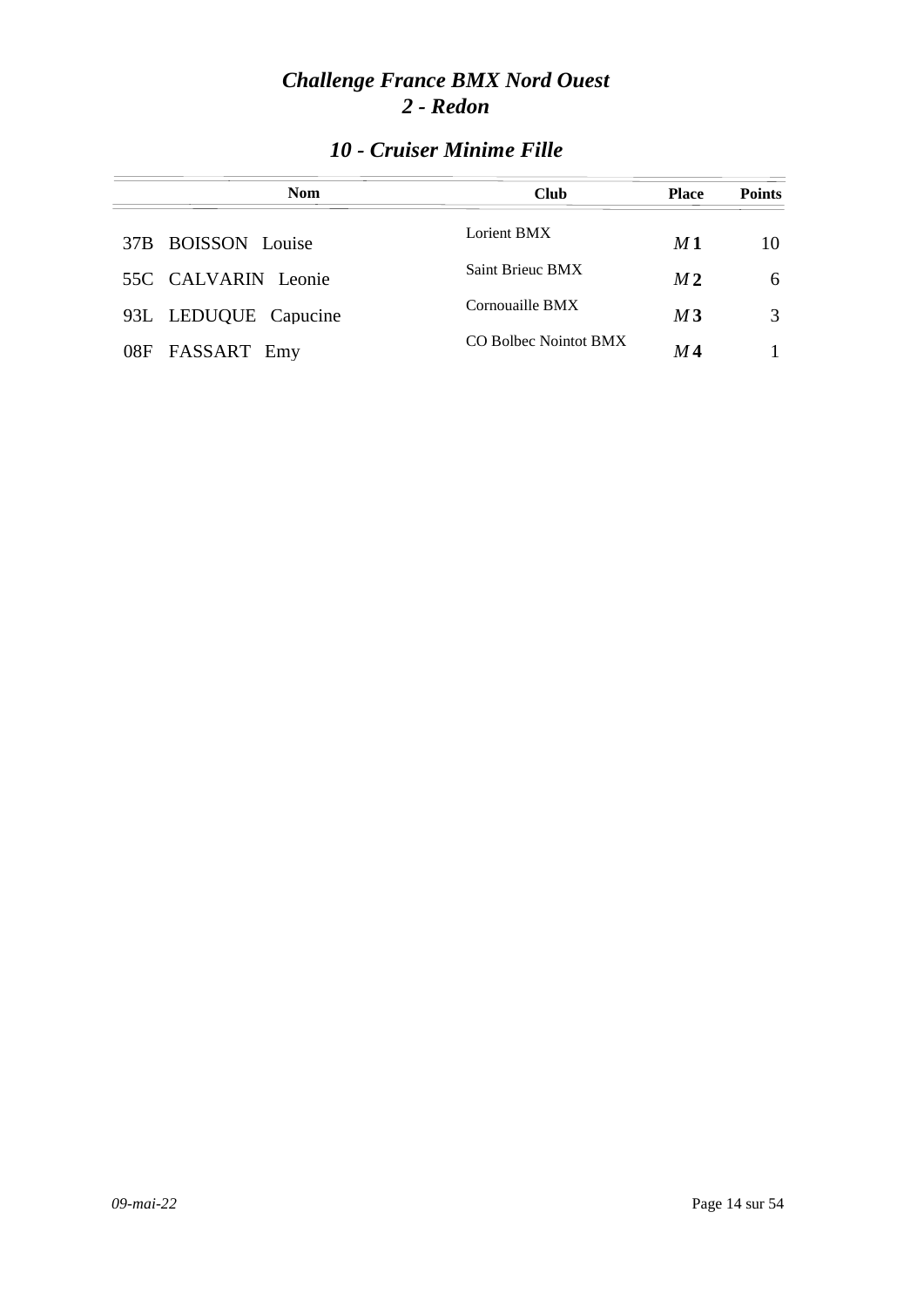# *Challenge France BMX Nord Ouest*
# *2 - Redon*

## *10 - Cruiser Minime Fille*

| Nom | Club | Place | Points |
|---|---|---|---|
| 37B BOISSON Louise | Lorient BMX | *M* **1** | 10 |
| 55C CALVARIN Leonie | Saint Brieuc BMX | *M* **2** | 6 |
| 93L LEDUQUE Capucine | Cornouaille BMX | *M* **3** | 3 |
| 08F FASSART Emy | CO Bolbec Nointot BMX | *M* **4** | 1 |

*09-mai-22*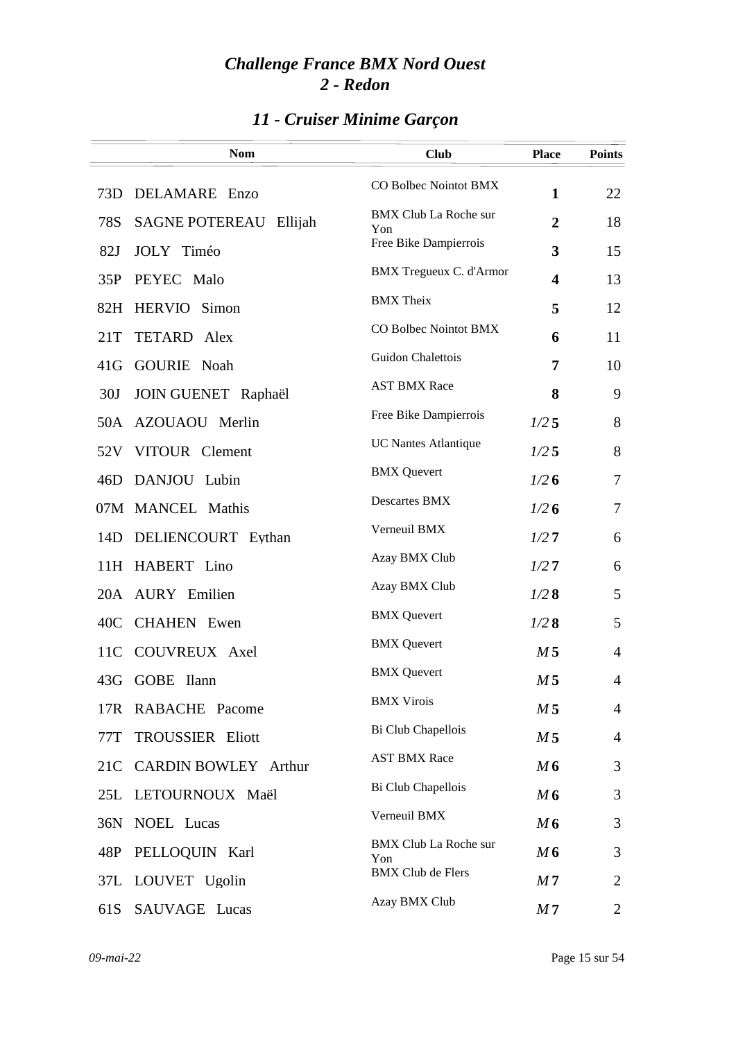# *Challenge France BMX Nord Ouest*
# *2 - Redon*

## *11 - Cruiser Minime Garçon*

| | Nom | Club | Place | Points |
|---|---|---|---|---|
| 73D | DELAMARE Enzo | CO Bolbec Nointot BMX | **1** | 22 |
| 78S | SAGNE POTEREAU Ellijah | BMX Club La Roche sur Yon | **2** | 18 |
| 82J | JOLY Timéo | Free Bike Dampierrois | **3** | 15 |
| 35P | PEYEC Malo | BMX Tregueux C. d'Armor | **4** | 13 |
| 82H | HERVIO Simon | BMX Theix | **5** | 12 |
| 21T | TETARD Alex | CO Bolbec Nointot BMX | **6** | 11 |
| 41G | GOURIE Noah | Guidon Chalettois | **7** | 10 |
| 30J | JOIN GUENET Raphaël | AST BMX Race | **8** | 9 |
| 50A | AZOUAOU Merlin | Free Bike Dampierrois | *1/2* **5** | 8 |
| 52V | VITOUR Clement | UC Nantes Atlantique | *1/2* **5** | 8 |
| 46D | DANJOU Lubin | BMX Quevert | *1/2* **6** | 7 |
| 07M | MANCEL Mathis | Descartes BMX | *1/2* **6** | 7 |
| 14D | DELIENCOURT Eythan | Verneuil BMX | *1/2* **7** | 6 |
| 11H | HABERT Lino | Azay BMX Club | *1/2* **7** | 6 |
| 20A | AURY Emilien | Azay BMX Club | *1/2* **8** | 5 |
| 40C | CHAHEN Ewen | BMX Quevert | *1/2* **8** | 5 |
| 11C | COUVREUX Axel | BMX Quevert | *M* **5** | 4 |
| 43G | GOBE Ilann | BMX Quevert | *M* **5** | 4 |
| 17R | RABACHE Pacome | BMX Virois | *M* **5** | 4 |
| 77T | TROUSSIER Eliott | Bi Club Chapellois | *M* **5** | 4 |
| 21C | CARDIN BOWLEY Arthur | AST BMX Race | *M* **6** | 3 |
| 25L | LETOURNOUX Maël | Bi Club Chapellois | *M* **6** | 3 |
| 36N | NOEL Lucas | Verneuil BMX | *M* **6** | 3 |
| 48P | PELLOQUIN Karl | BMX Club La Roche sur Yon | *M* **6** | 3 |
| 37L | LOUVET Ugolin | BMX Club de Flers | *M* **7** | 2 |
| 61S | SAUVAGE Lucas | Azay BMX Club | *M* **7** | 2 |

*09-mai-22*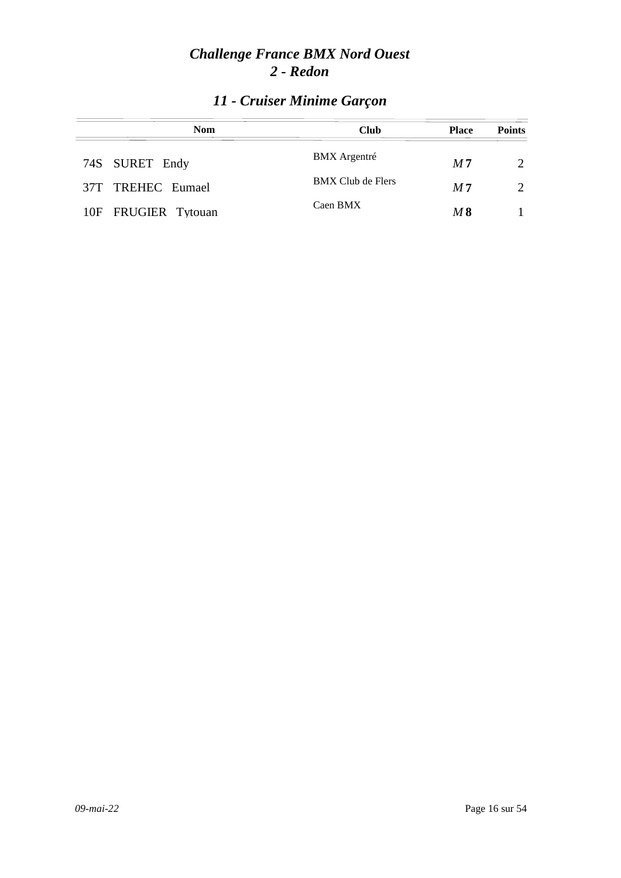# *Challenge France BMX Nord Ouest*
# *2 - Redon*

## *11 - Cruiser Minime Garçon*

| Nom | Club | Place | Points |
|---|---|---|---|
| 74S SURET Endy | BMX Argentré | *M* **7** | 2 |
| 37T TREHEC Eumael | BMX Club de Flers | *M* **7** | 2 |
| 10F FRUGIER Tytouan | Caen BMX | *M* **8** | 1 |

*09-mai-22*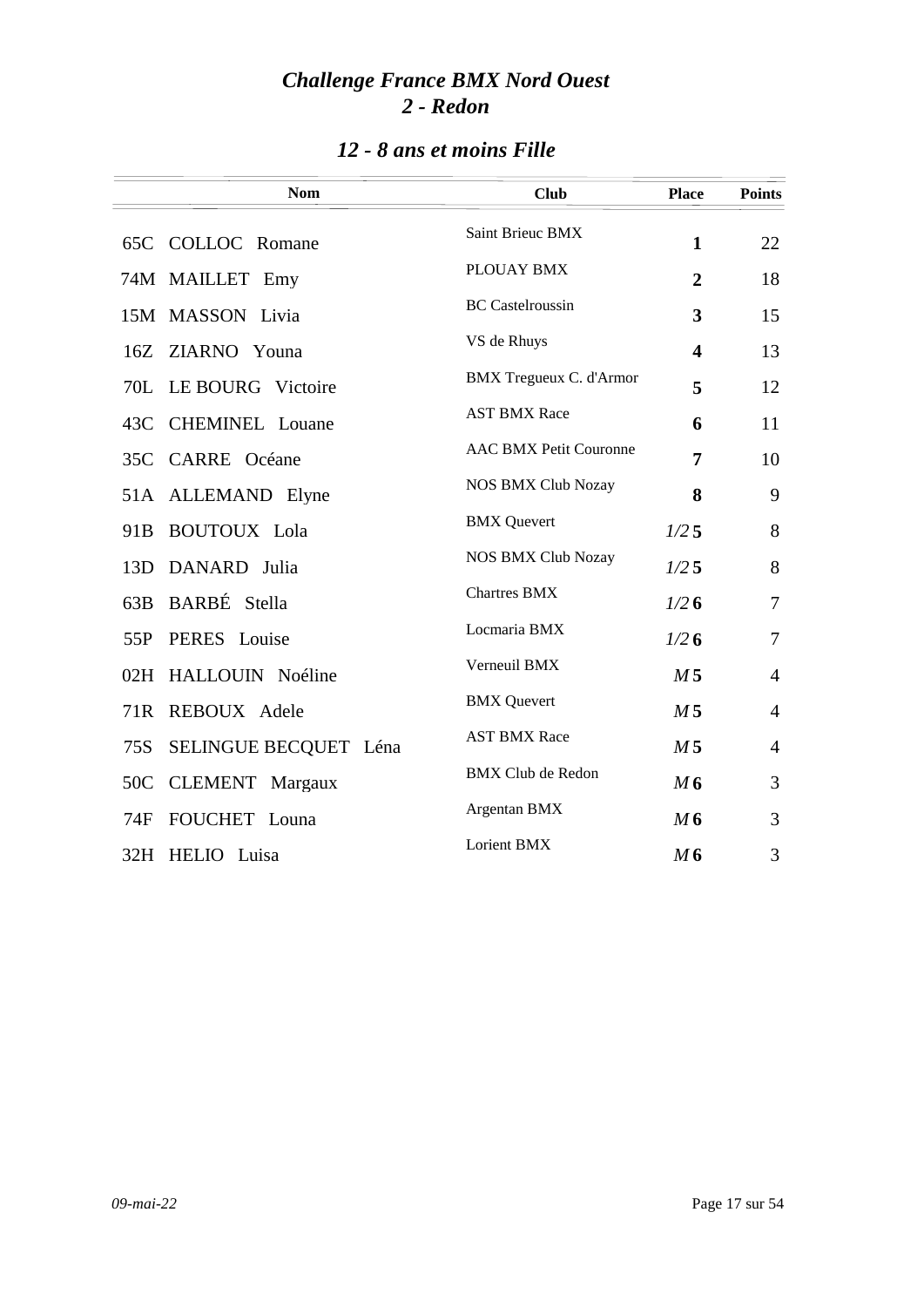# *Challenge France BMX Nord Ouest*
# *2 - Redon*

## *12 - 8 ans et moins Fille*

| | Nom | Club | Place | Points |
|---|---|---|---|---|
| 65C | COLLOC Romane | Saint Brieuc BMX | **1** | 22 |
| 74M | MAILLET Emy | PLOUAY BMX | **2** | 18 |
| 15M | MASSON Livia | BC Castelroussin | **3** | 15 |
| 16Z | ZIARNO Youna | VS de Rhuys | **4** | 13 |
| 70L | LE BOURG Victoire | BMX Tregueux C. d'Armor | **5** | 12 |
| 43C | CHEMINEL Louane | AST BMX Race | **6** | 11 |
| 35C | CARRE Océane | AAC BMX Petit Couronne | **7** | 10 |
| 51A | ALLEMAND Elyne | NOS BMX Club Nozay | **8** | 9 |
| 91B | BOUTOUX Lola | BMX Quevert | *1/2* **5** | 8 |
| 13D | DANARD Julia | NOS BMX Club Nozay | *1/2* **5** | 8 |
| 63B | BARBÉ Stella | Chartres BMX | *1/2* **6** | 7 |
| 55P | PERES Louise | Locmaria BMX | *1/2* **6** | 7 |
| 02H | HALLOUIN Noéline | Verneuil BMX | *M* **5** | 4 |
| 71R | REBOUX Adele | BMX Quevert | *M* **5** | 4 |
| 75S | SELINGUE BECQUET Léna | AST BMX Race | *M* **5** | 4 |
| 50C | CLEMENT Margaux | BMX Club de Redon | *M* **6** | 3 |
| 74F | FOUCHET Louna | Argentan BMX | *M* **6** | 3 |
| 32H | HELIO Luisa | Lorient BMX | *M* **6** | 3 |

*09-mai-22*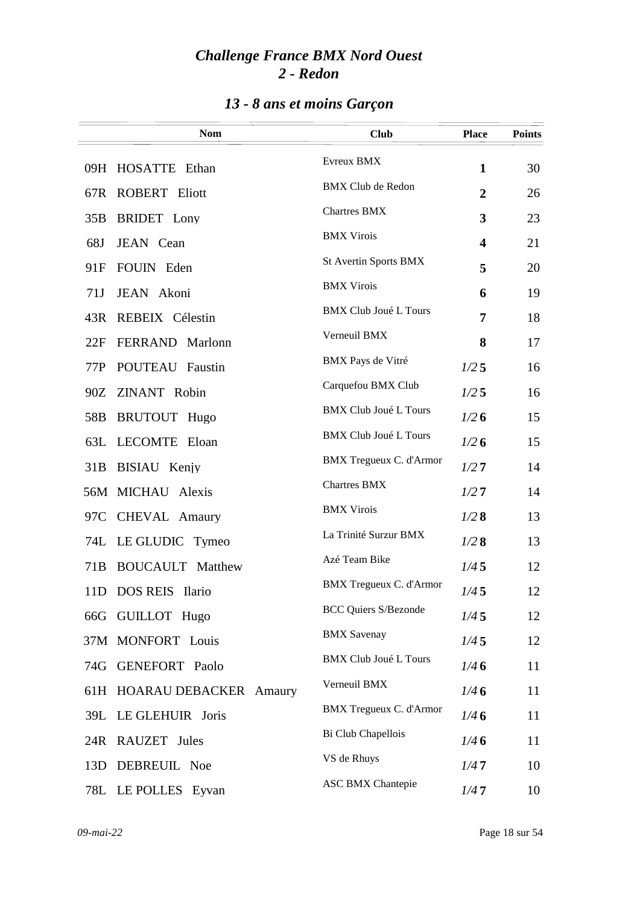# *Challenge France BMX Nord Ouest*
# *2 - Redon*

## *13 - 8 ans et moins Garçon*

| | Nom | Club | Place | Points |
|---|---|---|---|---|
| 09H | HOSATTE Ethan | Evreux BMX | **1** | 30 |
| 67R | ROBERT Eliott | BMX Club de Redon | **2** | 26 |
| 35B | BRIDET Lony | Chartres BMX | **3** | 23 |
| 68J | JEAN Cean | BMX Virois | **4** | 21 |
| 91F | FOUIN Eden | St Avertin Sports BMX | **5** | 20 |
| 71J | JEAN Akoni | BMX Virois | **6** | 19 |
| 43R | REBEIX Célestin | BMX Club Joué L Tours | **7** | 18 |
| 22F | FERRAND Marlonn | Verneuil BMX | **8** | 17 |
| 77P | POUTEAU Faustin | BMX Pays de Vitré | *1/2* **5** | 16 |
| 90Z | ZINANT Robin | Carquefou BMX Club | *1/2* **5** | 16 |
| 58B | BRUTOUT Hugo | BMX Club Joué L Tours | *1/2* **6** | 15 |
| 63L | LECOMTE Eloan | BMX Club Joué L Tours | *1/2* **6** | 15 |
| 31B | BISIAU Kenjy | BMX Tregueux C. d'Armor | *1/2* **7** | 14 |
| 56M | MICHAU Alexis | Chartres BMX | *1/2* **7** | 14 |
| 97C | CHEVAL Amaury | BMX Virois | *1/2* **8** | 13 |
| 74L | LE GLUDIC Tymeo | La Trinité Surzur BMX | *1/2* **8** | 13 |
| 71B | BOUCAULT Matthew | Azé Team Bike | *1/4* **5** | 12 |
| 11D | DOS REIS Ilario | BMX Tregueux C. d'Armor | *1/4* **5** | 12 |
| 66G | GUILLOT Hugo | BCC Quiers S/Bezonde | *1/4* **5** | 12 |
| 37M | MONFORT Louis | BMX Savenay | *1/4* **5** | 12 |
| 74G | GENEFORT Paolo | BMX Club Joué L Tours | *1/4* **6** | 11 |
| 61H | HOARAU DEBACKER Amaury | Verneuil BMX | *1/4* **6** | 11 |
| 39L | LE GLEHUIR Joris | BMX Tregueux C. d'Armor | *1/4* **6** | 11 |
| 24R | RAUZET Jules | Bi Club Chapellois | *1/4* **6** | 11 |
| 13D | DEBREUIL Noe | VS de Rhuys | *1/4* **7** | 10 |
| 78L | LE POLLES Eyvan | ASC BMX Chantepie | *1/4* **7** | 10 |

*09-mai-22*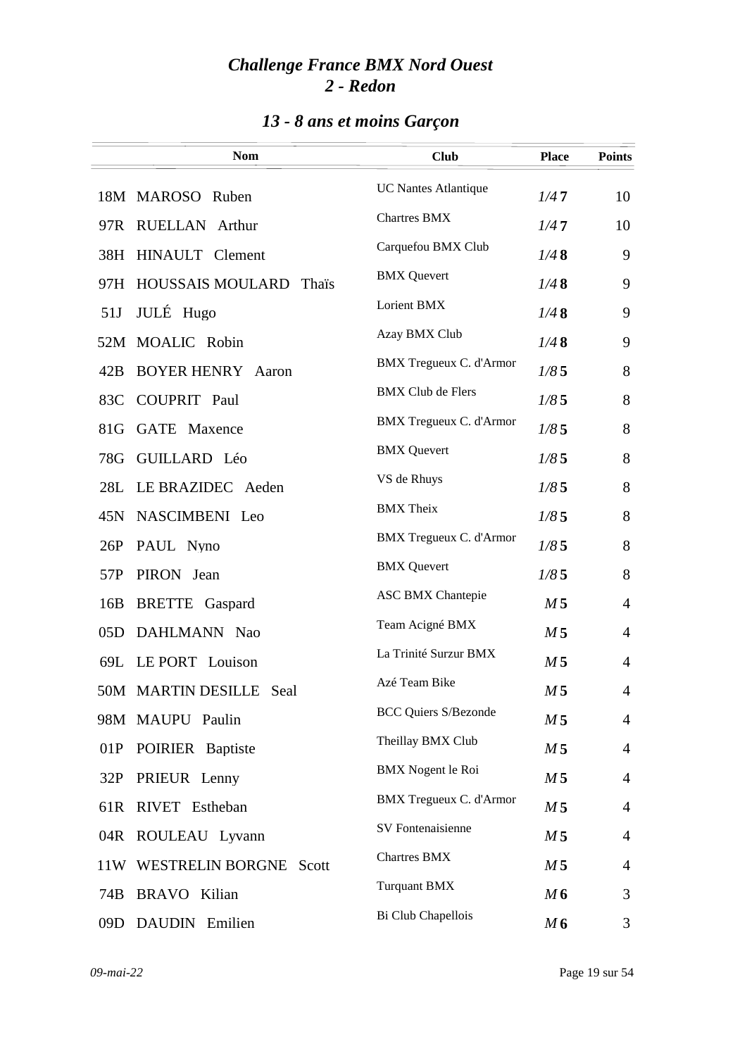# *Challenge France BMX Nord Ouest*
## *2 - Redon*

### *13 - 8 ans et moins Garçon*

| | Nom | Club | Place | Points |
|---|---|---|---|---|
| 18M | MAROSO Ruben | UC Nantes Atlantique | *1/4* **7** | 10 |
| 97R | RUELLAN Arthur | Chartres BMX | *1/4* **7** | 10 |
| 38H | HINAULT Clement | Carquefou BMX Club | *1/4* **8** | 9 |
| 97H | HOUSSAIS MOULARD Thaïs | BMX Quevert | *1/4* **8** | 9 |
| 51J | JULÉ Hugo | Lorient BMX | *1/4* **8** | 9 |
| 52M | MOALIC Robin | Azay BMX Club | *1/4* **8** | 9 |
| 42B | BOYER HENRY Aaron | BMX Tregueux C. d'Armor | *1/8* **5** | 8 |
| 83C | COUPRIT Paul | BMX Club de Flers | *1/8* **5** | 8 |
| 81G | GATE Maxence | BMX Tregueux C. d'Armor | *1/8* **5** | 8 |
| 78G | GUILLARD Léo | BMX Quevert | *1/8* **5** | 8 |
| 28L | LE BRAZIDEC Aeden | VS de Rhuys | *1/8* **5** | 8 |
| 45N | NASCIMBENI Leo | BMX Theix | *1/8* **5** | 8 |
| 26P | PAUL Nyno | BMX Tregueux C. d'Armor | *1/8* **5** | 8 |
| 57P | PIRON Jean | BMX Quevert | *1/8* **5** | 8 |
| 16B | BRETTE Gaspard | ASC BMX Chantepie | *M* **5** | 4 |
| 05D | DAHLMANN Nao | Team Acigné BMX | *M* **5** | 4 |
| 69L | LE PORT Louison | La Trinité Surzur BMX | *M* **5** | 4 |
| 50M | MARTIN DESILLE Seal | Azé Team Bike | *M* **5** | 4 |
| 98M | MAUPU Paulin | BCC Quiers S/Bezonde | *M* **5** | 4 |
| 01P | POIRIER Baptiste | Theillay BMX Club | *M* **5** | 4 |
| 32P | PRIEUR Lenny | BMX Nogent le Roi | *M* **5** | 4 |
| 61R | RIVET Estheban | BMX Tregueux C. d'Armor | *M* **5** | 4 |
| 04R | ROULEAU Lyvann | SV Fontenaisienne | *M* **5** | 4 |
| 11W | WESTRELIN BORGNE Scott | Chartres BMX | *M* **5** | 4 |
| 74B | BRAVO Kilian | Turquant BMX | *M* **6** | 3 |
| 09D | DAUDIN Emilien | Bi Club Chapellois | *M* **6** | 3 |

*09-mai-22*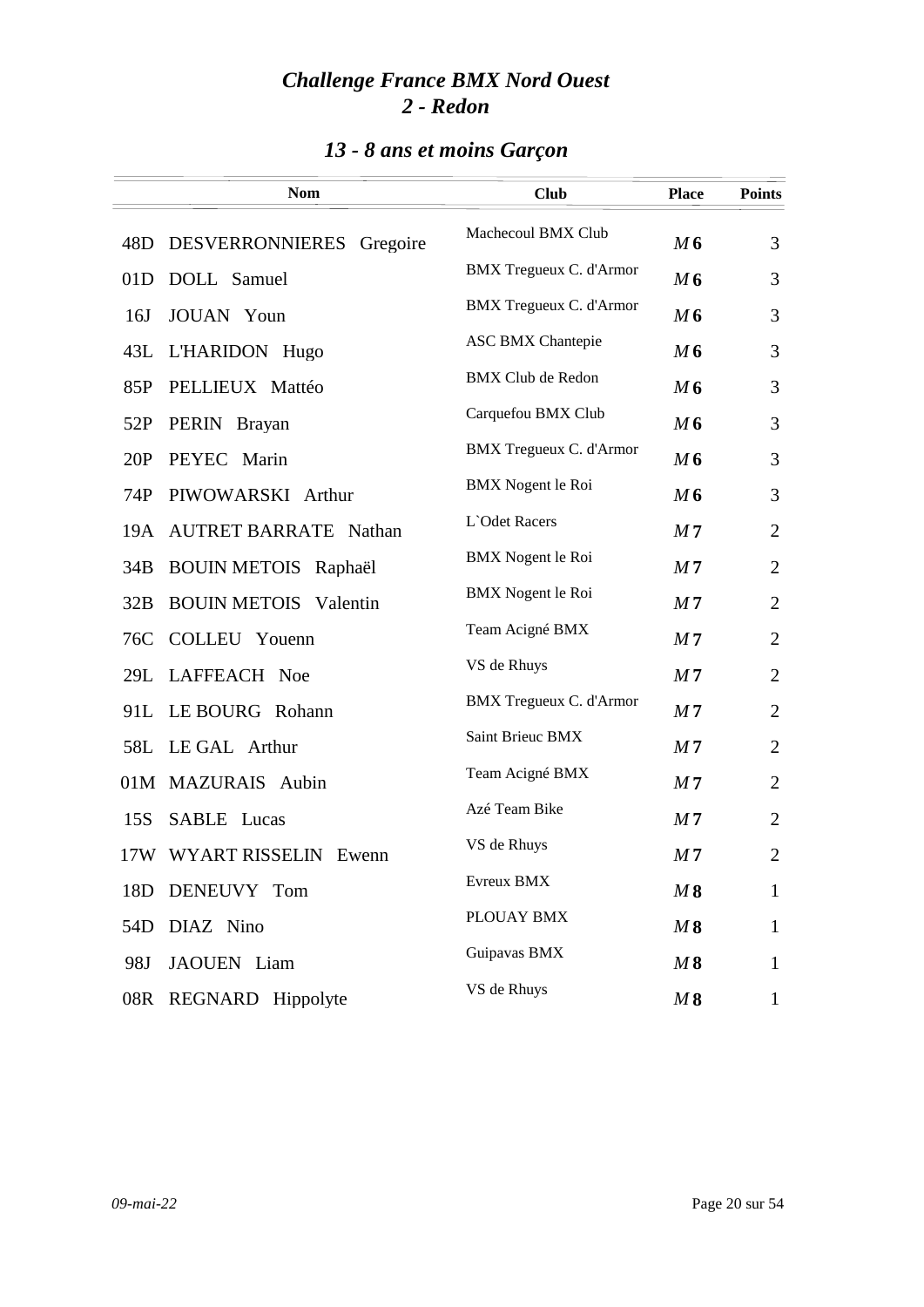# *Challenge France BMX Nord Ouest*
# *2 - Redon*

## *13 - 8 ans et moins Garçon*

| | Nom | Club | Place | Points |
|---|---|---|---|---|
| 48D | DESVERRONNIERES Gregoire | Machecoul BMX Club | *M* **6** | 3 |
| 01D | DOLL Samuel | BMX Tregueux C. d'Armor | *M* **6** | 3 |
| 16J | JOUAN Youn | BMX Tregueux C. d'Armor | *M* **6** | 3 |
| 43L | L'HARIDON Hugo | ASC BMX Chantepie | *M* **6** | 3 |
| 85P | PELLIEUX Mattéo | BMX Club de Redon | *M* **6** | 3 |
| 52P | PERIN Brayan | Carquefou BMX Club | *M* **6** | 3 |
| 20P | PEYEC Marin | BMX Tregueux C. d'Armor | *M* **6** | 3 |
| 74P | PIWOWARSKI Arthur | BMX Nogent le Roi | *M* **6** | 3 |
| 19A | AUTRET BARRATE Nathan | L`Odet Racers | *M* **7** | 2 |
| 34B | BOUIN METOIS Raphaël | BMX Nogent le Roi | *M* **7** | 2 |
| 32B | BOUIN METOIS Valentin | BMX Nogent le Roi | *M* **7** | 2 |
| 76C | COLLEU Youenn | Team Acigné BMX | *M* **7** | 2 |
| 29L | LAFFEACH Noe | VS de Rhuys | *M* **7** | 2 |
| 91L | LE BOURG Rohann | BMX Tregueux C. d'Armor | *M* **7** | 2 |
| 58L | LE GAL Arthur | Saint Brieuc BMX | *M* **7** | 2 |
| 01M | MAZURAIS Aubin | Team Acigné BMX | *M* **7** | 2 |
| 15S | SABLE Lucas | Azé Team Bike | *M* **7** | 2 |
| 17W | WYART RISSELIN Ewenn | VS de Rhuys | *M* **7** | 2 |
| 18D | DENEUVY Tom | Evreux BMX | *M* **8** | 1 |
| 54D | DIAZ Nino | PLOUAY BMX | *M* **8** | 1 |
| 98J | JAOUEN Liam | Guipavas BMX | *M* **8** | 1 |
| 08R | REGNARD Hippolyte | VS de Rhuys | *M* **8** | 1 |

*09-mai-22*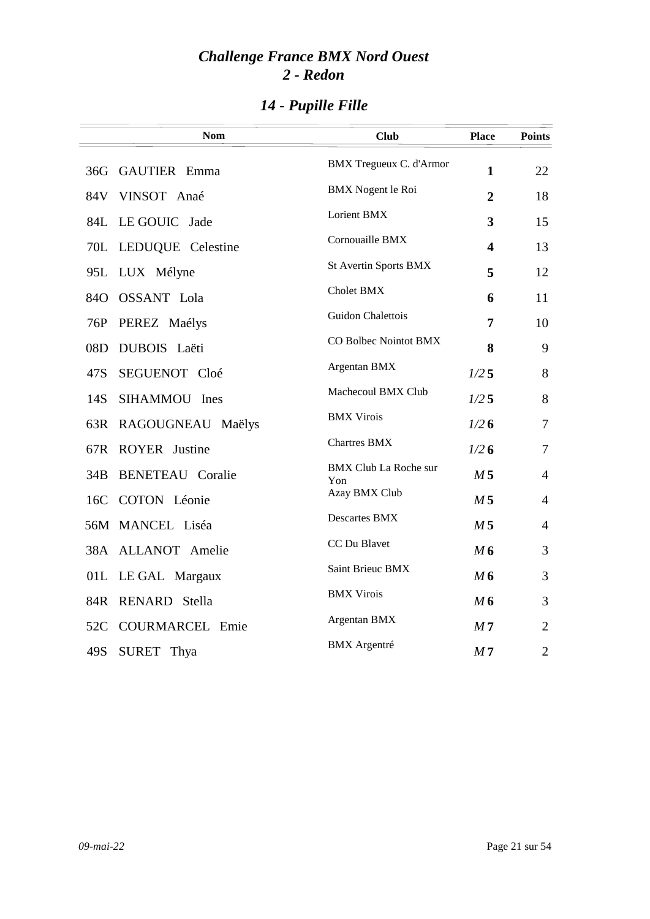# Challenge France BMX Nord Ouest
## 2 - Redon

### 14 - Pupille Fille

| | Nom | Club | Place | Points |
|---|---|---|---|---|
| 36G | GAUTIER Emma | BMX Tregueux C. d'Armor | **1** | 22 |
| 84V | VINSOT Anaé | BMX Nogent le Roi | **2** | 18 |
| 84L | LE GOUIC Jade | Lorient BMX | **3** | 15 |
| 70L | LEDUQUE Celestine | Cornouaille BMX | **4** | 13 |
| 95L | LUX Mélyne | St Avertin Sports BMX | **5** | 12 |
| 84O | OSSANT Lola | Cholet BMX | **6** | 11 |
| 76P | PEREZ Maélys | Guidon Chalettois | **7** | 10 |
| 08D | DUBOIS Laëti | CO Bolbec Nointot BMX | **8** | 9 |
| 47S | SEGUENOT Cloé | Argentan BMX | *1/2* **5** | 8 |
| 14S | SIHAMMOU Ines | Machecoul BMX Club | *1/2* **5** | 8 |
| 63R | RAGOUGNEAU Maëlys | BMX Virois | *1/2* **6** | 7 |
| 67R | ROYER Justine | Chartres BMX | *1/2* **6** | 7 |
| 34B | BENETEAU Coralie | BMX Club La Roche sur Yon | *M* **5** | 4 |
| 16C | COTON Léonie | Azay BMX Club | *M* **5** | 4 |
| 56M | MANCEL Liséa | Descartes BMX | *M* **5** | 4 |
| 38A | ALLANOT Amelie | CC Du Blavet | *M* **6** | 3 |
| 01L | LE GAL Margaux | Saint Brieuc BMX | *M* **6** | 3 |
| 84R | RENARD Stella | BMX Virois | *M* **6** | 3 |
| 52C | COURMARCEL Emie | Argentan BMX | *M* **7** | 2 |
| 49S | SURET Thya | BMX Argentré | *M* **7** | 2 |

*09-mai-22*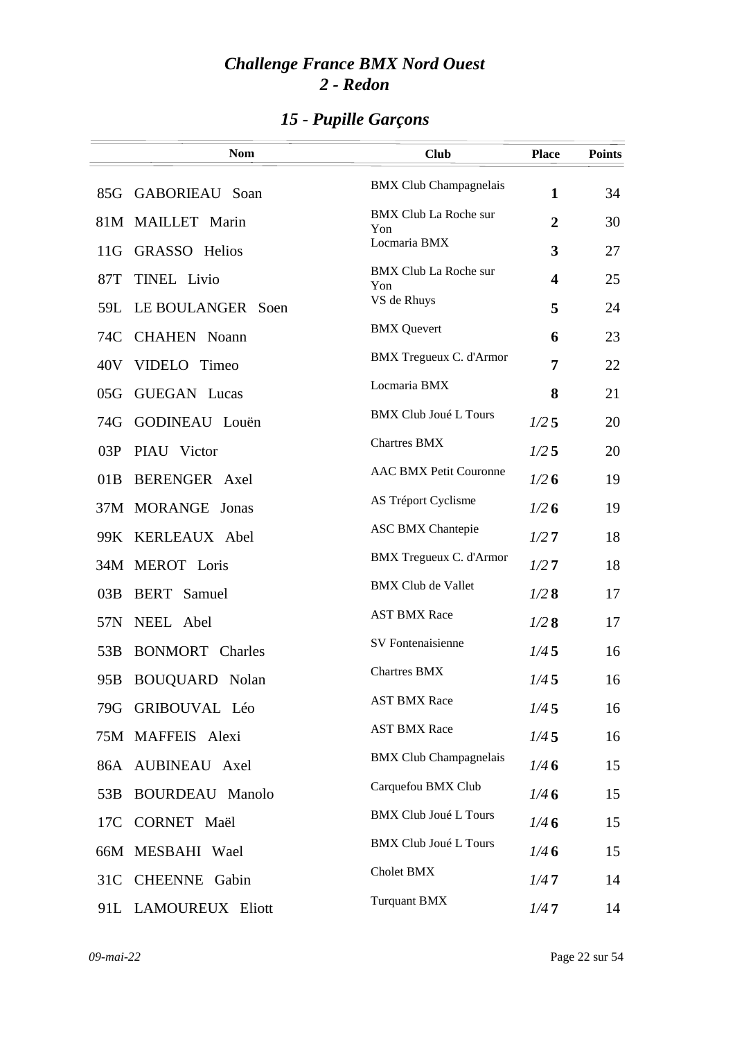# *Challenge France BMX Nord Ouest*
# *2 - Redon*

## *15 - Pupille Garçons*

| | Nom | Club | Place | Points |
|---|---|---|---|---|
| 85G | GABORIEAU Soan | BMX Club Champagnelais | **1** | 34 |
| 81M | MAILLET Marin | BMX Club La Roche sur Yon | **2** | 30 |
| 11G | GRASSO Helios | Locmaria BMX | **3** | 27 |
| 87T | TINEL Livio | BMX Club La Roche sur Yon | **4** | 25 |
| 59L | LE BOULANGER Soen | VS de Rhuys | **5** | 24 |
| 74C | CHAHEN Noann | BMX Quevert | **6** | 23 |
| 40V | VIDELO Timeo | BMX Tregueux C. d'Armor | **7** | 22 |
| 05G | GUEGAN Lucas | Locmaria BMX | **8** | 21 |
| 74G | GODINEAU Louën | BMX Club Joué L Tours | *1/2* **5** | 20 |
| 03P | PIAU Victor | Chartres BMX | *1/2* **5** | 20 |
| 01B | BERENGER Axel | AAC BMX Petit Couronne | *1/2* **6** | 19 |
| 37M | MORANGE Jonas | AS Tréport Cyclisme | *1/2* **6** | 19 |
| 99K | KERLEAUX Abel | ASC BMX Chantepie | *1/2* **7** | 18 |
| 34M | MEROT Loris | BMX Tregueux C. d'Armor | *1/2* **7** | 18 |
| 03B | BERT Samuel | BMX Club de Vallet | *1/2* **8** | 17 |
| 57N | NEEL Abel | AST BMX Race | *1/2* **8** | 17 |
| 53B | BONMORT Charles | SV Fontenaisienne | *1/4* **5** | 16 |
| 95B | BOUQUARD Nolan | Chartres BMX | *1/4* **5** | 16 |
| 79G | GRIBOUVAL Léo | AST BMX Race | *1/4* **5** | 16 |
| 75M | MAFFEIS Alexi | AST BMX Race | *1/4* **5** | 16 |
| 86A | AUBINEAU Axel | BMX Club Champagnelais | *1/4* **6** | 15 |
| 53B | BOURDEAU Manolo | Carquefou BMX Club | *1/4* **6** | 15 |
| 17C | CORNET Maël | BMX Club Joué L Tours | *1/4* **6** | 15 |
| 66M | MESBAHI Wael | BMX Club Joué L Tours | *1/4* **6** | 15 |
| 31C | CHEENNE Gabin | Cholet BMX | *1/4* **7** | 14 |
| 91L | LAMOUREUX Eliott | Turquant BMX | *1/4* **7** | 14 |

*09-mai-22*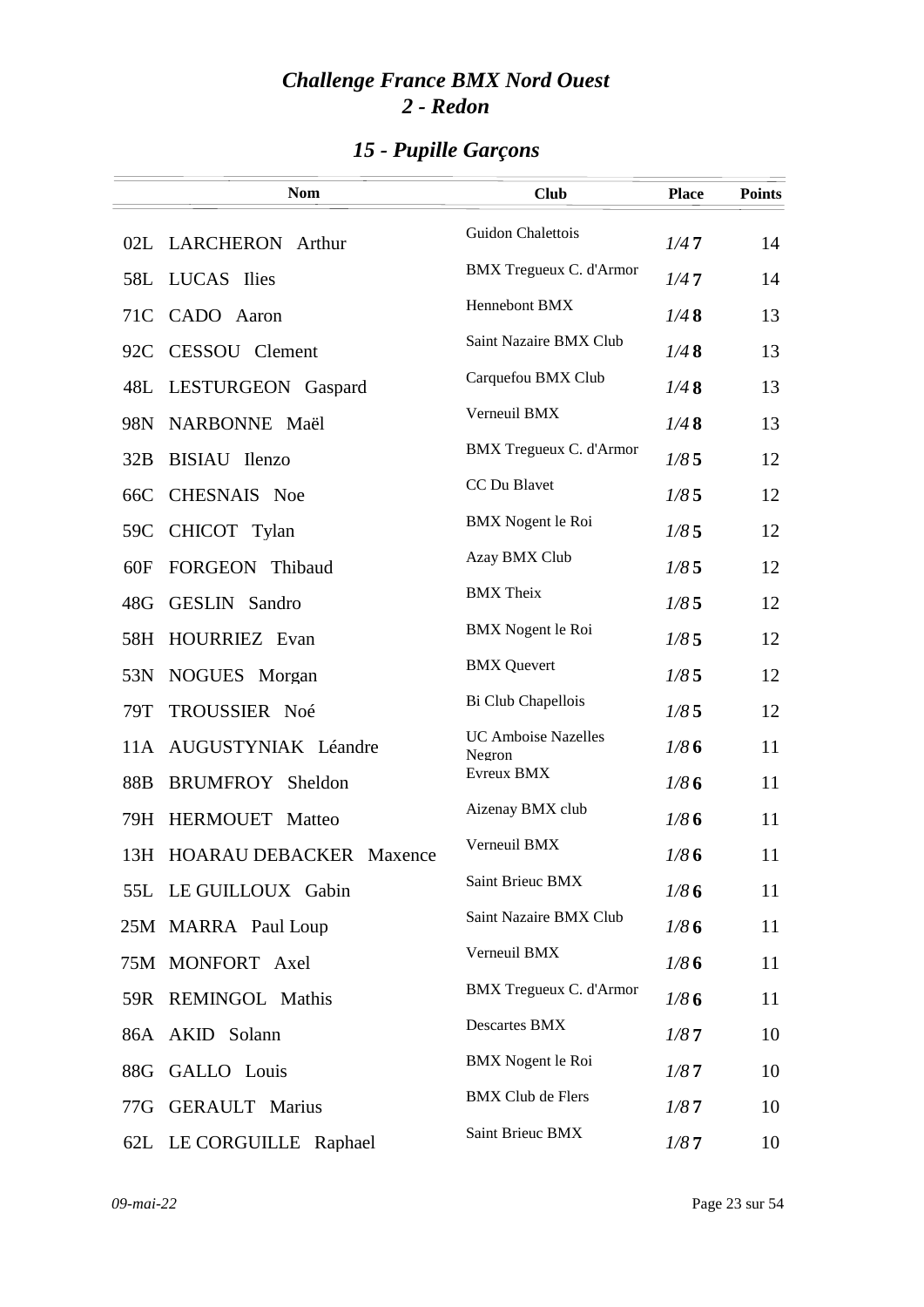# Challenge France BMX Nord Ouest
## 2 - Redon

## 15 - Pupille Garçons

| | Nom | Club | Place | Points |
|---|---|---|---|---|
| 02L | LARCHERON Arthur | Guidon Chalettois | 1/4 **7** | 14 |
| 58L | LUCAS Ilies | BMX Tregueux C. d'Armor | 1/4 **7** | 14 |
| 71C | CADO Aaron | Hennebont BMX | 1/4 **8** | 13 |
| 92C | CESSOU Clement | Saint Nazaire BMX Club | 1/4 **8** | 13 |
| 48L | LESTURGEON Gaspard | Carquefou BMX Club | 1/4 **8** | 13 |
| 98N | NARBONNE Maël | Verneuil BMX | 1/4 **8** | 13 |
| 32B | BISIAU Ilenzo | BMX Tregueux C. d'Armor | 1/8 **5** | 12 |
| 66C | CHESNAIS Noe | CC Du Blavet | 1/8 **5** | 12 |
| 59C | CHICOT Tylan | BMX Nogent le Roi | 1/8 **5** | 12 |
| 60F | FORGEON Thibaud | Azay BMX Club | 1/8 **5** | 12 |
| 48G | GESLIN Sandro | BMX Theix | 1/8 **5** | 12 |
| 58H | HOURRIEZ Evan | BMX Nogent le Roi | 1/8 **5** | 12 |
| 53N | NOGUES Morgan | BMX Quevert | 1/8 **5** | 12 |
| 79T | TROUSSIER Noé | Bi Club Chapellois | 1/8 **5** | 12 |
| 11A | AUGUSTYNIAK Léandre | UC Amboise Nazelles Negron | 1/8 **6** | 11 |
| 88B | BRUMFROY Sheldon | Evreux BMX | 1/8 **6** | 11 |
| 79H | HERMOUET Matteo | Aizenay BMX club | 1/8 **6** | 11 |
| 13H | HOARAU DEBACKER Maxence | Verneuil BMX | 1/8 **6** | 11 |
| 55L | LE GUILLOUX Gabin | Saint Brieuc BMX | 1/8 **6** | 11 |
| 25M | MARRA Paul Loup | Saint Nazaire BMX Club | 1/8 **6** | 11 |
| 75M | MONFORT Axel | Verneuil BMX | 1/8 **6** | 11 |
| 59R | REMINGOL Mathis | BMX Tregueux C. d'Armor | 1/8 **6** | 11 |
| 86A | AKID Solann | Descartes BMX | 1/8 **7** | 10 |
| 88G | GALLO Louis | BMX Nogent le Roi | 1/8 **7** | 10 |
| 77G | GERAULT Marius | BMX Club de Flers | 1/8 **7** | 10 |
| 62L | LE CORGUILLE Raphael | Saint Brieuc BMX | 1/8 **7** | 10 |

*09-mai-22*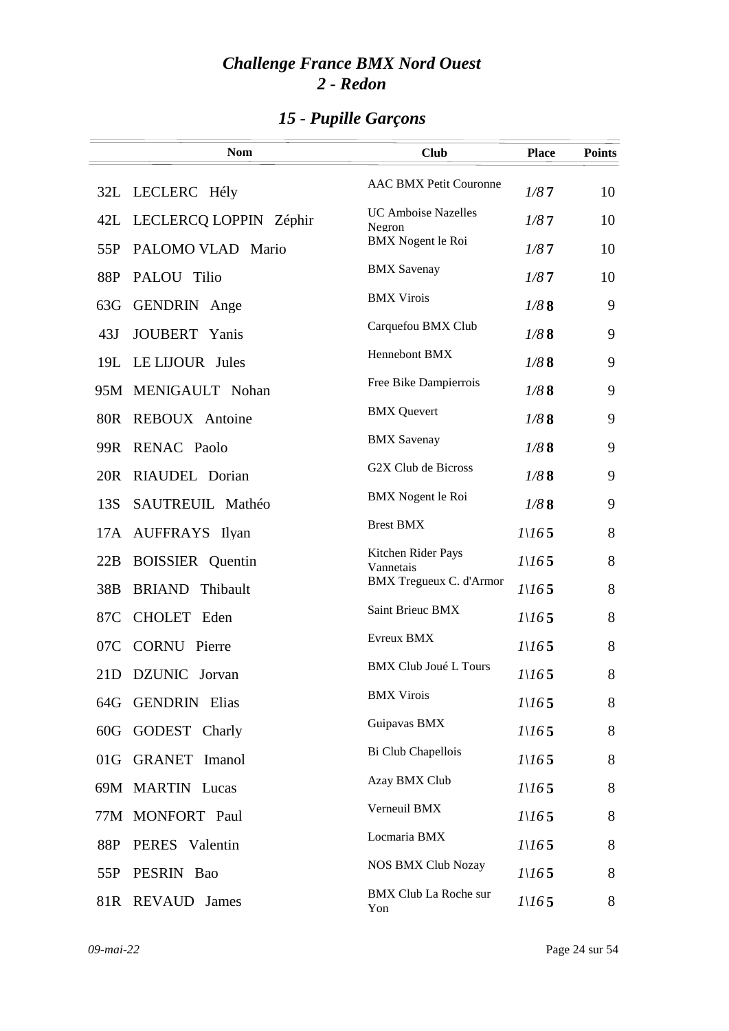# Challenge France BMX Nord Ouest
## 2 - Redon

## 15 - Pupille Garçons

| | Nom | Club | Place | Points |
|---|---|---|---|---|
| 32L | LECLERC Hély | AAC BMX Petit Couronne | 1/8 7 | 10 |
| 42L | LECLERCQ LOPPIN Zéphir | UC Amboise Nazelles Negron | 1/8 7 | 10 |
| 55P | PALOMO VLAD Mario | BMX Nogent le Roi | 1/8 7 | 10 |
| 88P | PALOU Tilio | BMX Savenay | 1/8 7 | 10 |
| 63G | GENDRIN Ange | BMX Virois | 1/8 8 | 9 |
| 43J | JOUBERT Yanis | Carquefou BMX Club | 1/8 8 | 9 |
| 19L | LE LIJOUR Jules | Hennebont BMX | 1/8 8 | 9 |
| 95M | MENIGAULT Nohan | Free Bike Dampierrois | 1/8 8 | 9 |
| 80R | REBOUX Antoine | BMX Quevert | 1/8 8 | 9 |
| 99R | RENAC Paolo | BMX Savenay | 1/8 8 | 9 |
| 20R | RIAUDEL Dorian | G2X Club de Bicross | 1/8 8 | 9 |
| 13S | SAUTREUIL Mathéo | BMX Nogent le Roi | 1/8 8 | 9 |
| 17A | AUFFRAYS Ilyan | Brest BMX | 1\16 5 | 8 |
| 22B | BOISSIER Quentin | Kitchen Rider Pays Vannetais | 1\16 5 | 8 |
| 38B | BRIAND Thibault | BMX Tregueux C. d'Armor | 1\16 5 | 8 |
| 87C | CHOLET Eden | Saint Brieuc BMX | 1\16 5 | 8 |
| 07C | CORNU Pierre | Evreux BMX | 1\16 5 | 8 |
| 21D | DZUNIC Jorvan | BMX Club Joué L Tours | 1\16 5 | 8 |
| 64G | GENDRIN Elias | BMX Virois | 1\16 5 | 8 |
| 60G | GODEST Charly | Guipavas BMX | 1\16 5 | 8 |
| 01G | GRANET Imanol | Bi Club Chapellois | 1\16 5 | 8 |
| 69M | MARTIN Lucas | Azay BMX Club | 1\16 5 | 8 |
| 77M | MONFORT Paul | Verneuil BMX | 1\16 5 | 8 |
| 88P | PERES Valentin | Locmaria BMX | 1\16 5 | 8 |
| 55P | PESRIN Bao | NOS BMX Club Nozay | 1\16 5 | 8 |
| 81R | REVAUD James | BMX Club La Roche sur Yon | 1\16 5 | 8 |

*09-mai-22*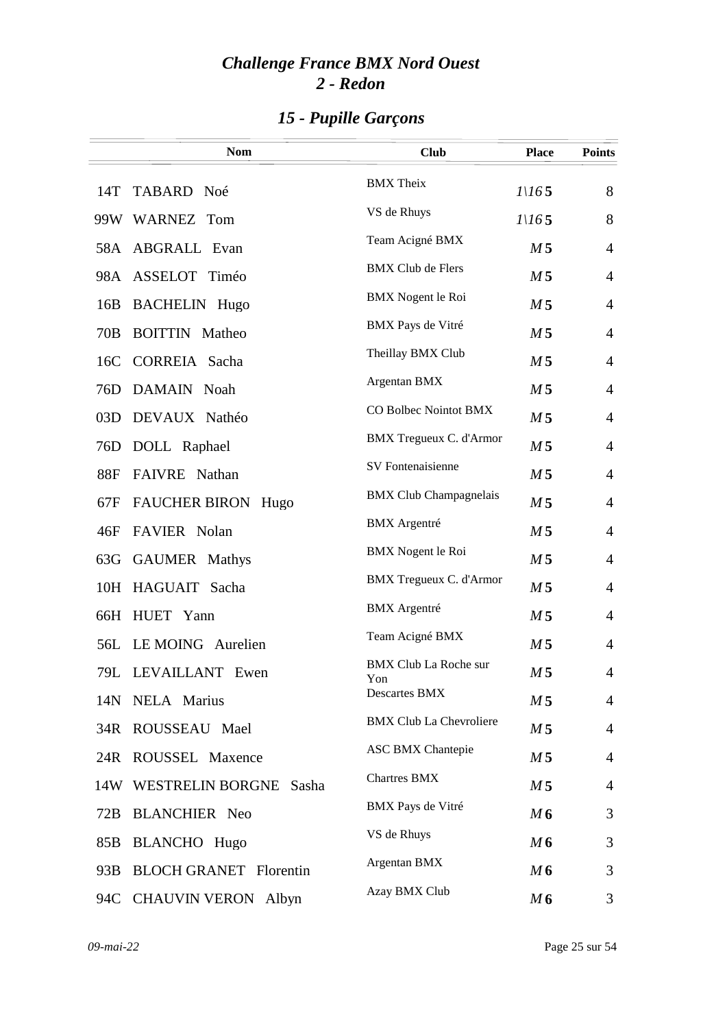# Challenge France BMX Nord Ouest
## 2 - Redon

## 15 - Pupille Garçons

| | Nom | Club | Place | Points |
|---|---|---|---|---|
| 14T | TABARD Noé | BMX Theix | 1\16 5 | 8 |
| 99W | WARNEZ Tom | VS de Rhuys | 1\16 5 | 8 |
| 58A | ABGRALL Evan | Team Acigné BMX | M 5 | 4 |
| 98A | ASSELOT Timéo | BMX Club de Flers | M 5 | 4 |
| 16B | BACHELIN Hugo | BMX Nogent le Roi | M 5 | 4 |
| 70B | BOITTIN Matheo | BMX Pays de Vitré | M 5 | 4 |
| 16C | CORREIA Sacha | Theillay BMX Club | M 5 | 4 |
| 76D | DAMAIN Noah | Argentan BMX | M 5 | 4 |
| 03D | DEVAUX Nathéo | CO Bolbec Nointot BMX | M 5 | 4 |
| 76D | DOLL Raphael | BMX Tregueux C. d'Armor | M 5 | 4 |
| 88F | FAIVRE Nathan | SV Fontenaisienne | M 5 | 4 |
| 67F | FAUCHER BIRON Hugo | BMX Club Champagnelais | M 5 | 4 |
| 46F | FAVIER Nolan | BMX Argentré | M 5 | 4 |
| 63G | GAUMER Mathys | BMX Nogent le Roi | M 5 | 4 |
| 10H | HAGUAIT Sacha | BMX Tregueux C. d'Armor | M 5 | 4 |
| 66H | HUET Yann | BMX Argentré | M 5 | 4 |
| 56L | LE MOING Aurelien | Team Acigné BMX | M 5 | 4 |
| 79L | LEVAILLANT Ewen | BMX Club La Roche sur Yon | M 5 | 4 |
| 14N | NELA Marius | Descartes BMX | M 5 | 4 |
| 34R | ROUSSEAU Mael | BMX Club La Chevroliere | M 5 | 4 |
| 24R | ROUSSEL Maxence | ASC BMX Chantepie | M 5 | 4 |
| 14W | WESTRELIN BORGNE Sasha | Chartres BMX | M 5 | 4 |
| 72B | BLANCHIER Neo | BMX Pays de Vitré | M 6 | 3 |
| 85B | BLANCHO Hugo | VS de Rhuys | M 6 | 3 |
| 93B | BLOCH GRANET Florentin | Argentan BMX | M 6 | 3 |
| 94C | CHAUVIN VERON Albyn | Azay BMX Club | M 6 | 3 |

*09-mai-22*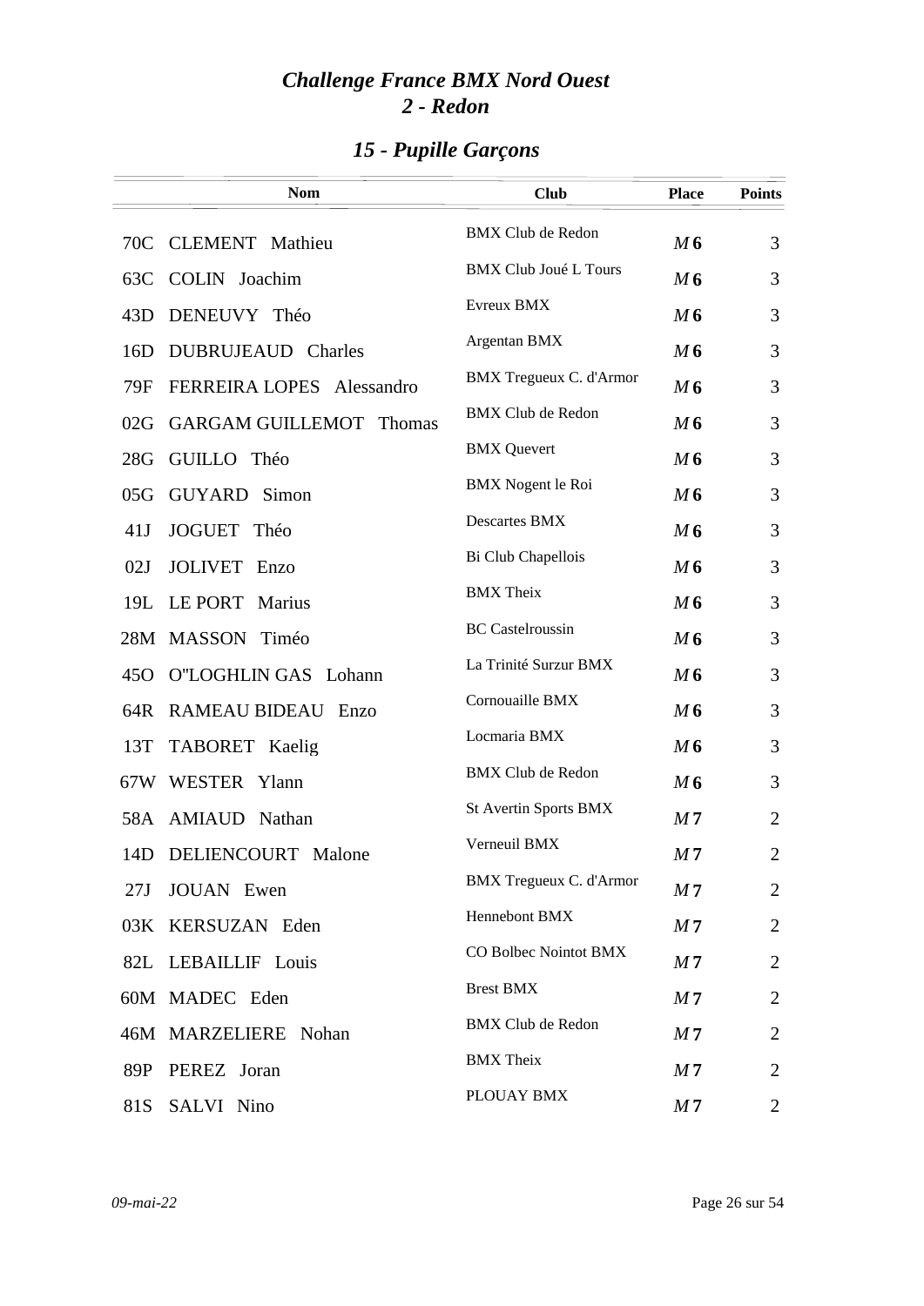# *Challenge France BMX Nord Ouest*
# *2 - Redon*

## *15 - Pupille Garçons*

| | Nom | Club | Place | Points |
|---|---|---|---|---|
| 70C | CLEMENT Mathieu | BMX Club de Redon | *M* **6** | 3 |
| 63C | COLIN Joachim | BMX Club Joué L Tours | *M* **6** | 3 |
| 43D | DENEUVY Théo | Evreux BMX | *M* **6** | 3 |
| 16D | DUBRUJEAUD Charles | Argentan BMX | *M* **6** | 3 |
| 79F | FERREIRA LOPES Alessandro | BMX Tregueux C. d'Armor | *M* **6** | 3 |
| 02G | GARGAM GUILLEMOT Thomas | BMX Club de Redon | *M* **6** | 3 |
| 28G | GUILLO Théo | BMX Quevert | *M* **6** | 3 |
| 05G | GUYARD Simon | BMX Nogent le Roi | *M* **6** | 3 |
| 41J | JOGUET Théo | Descartes BMX | *M* **6** | 3 |
| 02J | JOLIVET Enzo | Bi Club Chapellois | *M* **6** | 3 |
| 19L | LE PORT Marius | BMX Theix | *M* **6** | 3 |
| 28M | MASSON Timéo | BC Castelroussin | *M* **6** | 3 |
| 45O | O''LOGHLIN GAS Lohann | La Trinité Surzur BMX | *M* **6** | 3 |
| 64R | RAMEAU BIDEAU Enzo | Cornouaille BMX | *M* **6** | 3 |
| 13T | TABORET Kaelig | Locmaria BMX | *M* **6** | 3 |
| 67W | WESTER Ylann | BMX Club de Redon | *M* **6** | 3 |
| 58A | AMIAUD Nathan | St Avertin Sports BMX | *M* **7** | 2 |
| 14D | DELIENCOURT Malone | Verneuil BMX | *M* **7** | 2 |
| 27J | JOUAN Ewen | BMX Tregueux C. d'Armor | *M* **7** | 2 |
| 03K | KERSUZAN Eden | Hennebont BMX | *M* **7** | 2 |
| 82L | LEBAILLIF Louis | CO Bolbec Nointot BMX | *M* **7** | 2 |
| 60M | MADEC Eden | Brest BMX | *M* **7** | 2 |
| 46M | MARZELIERE Nohan | BMX Club de Redon | *M* **7** | 2 |
| 89P | PEREZ Joran | BMX Theix | *M* **7** | 2 |
| 81S | SALVI Nino | PLOUAY BMX | *M* **7** | 2 |

*09-mai-22*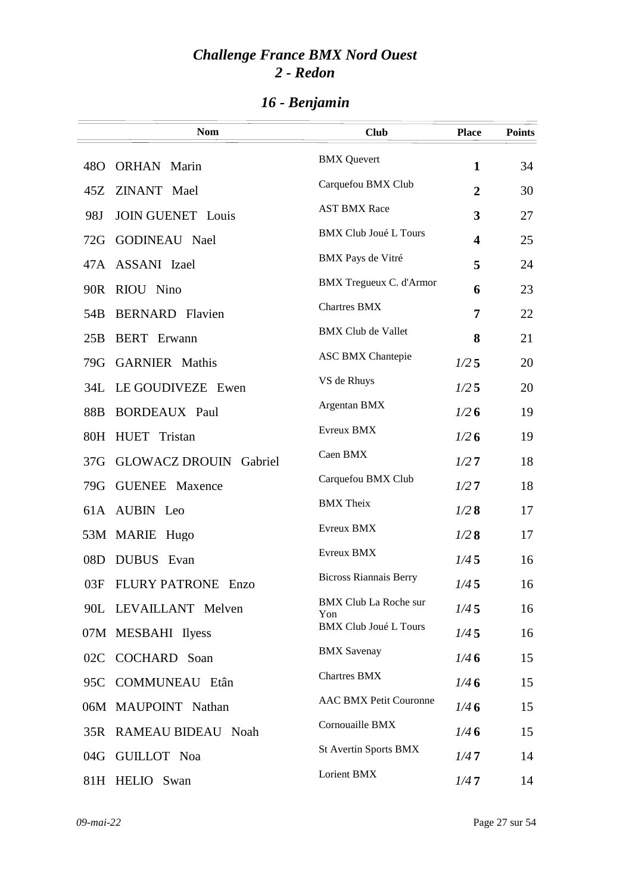# *Challenge France BMX Nord Ouest*
## *2 - Redon*

## *16 - Benjamin*

| | Nom | Club | Place | Points |
|---|---|---|---|---|
| 48O | ORHAN Marin | BMX Quevert | **1** | 34 |
| 45Z | ZINANT Mael | Carquefou BMX Club | **2** | 30 |
| 98J | JOIN GUENET Louis | AST BMX Race | **3** | 27 |
| 72G | GODINEAU Nael | BMX Club Joué L Tours | **4** | 25 |
| 47A | ASSANI Izael | BMX Pays de Vitré | **5** | 24 |
| 90R | RIOU Nino | BMX Tregueux C. d'Armor | **6** | 23 |
| 54B | BERNARD Flavien | Chartres BMX | **7** | 22 |
| 25B | BERT Erwann | BMX Club de Vallet | **8** | 21 |
| 79G | GARNIER Mathis | ASC BMX Chantepie | *1/2* **5** | 20 |
| 34L | LE GOUDIVEZE Ewen | VS de Rhuys | *1/2* **5** | 20 |
| 88B | BORDEAUX Paul | Argentan BMX | *1/2* **6** | 19 |
| 80H | HUET Tristan | Evreux BMX | *1/2* **6** | 19 |
| 37G | GLOWACZ DROUIN Gabriel | Caen BMX | *1/2* **7** | 18 |
| 79G | GUENEE Maxence | Carquefou BMX Club | *1/2* **7** | 18 |
| 61A | AUBIN Leo | BMX Theix | *1/2* **8** | 17 |
| 53M | MARIE Hugo | Evreux BMX | *1/2* **8** | 17 |
| 08D | DUBUS Evan | Evreux BMX | *1/4* **5** | 16 |
| 03F | FLURY PATRONE Enzo | Bicross Riannais Berry | *1/4* **5** | 16 |
| 90L | LEVAILLANT Melven | BMX Club La Roche sur Yon | *1/4* **5** | 16 |
| 07M | MESBAHI Ilyess | BMX Club Joué L Tours | *1/4* **5** | 16 |
| 02C | COCHARD Soan | BMX Savenay | *1/4* **6** | 15 |
| 95C | COMMUNEAU Etân | Chartres BMX | *1/4* **6** | 15 |
| 06M | MAUPOINT Nathan | AAC BMX Petit Couronne | *1/4* **6** | 15 |
| 35R | RAMEAU BIDEAU Noah | Cornouaille BMX | *1/4* **6** | 15 |
| 04G | GUILLOT Noa | St Avertin Sports BMX | *1/4* **7** | 14 |
| 81H | HELIO Swan | Lorient BMX | *1/4* **7** | 14 |

*09-mai-22*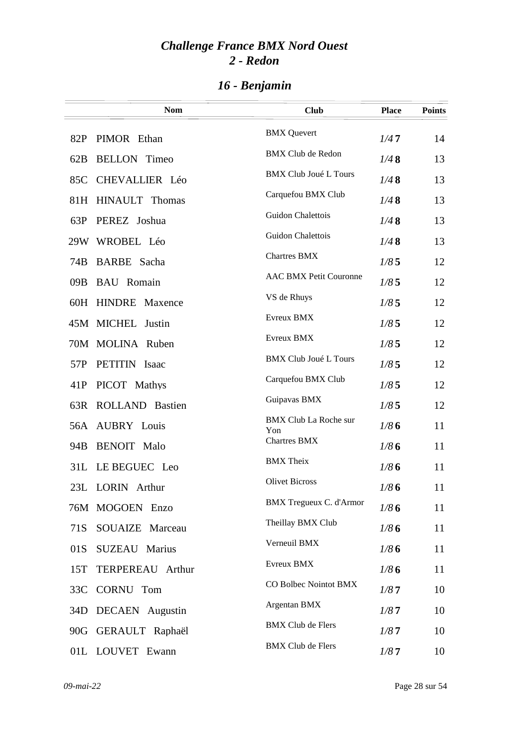# *Challenge France BMX Nord Ouest*
## *2 - Redon*

## *16 - Benjamin*

| | Nom | Club | Place | Points |
|---|---|---|---|---|
| 82P | PIMOR Ethan | BMX Quevert | *1/4* **7** | 14 |
| 62B | BELLON Timeo | BMX Club de Redon | *1/4* **8** | 13 |
| 85C | CHEVALLIER Léo | BMX Club Joué L Tours | *1/4* **8** | 13 |
| 81H | HINAULT Thomas | Carquefou BMX Club | *1/4* **8** | 13 |
| 63P | PEREZ Joshua | Guidon Chalettois | *1/4* **8** | 13 |
| 29W | WROBEL Léo | Guidon Chalettois | *1/4* **8** | 13 |
| 74B | BARBE Sacha | Chartres BMX | *1/8* **5** | 12 |
| 09B | BAU Romain | AAC BMX Petit Couronne | *1/8* **5** | 12 |
| 60H | HINDRE Maxence | VS de Rhuys | *1/8* **5** | 12 |
| 45M | MICHEL Justin | Evreux BMX | *1/8* **5** | 12 |
| 70M | MOLINA Ruben | Evreux BMX | *1/8* **5** | 12 |
| 57P | PETITIN Isaac | BMX Club Joué L Tours | *1/8* **5** | 12 |
| 41P | PICOT Mathys | Carquefou BMX Club | *1/8* **5** | 12 |
| 63R | ROLLAND Bastien | Guipavas BMX | *1/8* **5** | 12 |
| 56A | AUBRY Louis | BMX Club La Roche sur Yon | *1/8* **6** | 11 |
| 94B | BENOIT Malo | Chartres BMX | *1/8* **6** | 11 |
| 31L | LE BEGUEC Leo | BMX Theix | *1/8* **6** | 11 |
| 23L | LORIN Arthur | Olivet Bicross | *1/8* **6** | 11 |
| 76M | MOGOEN Enzo | BMX Tregueux C. d'Armor | *1/8* **6** | 11 |
| 71S | SOUAIZE Marceau | Theillay BMX Club | *1/8* **6** | 11 |
| 01S | SUZEAU Marius | Verneuil BMX | *1/8* **6** | 11 |
| 15T | TERPEREAU Arthur | Evreux BMX | *1/8* **6** | 11 |
| 33C | CORNU Tom | CO Bolbec Nointot BMX | *1/8* **7** | 10 |
| 34D | DECAEN Augustin | Argentan BMX | *1/8* **7** | 10 |
| 90G | GERAULT Raphaël | BMX Club de Flers | *1/8* **7** | 10 |
| 01L | LOUVET Ewann | BMX Club de Flers | *1/8* **7** | 10 |

*09-mai-22*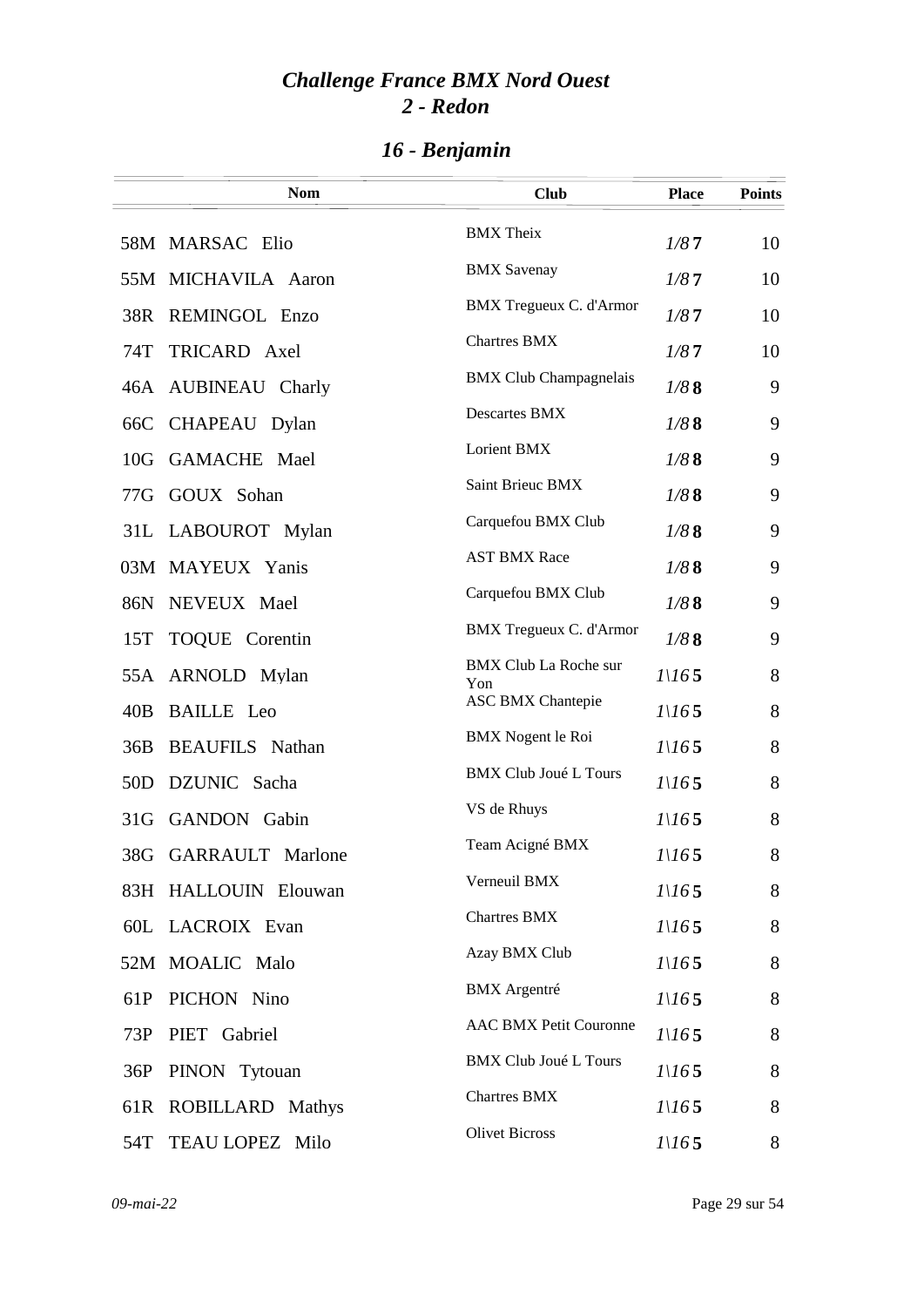# *Challenge France BMX Nord Ouest*
# *2 - Redon*

## *16 - Benjamin*

| | Nom | Club | Place | Points |
|---|---|---|---|---|
| 58M | MARSAC Elio | BMX Theix | *1/8* **7** | 10 |
| 55M | MICHAVILA Aaron | BMX Savenay | *1/8* **7** | 10 |
| 38R | REMINGOL Enzo | BMX Tregueux C. d'Armor | *1/8* **7** | 10 |
| 74T | TRICARD Axel | Chartres BMX | *1/8* **7** | 10 |
| 46A | AUBINEAU Charly | BMX Club Champagnelais | *1/8* **8** | 9 |
| 66C | CHAPEAU Dylan | Descartes BMX | *1/8* **8** | 9 |
| 10G | GAMACHE Mael | Lorient BMX | *1/8* **8** | 9 |
| 77G | GOUX Sohan | Saint Brieuc BMX | *1/8* **8** | 9 |
| 31L | LABOUROT Mylan | Carquefou BMX Club | *1/8* **8** | 9 |
| 03M | MAYEUX Yanis | AST BMX Race | *1/8* **8** | 9 |
| 86N | NEVEUX Mael | Carquefou BMX Club | *1/8* **8** | 9 |
| 15T | TOQUE Corentin | BMX Tregueux C. d'Armor | *1/8* **8** | 9 |
| 55A | ARNOLD Mylan | BMX Club La Roche sur Yon | *1\16* **5** | 8 |
| 40B | BAILLE Leo | ASC BMX Chantepie | *1\16* **5** | 8 |
| 36B | BEAUFILS Nathan | BMX Nogent le Roi | *1\16* **5** | 8 |
| 50D | DZUNIC Sacha | BMX Club Joué L Tours | *1\16* **5** | 8 |
| 31G | GANDON Gabin | VS de Rhuys | *1\16* **5** | 8 |
| 38G | GARRAULT Marlone | Team Acigné BMX | *1\16* **5** | 8 |
| 83H | HALLOUIN Elouwan | Verneuil BMX | *1\16* **5** | 8 |
| 60L | LACROIX Evan | Chartres BMX | *1\16* **5** | 8 |
| 52M | MOALIC Malo | Azay BMX Club | *1\16* **5** | 8 |
| 61P | PICHON Nino | BMX Argentré | *1\16* **5** | 8 |
| 73P | PIET Gabriel | AAC BMX Petit Couronne | *1\16* **5** | 8 |
| 36P | PINON Tytouan | BMX Club Joué L Tours | *1\16* **5** | 8 |
| 61R | ROBILLARD Mathys | Chartres BMX | *1\16* **5** | 8 |
| 54T | TEAU LOPEZ Milo | Olivet Bicross | *1\16* **5** | 8 |

*09-mai-22*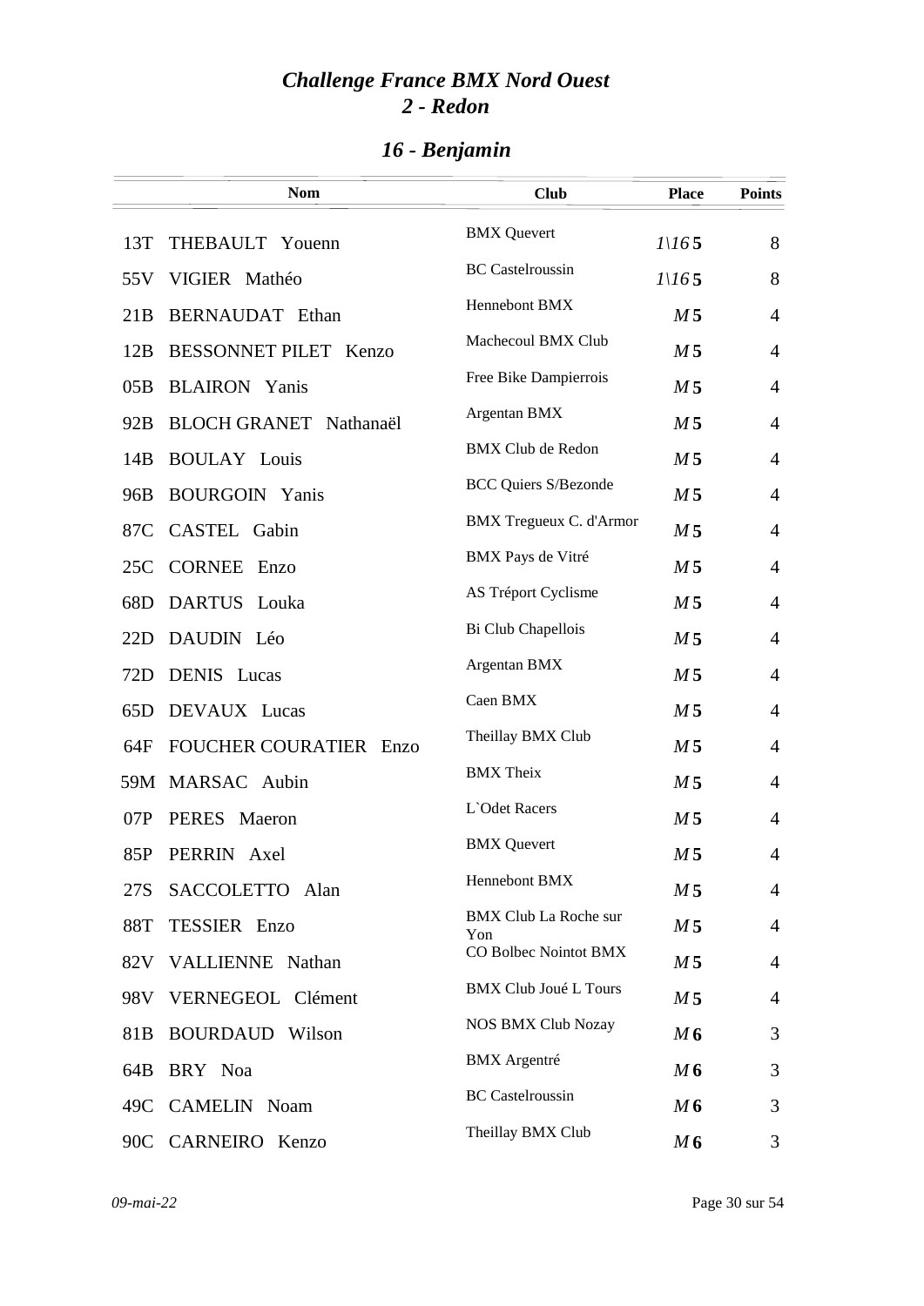# *Challenge France BMX Nord Ouest*
## *2 - Redon*

### *16 - Benjamin*

| | Nom | Club | Place | Points |
|---|---|---|---|---|
| 13T | THEBAULT Youenn | BMX Quevert | *1\16* **5** | 8 |
| 55V | VIGIER Mathéo | BC Castelroussin | *1\16* **5** | 8 |
| 21B | BERNAUDAT Ethan | Hennebont BMX | *M* **5** | 4 |
| 12B | BESSONNET PILET Kenzo | Machecoul BMX Club | *M* **5** | 4 |
| 05B | BLAIRON Yanis | Free Bike Dampierrois | *M* **5** | 4 |
| 92B | BLOCH GRANET Nathanaël | Argentan BMX | *M* **5** | 4 |
| 14B | BOULAY Louis | BMX Club de Redon | *M* **5** | 4 |
| 96B | BOURGOIN Yanis | BCC Quiers S/Bezonde | *M* **5** | 4 |
| 87C | CASTEL Gabin | BMX Tregueux C. d'Armor | *M* **5** | 4 |
| 25C | CORNEE Enzo | BMX Pays de Vitré | *M* **5** | 4 |
| 68D | DARTUS Louka | AS Tréport Cyclisme | *M* **5** | 4 |
| 22D | DAUDIN Léo | Bi Club Chapellois | *M* **5** | 4 |
| 72D | DENIS Lucas | Argentan BMX | *M* **5** | 4 |
| 65D | DEVAUX Lucas | Caen BMX | *M* **5** | 4 |
| 64F | FOUCHER COURATIER Enzo | Theillay BMX Club | *M* **5** | 4 |
| 59M | MARSAC Aubin | BMX Theix | *M* **5** | 4 |
| 07P | PERES Maeron | L`Odet Racers | *M* **5** | 4 |
| 85P | PERRIN Axel | BMX Quevert | *M* **5** | 4 |
| 27S | SACCOLETTO Alan | Hennebont BMX | *M* **5** | 4 |
| 88T | TESSIER Enzo | BMX Club La Roche sur Yon | *M* **5** | 4 |
| 82V | VALLIENNE Nathan | CO Bolbec Nointot BMX | *M* **5** | 4 |
| 98V | VERNEGEOL Clément | BMX Club Joué L Tours | *M* **5** | 4 |
| 81B | BOURDAUD Wilson | NOS BMX Club Nozay | *M* **6** | 3 |
| 64B | BRY Noa | BMX Argentré | *M* **6** | 3 |
| 49C | CAMELIN Noam | BC Castelroussin | *M* **6** | 3 |
| 90C | CARNEIRO Kenzo | Theillay BMX Club | *M* **6** | 3 |

*09-mai-22*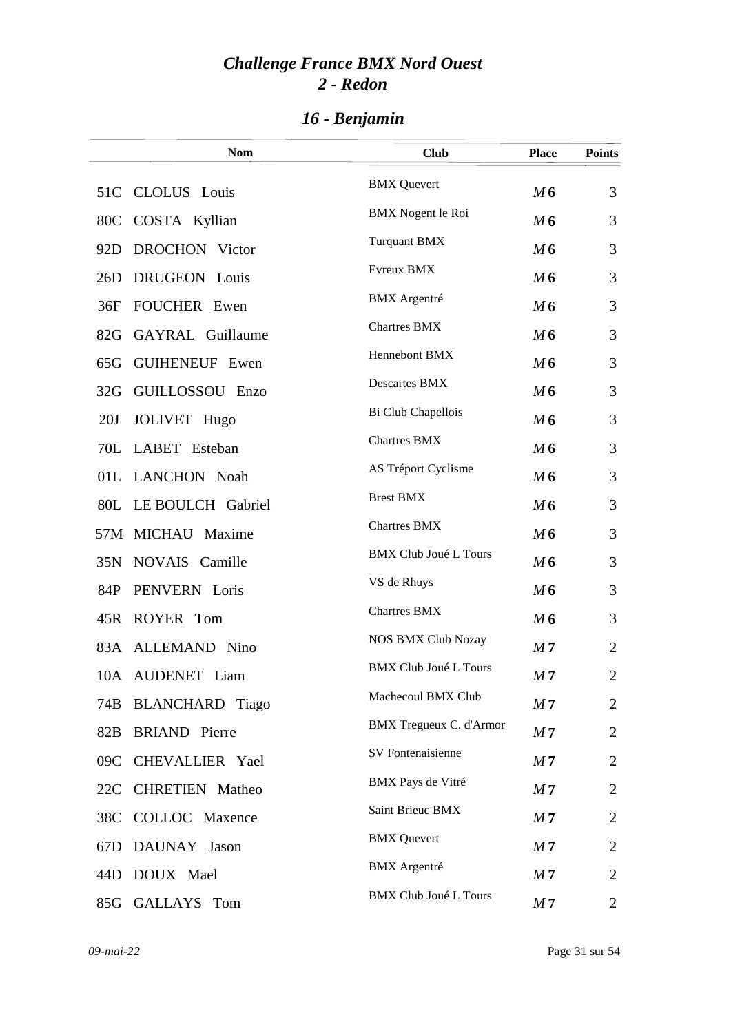# *Challenge France BMX Nord Ouest*
## *2 - Redon*

## *16 - Benjamin*

| Nom | Club | Place | Points |
|---|---|---|---|
| 51C CLOLUS Louis | BMX Quevert | *M* **6** | 3 |
| 80C COSTA Kyllian | BMX Nogent le Roi | *M* **6** | 3 |
| 92D DROCHON Victor | Turquant BMX | *M* **6** | 3 |
| 26D DRUGEON Louis | Evreux BMX | *M* **6** | 3 |
| 36F FOUCHER Ewen | BMX Argentré | *M* **6** | 3 |
| 82G GAYRAL Guillaume | Chartres BMX | *M* **6** | 3 |
| 65G GUIHENEUF Ewen | Hennebont BMX | *M* **6** | 3 |
| 32G GUILLOSSOU Enzo | Descartes BMX | *M* **6** | 3 |
| 20J JOLIVET Hugo | Bi Club Chapellois | *M* **6** | 3 |
| 70L LABET Esteban | Chartres BMX | *M* **6** | 3 |
| 01L LANCHON Noah | AS Tréport Cyclisme | *M* **6** | 3 |
| 80L LE BOULCH Gabriel | Brest BMX | *M* **6** | 3 |
| 57M MICHAU Maxime | Chartres BMX | *M* **6** | 3 |
| 35N NOVAIS Camille | BMX Club Joué L Tours | *M* **6** | 3 |
| 84P PENVERN Loris | VS de Rhuys | *M* **6** | 3 |
| 45R ROYER Tom | Chartres BMX | *M* **6** | 3 |
| 83A ALLEMAND Nino | NOS BMX Club Nozay | *M* **7** | 2 |
| 10A AUDENET Liam | BMX Club Joué L Tours | *M* **7** | 2 |
| 74B BLANCHARD Tiago | Machecoul BMX Club | *M* **7** | 2 |
| 82B BRIAND Pierre | BMX Tregueux C. d'Armor | *M* **7** | 2 |
| 09C CHEVALLIER Yael | SV Fontenaisienne | *M* **7** | 2 |
| 22C CHRETIEN Matheo | BMX Pays de Vitré | *M* **7** | 2 |
| 38C COLLOC Maxence | Saint Brieuc BMX | *M* **7** | 2 |
| 67D DAUNAY Jason | BMX Quevert | *M* **7** | 2 |
| 44D DOUX Mael | BMX Argentré | *M* **7** | 2 |
| 85G GALLAYS Tom | BMX Club Joué L Tours | *M* **7** | 2 |

*09-mai-22*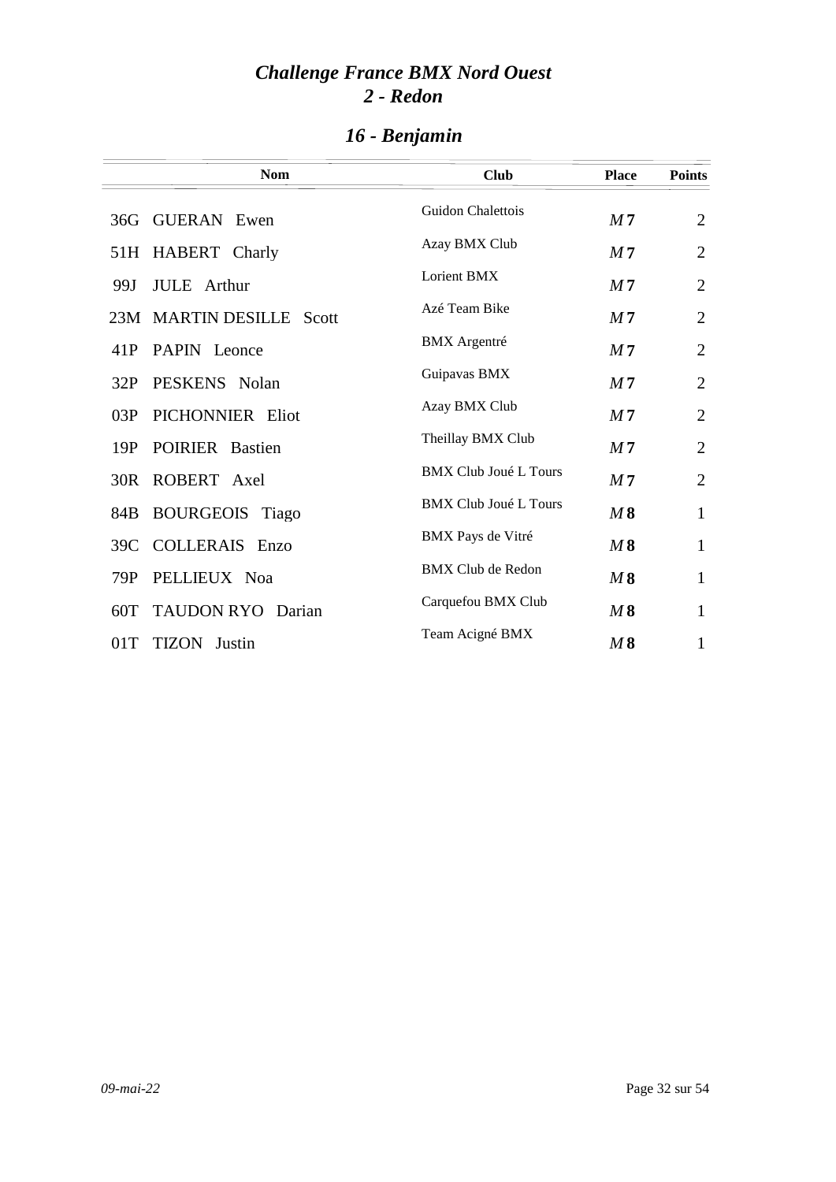# *Challenge France BMX Nord Ouest*
# *2 - Redon*

## *16 - Benjamin*

| | Nom | Club | Place | Points |
|---|---|---|---|---|
| 36G | GUERAN Ewen | Guidon Chalettois | *M* **7** | 2 |
| 51H | HABERT Charly | Azay BMX Club | *M* **7** | 2 |
| 99J | JULE Arthur | Lorient BMX | *M* **7** | 2 |
| 23M | MARTIN DESILLE Scott | Azé Team Bike | *M* **7** | 2 |
| 41P | PAPIN Leonce | BMX Argentré | *M* **7** | 2 |
| 32P | PESKENS Nolan | Guipavas BMX | *M* **7** | 2 |
| 03P | PICHONNIER Eliot | Azay BMX Club | *M* **7** | 2 |
| 19P | POIRIER Bastien | Theillay BMX Club | *M* **7** | 2 |
| 30R | ROBERT Axel | BMX Club Joué L Tours | *M* **7** | 2 |
| 84B | BOURGEOIS Tiago | BMX Club Joué L Tours | *M* **8** | 1 |
| 39C | COLLERAIS Enzo | BMX Pays de Vitré | *M* **8** | 1 |
| 79P | PELLIEUX Noa | BMX Club de Redon | *M* **8** | 1 |
| 60T | TAUDON RYO Darian | Carquefou BMX Club | *M* **8** | 1 |
| 01T | TIZON Justin | Team Acigné BMX | *M* **8** | 1 |

*09-mai-22*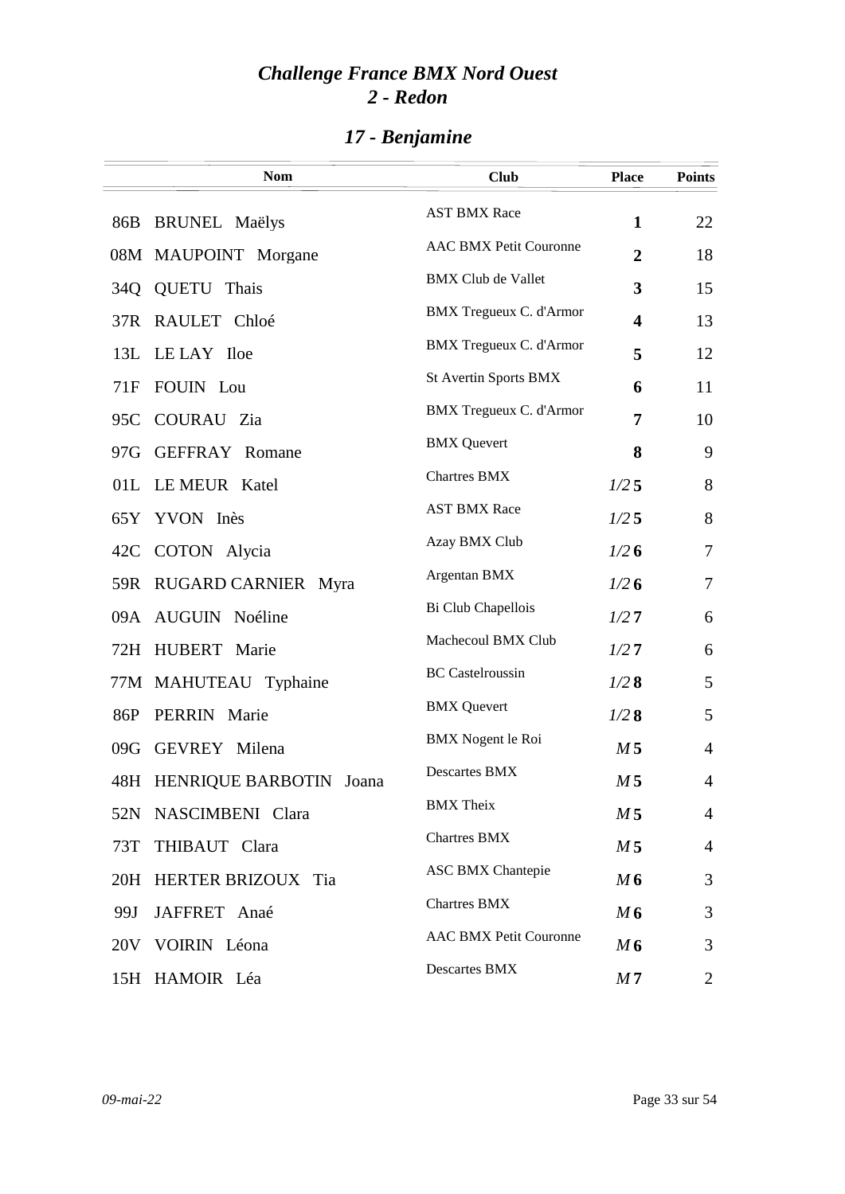# *Challenge France BMX Nord Ouest*
## *2 - Redon*

## *17 - Benjamine*

| | Nom | Club | Place | Points |
|---|---|---|---|---|
| 86B | BRUNEL Maëlys | AST BMX Race | **1** | 22 |
| 08M | MAUPOINT Morgane | AAC BMX Petit Couronne | **2** | 18 |
| 34Q | QUETU Thais | BMX Club de Vallet | **3** | 15 |
| 37R | RAULET Chloé | BMX Tregueux C. d'Armor | **4** | 13 |
| 13L | LE LAY Iloe | BMX Tregueux C. d'Armor | **5** | 12 |
| 71F | FOUIN Lou | St Avertin Sports BMX | **6** | 11 |
| 95C | COURAU Zia | BMX Tregueux C. d'Armor | **7** | 10 |
| 97G | GEFFRAY Romane | BMX Quevert | **8** | 9 |
| 01L | LE MEUR Katel | Chartres BMX | *1/2* **5** | 8 |
| 65Y | YVON Inès | AST BMX Race | *1/2* **5** | 8 |
| 42C | COTON Alycia | Azay BMX Club | *1/2* **6** | 7 |
| 59R | RUGARD CARNIER Myra | Argentan BMX | *1/2* **6** | 7 |
| 09A | AUGUIN Noéline | Bi Club Chapellois | *1/2* **7** | 6 |
| 72H | HUBERT Marie | Machecoul BMX Club | *1/2* **7** | 6 |
| 77M | MAHUTEAU Typhaine | BC Castelroussin | *1/2* **8** | 5 |
| 86P | PERRIN Marie | BMX Quevert | *1/2* **8** | 5 |
| 09G | GEVREY Milena | BMX Nogent le Roi | *M* **5** | 4 |
| 48H | HENRIQUE BARBOTIN Joana | Descartes BMX | *M* **5** | 4 |
| 52N | NASCIMBENI Clara | BMX Theix | *M* **5** | 4 |
| 73T | THIBAUT Clara | Chartres BMX | *M* **5** | 4 |
| 20H | HERTER BRIZOUX Tia | ASC BMX Chantepie | *M* **6** | 3 |
| 99J | JAFFRET Anaé | Chartres BMX | *M* **6** | 3 |
| 20V | VOIRIN Léona | AAC BMX Petit Couronne | *M* **6** | 3 |
| 15H | HAMOIR Léa | Descartes BMX | *M* **7** | 2 |

*09-mai-22*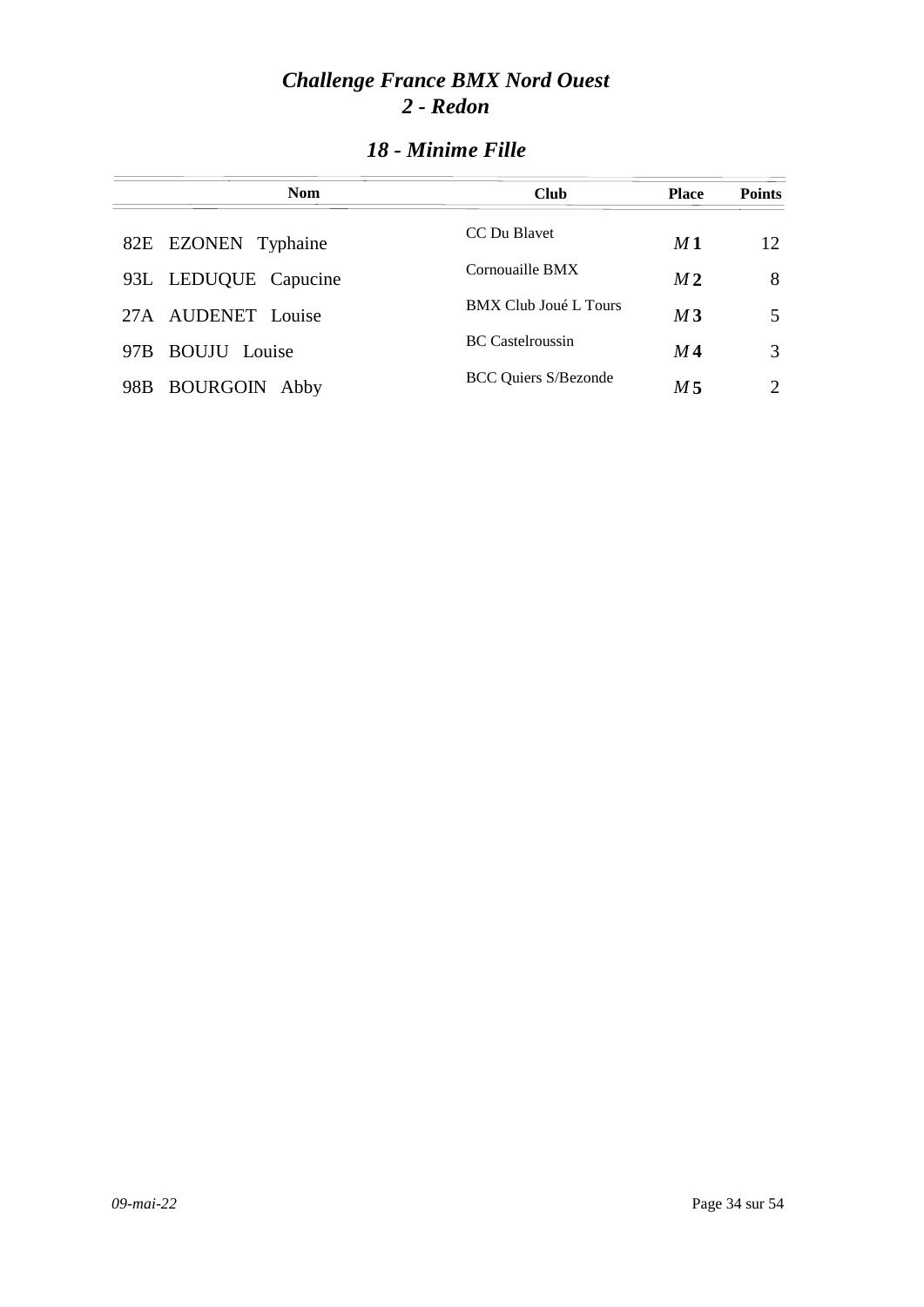# *Challenge France BMX Nord Ouest*
## *2 - Redon*

### *18 - Minime Fille*

| Nom | Club | Place | Points |
|---|---|---|---|
| 82E EZONEN Typhaine | CC Du Blavet | *M* **1** | 12 |
| 93L LEDUQUE Capucine | Cornouaille BMX | *M* **2** | 8 |
| 27A AUDENET Louise | BMX Club Joué L Tours | *M* **3** | 5 |
| 97B BOUJU Louise | BC Castelroussin | *M* **4** | 3 |
| 98B BOURGOIN Abby | BCC Quiers S/Bezonde | *M* **5** | 2 |

*09-mai-22*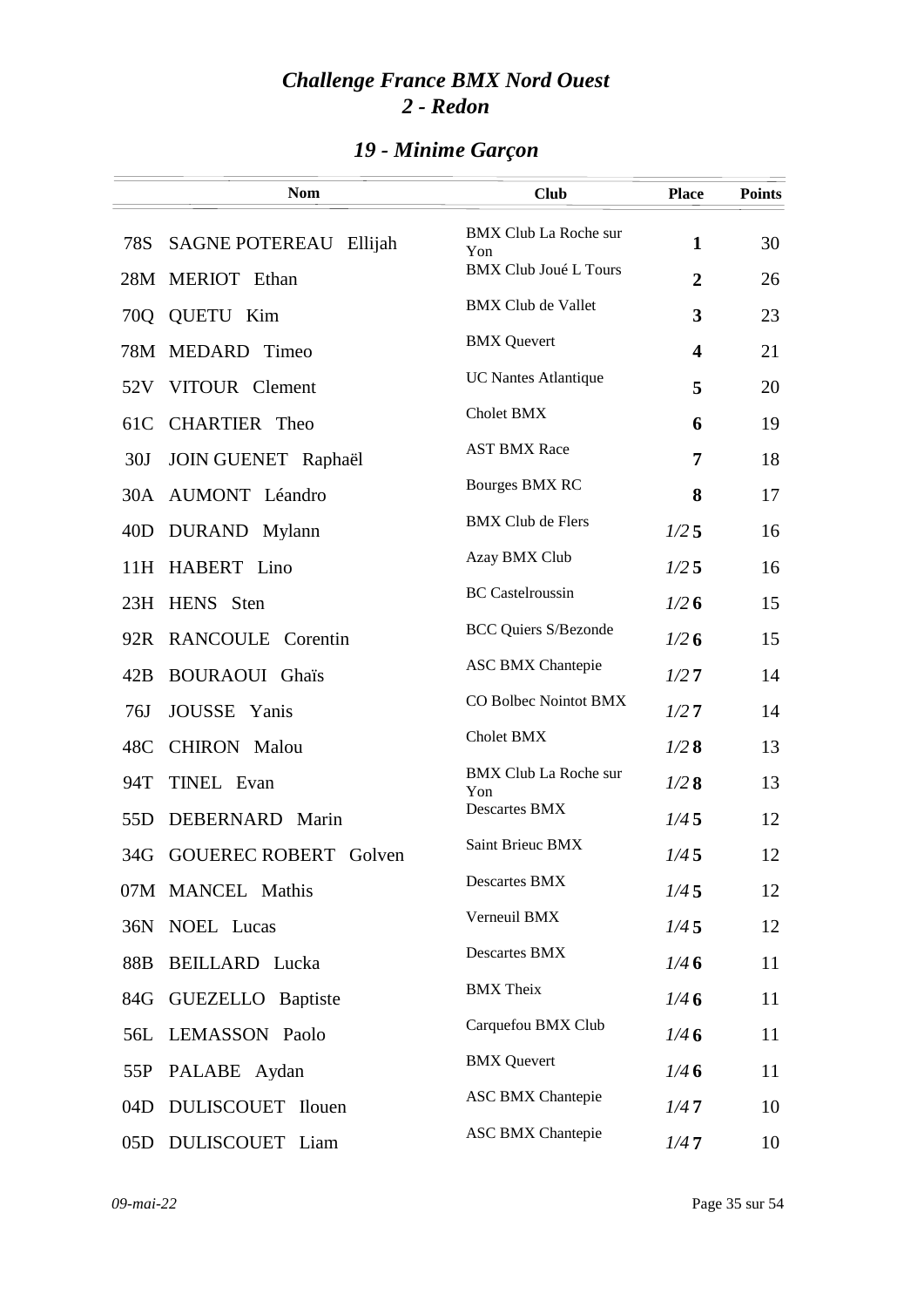# *Challenge France BMX Nord Ouest*
# *2 - Redon*

## *19 - Minime Garçon*

| | Nom | Club | Place | Points |
|---|---|---|---|---|
| 78S | SAGNE POTEREAU Ellijah | BMX Club La Roche sur Yon | **1** | 30 |
| 28M | MERIOT Ethan | BMX Club Joué L Tours | **2** | 26 |
| 70Q | QUETU Kim | BMX Club de Vallet | **3** | 23 |
| 78M | MEDARD Timeo | BMX Quevert | **4** | 21 |
| 52V | VITOUR Clement | UC Nantes Atlantique | **5** | 20 |
| 61C | CHARTIER Theo | Cholet BMX | **6** | 19 |
| 30J | JOIN GUENET Raphaël | AST BMX Race | **7** | 18 |
| 30A | AUMONT Léandro | Bourges BMX RC | **8** | 17 |
| 40D | DURAND Mylann | BMX Club de Flers | *1/2* **5** | 16 |
| 11H | HABERT Lino | Azay BMX Club | *1/2* **5** | 16 |
| 23H | HENS Sten | BC Castelroussin | *1/2* **6** | 15 |
| 92R | RANCOULE Corentin | BCC Quiers S/Bezonde | *1/2* **6** | 15 |
| 42B | BOURAOUI Ghaïs | ASC BMX Chantepie | *1/2* **7** | 14 |
| 76J | JOUSSE Yanis | CO Bolbec Nointot BMX | *1/2* **7** | 14 |
| 48C | CHIRON Malou | Cholet BMX | *1/2* **8** | 13 |
| 94T | TINEL Evan | BMX Club La Roche sur Yon | *1/2* **8** | 13 |
| 55D | DEBERNARD Marin | Descartes BMX | *1/4* **5** | 12 |
| 34G | GOUEREC ROBERT Golven | Saint Brieuc BMX | *1/4* **5** | 12 |
| 07M | MANCEL Mathis | Descartes BMX | *1/4* **5** | 12 |
| 36N | NOEL Lucas | Verneuil BMX | *1/4* **5** | 12 |
| 88B | BEILLARD Lucka | Descartes BMX | *1/4* **6** | 11 |
| 84G | GUEZELLO Baptiste | BMX Theix | *1/4* **6** | 11 |
| 56L | LEMASSON Paolo | Carquefou BMX Club | *1/4* **6** | 11 |
| 55P | PALABE Aydan | BMX Quevert | *1/4* **6** | 11 |
| 04D | DULISCOUET Ilouen | ASC BMX Chantepie | *1/4* **7** | 10 |
| 05D | DULISCOUET Liam | ASC BMX Chantepie | *1/4* **7** | 10 |

*09-mai-22*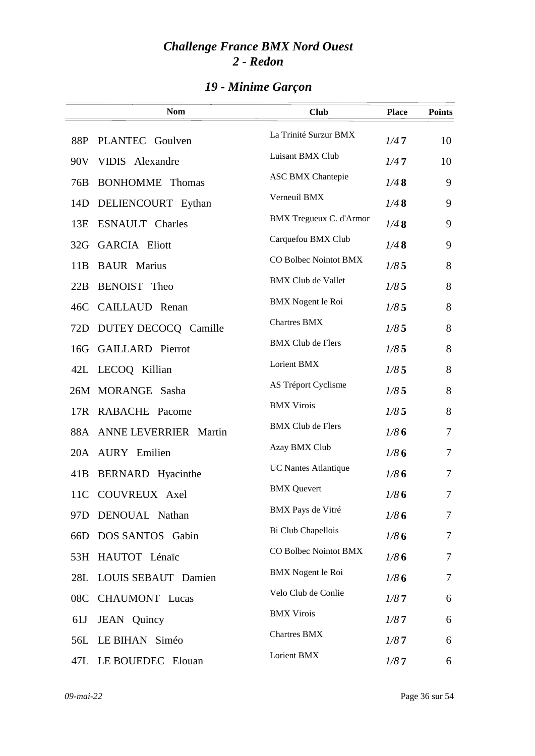# *Challenge France BMX Nord Ouest*
## *2 - Redon*

### *19 - Minime Garçon*

| | Nom | Club | Place | Points |
|---|---|---|---|---|
| 88P | PLANTEC Goulven | La Trinité Surzur BMX | *1/4* **7** | 10 |
| 90V | VIDIS Alexandre | Luisant BMX Club | *1/4* **7** | 10 |
| 76B | BONHOMME Thomas | ASC BMX Chantepie | *1/4* **8** | 9 |
| 14D | DELIENCOURT Eythan | Verneuil BMX | *1/4* **8** | 9 |
| 13E | ESNAULT Charles | BMX Tregueux C. d'Armor | *1/4* **8** | 9 |
| 32G | GARCIA Eliott | Carquefou BMX Club | *1/4* **8** | 9 |
| 11B | BAUR Marius | CO Bolbec Nointot BMX | *1/8* **5** | 8 |
| 22B | BENOIST Theo | BMX Club de Vallet | *1/8* **5** | 8 |
| 46C | CAILLAUD Renan | BMX Nogent le Roi | *1/8* **5** | 8 |
| 72D | DUTEY DECOCQ Camille | Chartres BMX | *1/8* **5** | 8 |
| 16G | GAILLARD Pierrot | BMX Club de Flers | *1/8* **5** | 8 |
| 42L | LECOQ Killian | Lorient BMX | *1/8* **5** | 8 |
| 26M | MORANGE Sasha | AS Tréport Cyclisme | *1/8* **5** | 8 |
| 17R | RABACHE Pacome | BMX Virois | *1/8* **5** | 8 |
| 88A | ANNE LEVERRIER Martin | BMX Club de Flers | *1/8* **6** | 7 |
| 20A | AURY Emilien | Azay BMX Club | *1/8* **6** | 7 |
| 41B | BERNARD Hyacinthe | UC Nantes Atlantique | *1/8* **6** | 7 |
| 11C | COUVREUX Axel | BMX Quevert | *1/8* **6** | 7 |
| 97D | DENOUAL Nathan | BMX Pays de Vitré | *1/8* **6** | 7 |
| 66D | DOS SANTOS Gabin | Bi Club Chapellois | *1/8* **6** | 7 |
| 53H | HAUTOT Lénaïc | CO Bolbec Nointot BMX | *1/8* **6** | 7 |
| 28L | LOUIS SEBAUT Damien | BMX Nogent le Roi | *1/8* **6** | 7 |
| 08C | CHAUMONT Lucas | Velo Club de Conlie | *1/8* **7** | 6 |
| 61J | JEAN Quincy | BMX Virois | *1/8* **7** | 6 |
| 56L | LE BIHAN Siméo | Chartres BMX | *1/8* **7** | 6 |
| 47L | LE BOUEDEC Elouan | Lorient BMX | *1/8* **7** | 6 |

*09-mai-22*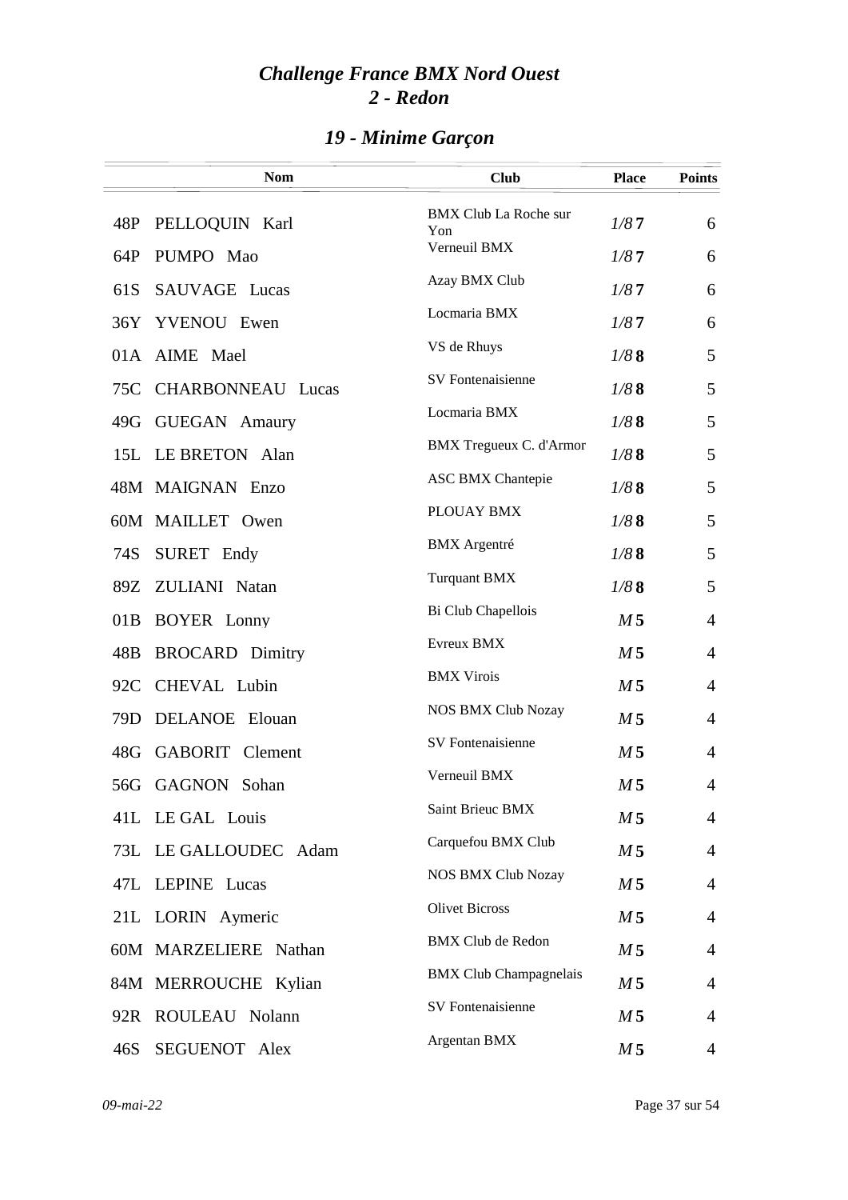# Challenge France BMX Nord Ouest
# 2 - Redon

## 19 - Minime Garçon

| | Nom | Club | Place | Points |
|---|---|---|---|---|
| 48P | PELLOQUIN Karl | BMX Club La Roche sur Yon | *1/8* **7** | 6 |
| 64P | PUMPO Mao | Verneuil BMX | *1/8* **7** | 6 |
| 61S | SAUVAGE Lucas | Azay BMX Club | *1/8* **7** | 6 |
| 36Y | YVENOU Ewen | Locmaria BMX | *1/8* **7** | 6 |
| 01A | AIME Mael | VS de Rhuys | *1/8* **8** | 5 |
| 75C | CHARBONNEAU Lucas | SV Fontenaisienne | *1/8* **8** | 5 |
| 49G | GUEGAN Amaury | Locmaria BMX | *1/8* **8** | 5 |
| 15L | LE BRETON Alan | BMX Tregueux C. d'Armor | *1/8* **8** | 5 |
| 48M | MAIGNAN Enzo | ASC BMX Chantepie | *1/8* **8** | 5 |
| 60M | MAILLET Owen | PLOUAY BMX | *1/8* **8** | 5 |
| 74S | SURET Endy | BMX Argentré | *1/8* **8** | 5 |
| 89Z | ZULIANI Natan | Turquant BMX | *1/8* **8** | 5 |
| 01B | BOYER Lonny | Bi Club Chapellois | *M* **5** | 4 |
| 48B | BROCARD Dimitry | Evreux BMX | *M* **5** | 4 |
| 92C | CHEVAL Lubin | BMX Virois | *M* **5** | 4 |
| 79D | DELANOE Elouan | NOS BMX Club Nozay | *M* **5** | 4 |
| 48G | GABORIT Clement | SV Fontenaisienne | *M* **5** | 4 |
| 56G | GAGNON Sohan | Verneuil BMX | *M* **5** | 4 |
| 41L | LE GAL Louis | Saint Brieuc BMX | *M* **5** | 4 |
| 73L | LE GALLOUDEC Adam | Carquefou BMX Club | *M* **5** | 4 |
| 47L | LEPINE Lucas | NOS BMX Club Nozay | *M* **5** | 4 |
| 21L | LORIN Aymeric | Olivet Bicross | *M* **5** | 4 |
| 60M | MARZELIERE Nathan | BMX Club de Redon | *M* **5** | 4 |
| 84M | MERROUCHE Kylian | BMX Club Champagnelais | *M* **5** | 4 |
| 92R | ROULEAU Nolann | SV Fontenaisienne | *M* **5** | 4 |
| 46S | SEGUENOT Alex | Argentan BMX | *M* **5** | 4 |

*09-mai-22*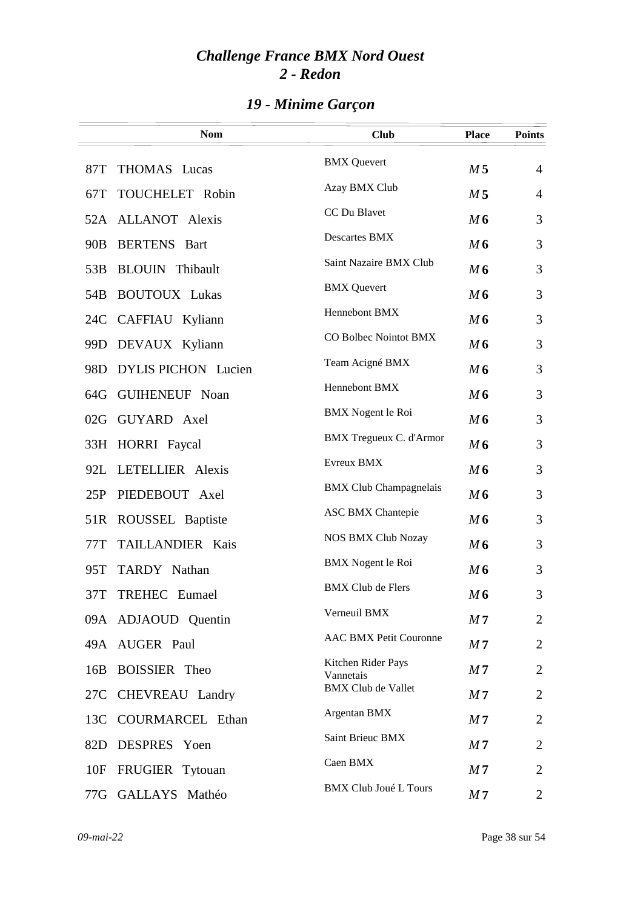# *Challenge France BMX Nord Ouest*
# *2 - Redon*

## *19 - Minime Garçon*

| | Nom | Club | Place | Points |
|---|---|---|---|---|
| 87T | THOMAS Lucas | BMX Quevert | *M* **5** | 4 |
| 67T | TOUCHELET Robin | Azay BMX Club | *M* **5** | 4 |
| 52A | ALLANOT Alexis | CC Du Blavet | *M* **6** | 3 |
| 90B | BERTENS Bart | Descartes BMX | *M* **6** | 3 |
| 53B | BLOUIN Thibault | Saint Nazaire BMX Club | *M* **6** | 3 |
| 54B | BOUTOUX Lukas | BMX Quevert | *M* **6** | 3 |
| 24C | CAFFIAU Kyliann | Hennebont BMX | *M* **6** | 3 |
| 99D | DEVAUX Kyliann | CO Bolbec Nointot BMX | *M* **6** | 3 |
| 98D | DYLIS PICHON Lucien | Team Acigné BMX | *M* **6** | 3 |
| 64G | GUIHENEUF Noan | Hennebont BMX | *M* **6** | 3 |
| 02G | GUYARD Axel | BMX Nogent le Roi | *M* **6** | 3 |
| 33H | HORRI Faycal | BMX Tregueux C. d'Armor | *M* **6** | 3 |
| 92L | LETELLIER Alexis | Evreux BMX | *M* **6** | 3 |
| 25P | PIEDEBOUT Axel | BMX Club Champagnelais | *M* **6** | 3 |
| 51R | ROUSSEL Baptiste | ASC BMX Chantepie | *M* **6** | 3 |
| 77T | TAILLANDIER Kais | NOS BMX Club Nozay | *M* **6** | 3 |
| 95T | TARDY Nathan | BMX Nogent le Roi | *M* **6** | 3 |
| 37T | TREHEC Eumael | BMX Club de Flers | *M* **6** | 3 |
| 09A | ADJAOUD Quentin | Verneuil BMX | *M* **7** | 2 |
| 49A | AUGER Paul | AAC BMX Petit Couronne | *M* **7** | 2 |
| 16B | BOISSIER Theo | Kitchen Rider Pays Vannetais | *M* **7** | 2 |
| 27C | CHEVREAU Landry | BMX Club de Vallet | *M* **7** | 2 |
| 13C | COURMARCEL Ethan | Argentan BMX | *M* **7** | 2 |
| 82D | DESPRES Yoen | Saint Brieuc BMX | *M* **7** | 2 |
| 10F | FRUGIER Tytouan | Caen BMX | *M* **7** | 2 |
| 77G | GALLAYS Mathéo | BMX Club Joué L Tours | *M* **7** | 2 |

*09-mai-22*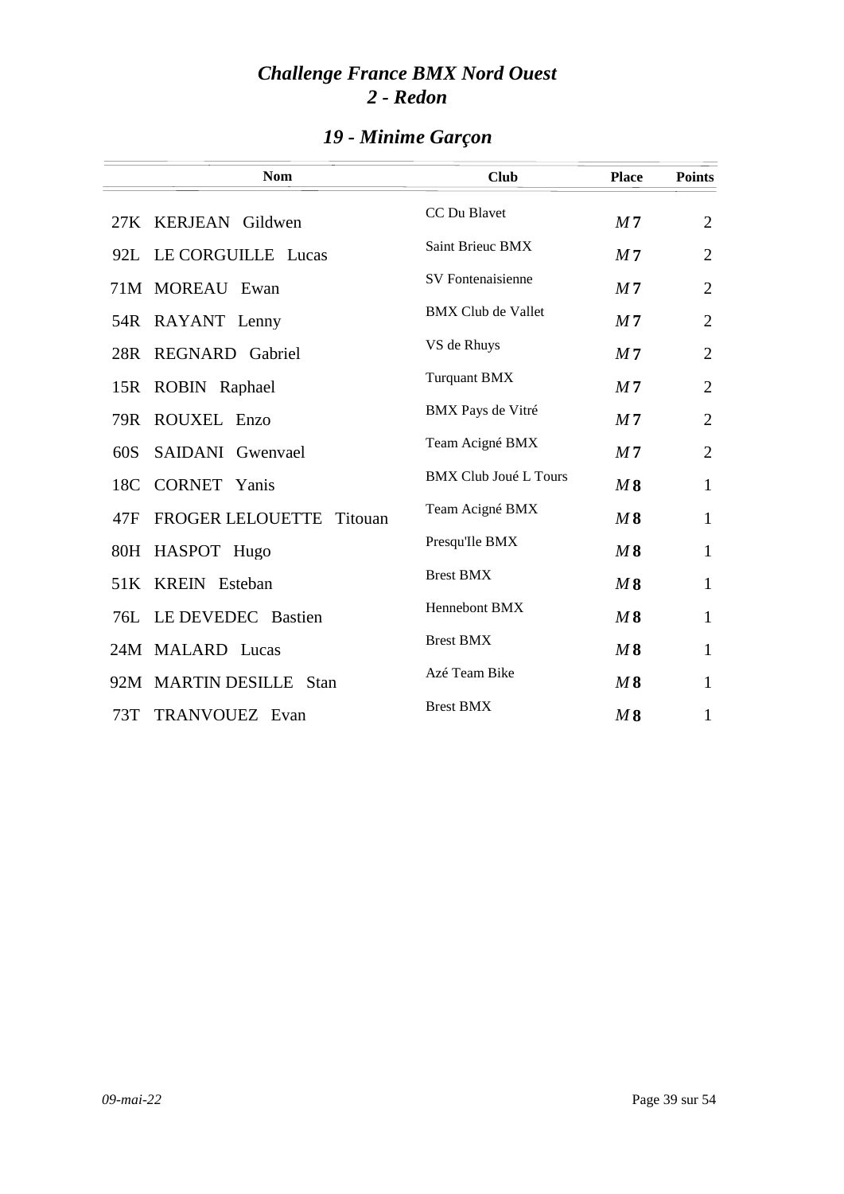# *Challenge France BMX Nord Ouest*
# *2 - Redon*

## *19 - Minime Garçon*

| | Nom | Club | Place | Points |
|---|---|---|---|---|
| 27K | KERJEAN Gildwen | CC Du Blavet | *M* **7** | 2 |
| 92L | LE CORGUILLE Lucas | Saint Brieuc BMX | *M* **7** | 2 |
| 71M | MOREAU Ewan | SV Fontenaisienne | *M* **7** | 2 |
| 54R | RAYANT Lenny | BMX Club de Vallet | *M* **7** | 2 |
| 28R | REGNARD Gabriel | VS de Rhuys | *M* **7** | 2 |
| 15R | ROBIN Raphael | Turquant BMX | *M* **7** | 2 |
| 79R | ROUXEL Enzo | BMX Pays de Vitré | *M* **7** | 2 |
| 60S | SAIDANI Gwenvael | Team Acigné BMX | *M* **7** | 2 |
| 18C | CORNET Yanis | BMX Club Joué L Tours | *M* **8** | 1 |
| 47F | FROGER LELOUETTE Titouan | Team Acigné BMX | *M* **8** | 1 |
| 80H | HASPOT Hugo | Presqu'Ile BMX | *M* **8** | 1 |
| 51K | KREIN Esteban | Brest BMX | *M* **8** | 1 |
| 76L | LE DEVEDEC Bastien | Hennebont BMX | *M* **8** | 1 |
| 24M | MALARD Lucas | Brest BMX | *M* **8** | 1 |
| 92M | MARTIN DESILLE Stan | Azé Team Bike | *M* **8** | 1 |
| 73T | TRANVOUEZ Evan | Brest BMX | *M* **8** | 1 |

*09-mai-22*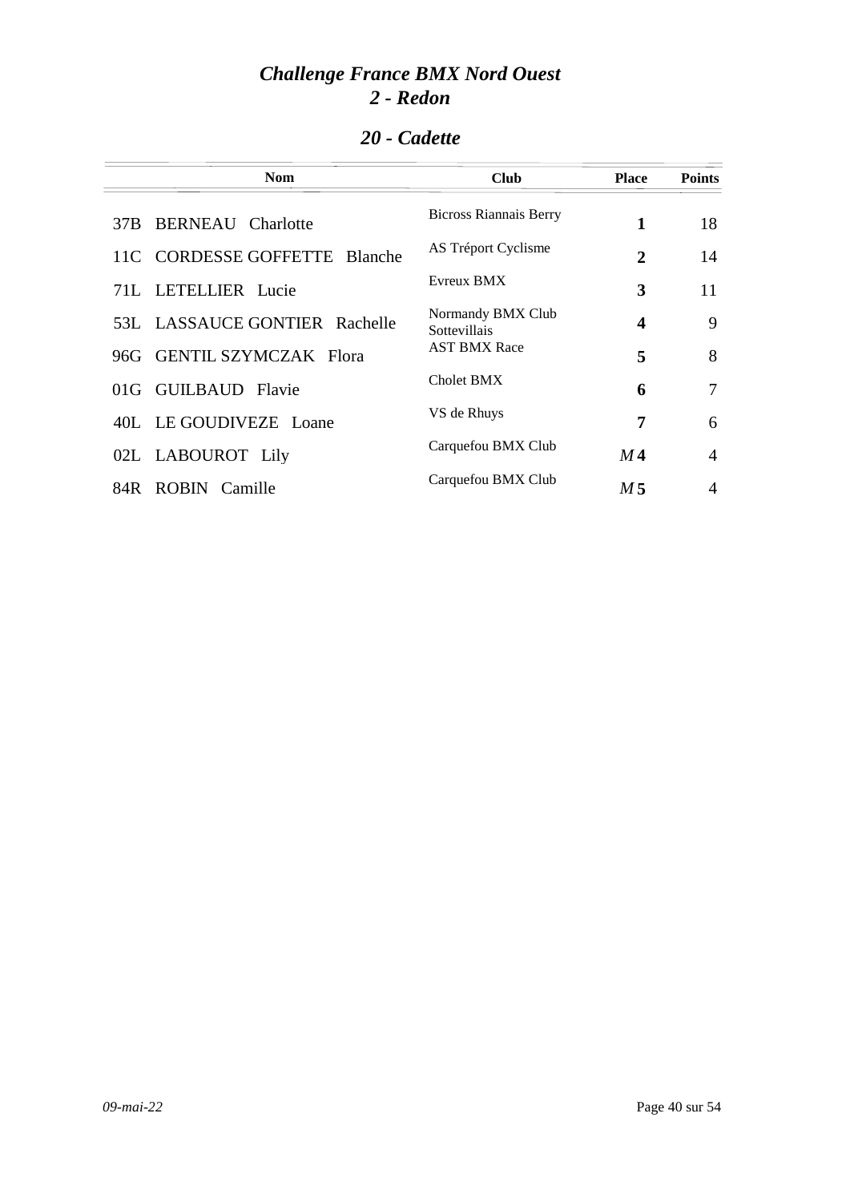# *Challenge France BMX Nord Ouest*
# *2 - Redon*

## *20 - Cadette*

| | Nom | Club | Place | Points |
|---|---|---|---|---|
| 37B | BERNEAU Charlotte | Bicross Riannais Berry | **1** | 18 |
| 11C | CORDESSE GOFFETTE Blanche | AS Tréport Cyclisme | **2** | 14 |
| 71L | LETELLIER Lucie | Evreux BMX | **3** | 11 |
| 53L | LASSAUCE GONTIER Rachelle | Normandy BMX Club Sottevillais | **4** | 9 |
| 96G | GENTIL SZYMCZAK Flora | AST BMX Race | **5** | 8 |
| 01G | GUILBAUD Flavie | Cholet BMX | **6** | 7 |
| 40L | LE GOUDIVEZE Loane | VS de Rhuys | **7** | 6 |
| 02L | LABOUROT Lily | Carquefou BMX Club | *M* **4** | 4 |
| 84R | ROBIN Camille | Carquefou BMX Club | *M* **5** | 4 |

*09-mai-22*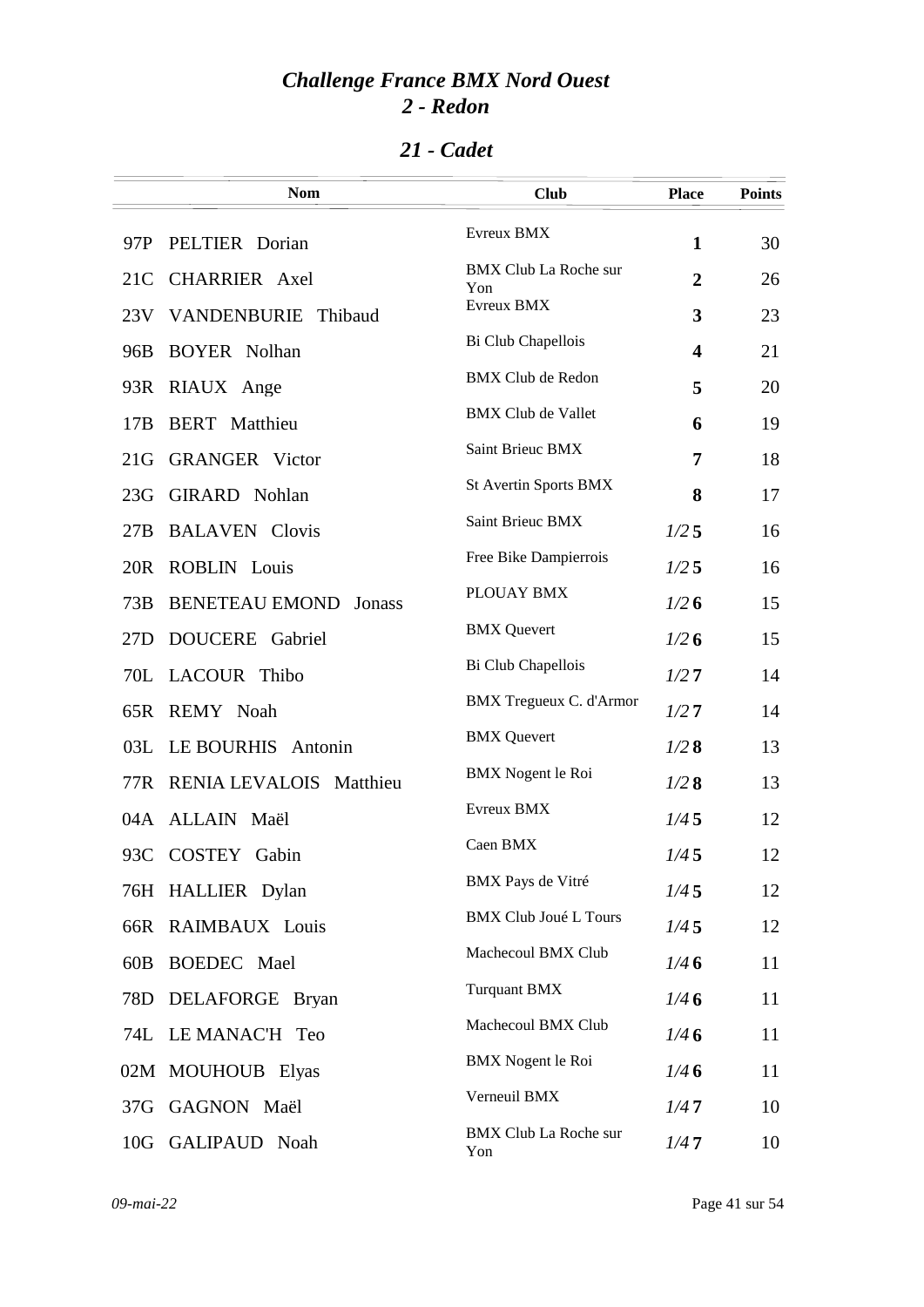# *Challenge France BMX Nord Ouest*
# *2 - Redon*

## *21 - Cadet*

| | Nom | Club | Place | Points |
|---|---|---|---|---|
| 97P | PELTIER Dorian | Evreux BMX | **1** | 30 |
| 21C | CHARRIER Axel | BMX Club La Roche sur Yon | **2** | 26 |
| 23V | VANDENBURIE Thibaud | Evreux BMX | **3** | 23 |
| 96B | BOYER Nolhan | Bi Club Chapellois | **4** | 21 |
| 93R | RIAUX Ange | BMX Club de Redon | **5** | 20 |
| 17B | BERT Matthieu | BMX Club de Vallet | **6** | 19 |
| 21G | GRANGER Victor | Saint Brieuc BMX | **7** | 18 |
| 23G | GIRARD Nohlan | St Avertin Sports BMX | **8** | 17 |
| 27B | BALAVEN Clovis | Saint Brieuc BMX | *1/2* **5** | 16 |
| 20R | ROBLIN Louis | Free Bike Dampierrois | *1/2* **5** | 16 |
| 73B | BENETEAU EMOND Jonass | PLOUAY BMX | *1/2* **6** | 15 |
| 27D | DOUCERE Gabriel | BMX Quevert | *1/2* **6** | 15 |
| 70L | LACOUR Thibo | Bi Club Chapellois | *1/2* **7** | 14 |
| 65R | REMY Noah | BMX Tregueux C. d'Armor | *1/2* **7** | 14 |
| 03L | LE BOURHIS Antonin | BMX Quevert | *1/2* **8** | 13 |
| 77R | RENIA LEVALOIS Matthieu | BMX Nogent le Roi | *1/2* **8** | 13 |
| 04A | ALLAIN Maël | Evreux BMX | *1/4* **5** | 12 |
| 93C | COSTEY Gabin | Caen BMX | *1/4* **5** | 12 |
| 76H | HALLIER Dylan | BMX Pays de Vitré | *1/4* **5** | 12 |
| 66R | RAIMBAUX Louis | BMX Club Joué L Tours | *1/4* **5** | 12 |
| 60B | BOEDEC Mael | Machecoul BMX Club | *1/4* **6** | 11 |
| 78D | DELAFORGE Bryan | Turquant BMX | *1/4* **6** | 11 |
| 74L | LE MANAC'H Teo | Machecoul BMX Club | *1/4* **6** | 11 |
| 02M | MOUHOUB Elyas | BMX Nogent le Roi | *1/4* **6** | 11 |
| 37G | GAGNON Maël | Verneuil BMX | *1/4* **7** | 10 |
| 10G | GALIPAUD Noah | BMX Club La Roche sur Yon | *1/4* **7** | 10 |

*09-mai-22*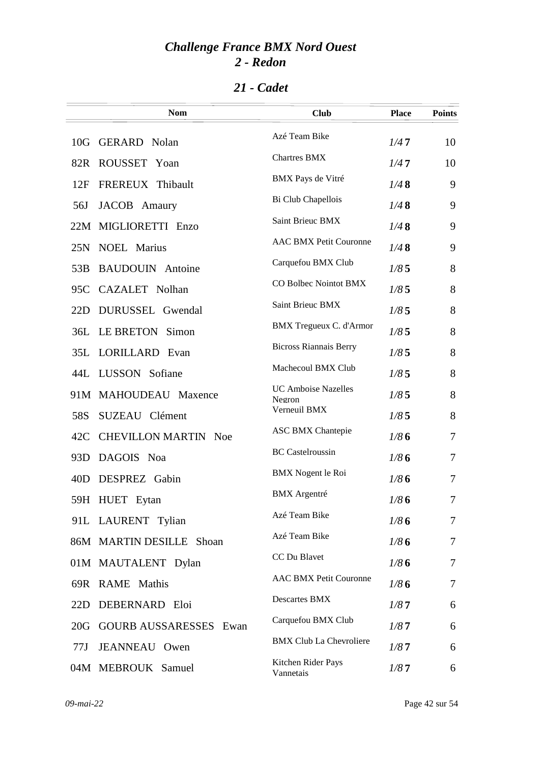# *Challenge France BMX Nord Ouest*
# *2 - Redon*

## *21 - Cadet*

| | Nom | Club | Place | Points |
|---|---|---|---|---|
| 10G | GERARD Nolan | Azé Team Bike | *1/4* **7** | 10 |
| 82R | ROUSSET Yoan | Chartres BMX | *1/4* **7** | 10 |
| 12F | FREREUX Thibault | BMX Pays de Vitré | *1/4* **8** | 9 |
| 56J | JACOB Amaury | Bi Club Chapellois | *1/4* **8** | 9 |
| 22M | MIGLIORETTI Enzo | Saint Brieuc BMX | *1/4* **8** | 9 |
| 25N | NOEL Marius | AAC BMX Petit Couronne | *1/4* **8** | 9 |
| 53B | BAUDOUIN Antoine | Carquefou BMX Club | *1/8* **5** | 8 |
| 95C | CAZALET Nolhan | CO Bolbec Nointot BMX | *1/8* **5** | 8 |
| 22D | DURUSSEL Gwendal | Saint Brieuc BMX | *1/8* **5** | 8 |
| 36L | LE BRETON Simon | BMX Tregueux C. d'Armor | *1/8* **5** | 8 |
| 35L | LORILLARD Evan | Bicross Riannais Berry | *1/8* **5** | 8 |
| 44L | LUSSON Sofiane | Machecoul BMX Club | *1/8* **5** | 8 |
| 91M | MAHOUDEAU Maxence | UC Amboise Nazelles Negron | *1/8* **5** | 8 |
| 58S | SUZEAU Clément | Verneuil BMX | *1/8* **5** | 8 |
| 42C | CHEVILLON MARTIN Noe | ASC BMX Chantepie | *1/8* **6** | 7 |
| 93D | DAGOIS Noa | BC Castelroussin | *1/8* **6** | 7 |
| 40D | DESPREZ Gabin | BMX Nogent le Roi | *1/8* **6** | 7 |
| 59H | HUET Eytan | BMX Argentré | *1/8* **6** | 7 |
| 91L | LAURENT Tylian | Azé Team Bike | *1/8* **6** | 7 |
| 86M | MARTIN DESILLE Shoan | Azé Team Bike | *1/8* **6** | 7 |
| 01M | MAUTALENT Dylan | CC Du Blavet | *1/8* **6** | 7 |
| 69R | RAME Mathis | AAC BMX Petit Couronne | *1/8* **6** | 7 |
| 22D | DEBERNARD Eloi | Descartes BMX | *1/8* **7** | 6 |
| 20G | GOURB AUSSARESSES Ewan | Carquefou BMX Club | *1/8* **7** | 6 |
| 77J | JEANNEAU Owen | BMX Club La Chevroliere | *1/8* **7** | 6 |
| 04M | MEBROUK Samuel | Kitchen Rider Pays Vannetais | *1/8* **7** | 6 |

*09-mai-22*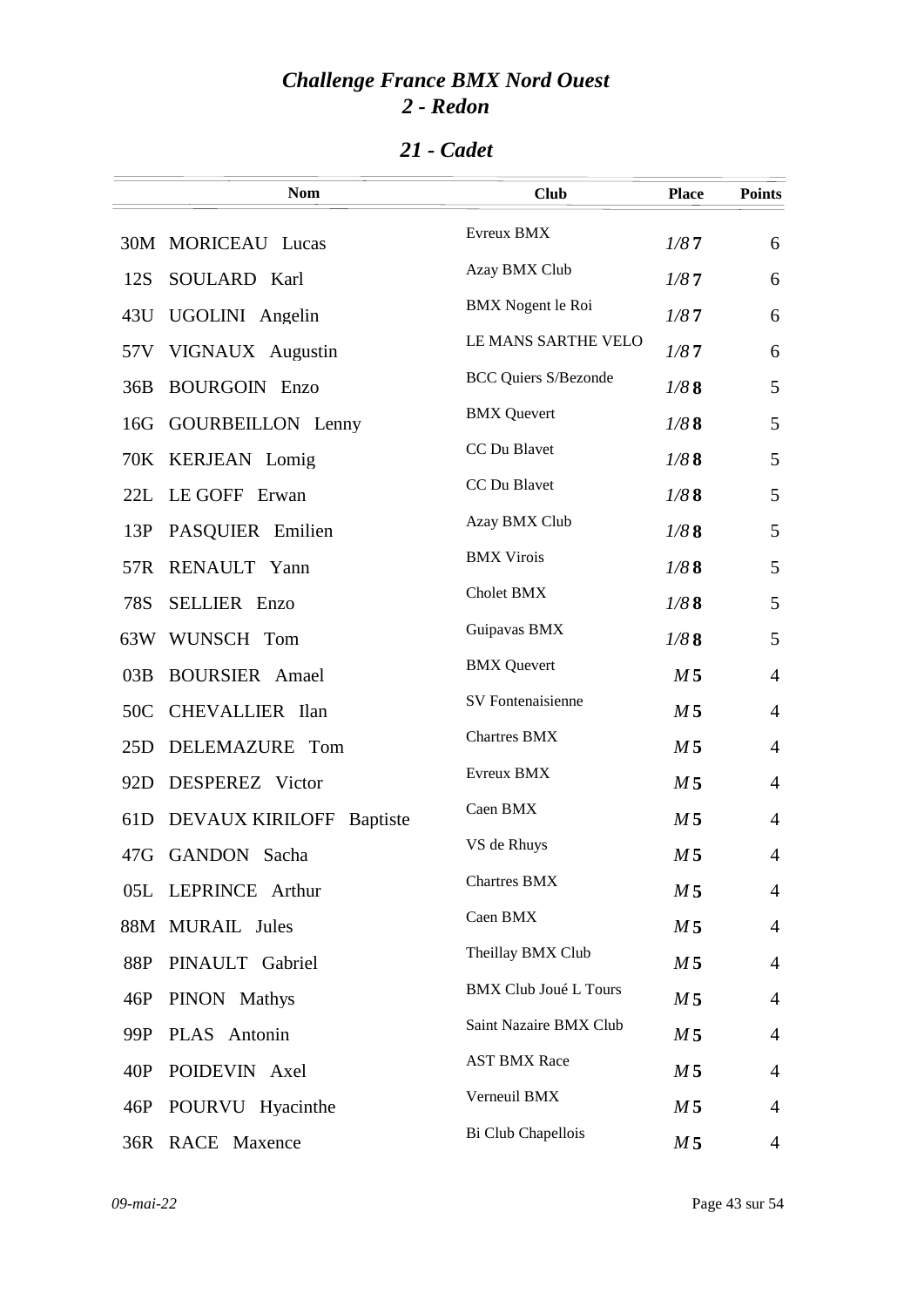# *Challenge France BMX Nord Ouest*
# *2 - Redon*

## *21 - Cadet*

| | Nom | Club | Place | Points |
|---|---|---|---|---|
| 30M | MORICEAU Lucas | Evreux BMX | *1/8* **7** | 6 |
| 12S | SOULARD Karl | Azay BMX Club | *1/8* **7** | 6 |
| 43U | UGOLINI Angelin | BMX Nogent le Roi | *1/8* **7** | 6 |
| 57V | VIGNAUX Augustin | LE MANS SARTHE VELO | *1/8* **7** | 6 |
| 36B | BOURGOIN Enzo | BCC Quiers S/Bezonde | *1/8* **8** | 5 |
| 16G | GOURBEILLON Lenny | BMX Quevert | *1/8* **8** | 5 |
| 70K | KERJEAN Lomig | CC Du Blavet | *1/8* **8** | 5 |
| 22L | LE GOFF Erwan | CC Du Blavet | *1/8* **8** | 5 |
| 13P | PASQUIER Emilien | Azay BMX Club | *1/8* **8** | 5 |
| 57R | RENAULT Yann | BMX Virois | *1/8* **8** | 5 |
| 78S | SELLIER Enzo | Cholet BMX | *1/8* **8** | 5 |
| 63W | WUNSCH Tom | Guipavas BMX | *1/8* **8** | 5 |
| 03B | BOURSIER Amael | BMX Quevert | *M* **5** | 4 |
| 50C | CHEVALLIER Ilan | SV Fontenaisienne | *M* **5** | 4 |
| 25D | DELEMAZURE Tom | Chartres BMX | *M* **5** | 4 |
| 92D | DESPEREZ Victor | Evreux BMX | *M* **5** | 4 |
| 61D | DEVAUX KIRILOFF Baptiste | Caen BMX | *M* **5** | 4 |
| 47G | GANDON Sacha | VS de Rhuys | *M* **5** | 4 |
| 05L | LEPRINCE Arthur | Chartres BMX | *M* **5** | 4 |
| 88M | MURAIL Jules | Caen BMX | *M* **5** | 4 |
| 88P | PINAULT Gabriel | Theillay BMX Club | *M* **5** | 4 |
| 46P | PINON Mathys | BMX Club Joué L Tours | *M* **5** | 4 |
| 99P | PLAS Antonin | Saint Nazaire BMX Club | *M* **5** | 4 |
| 40P | POIDEVIN Axel | AST BMX Race | *M* **5** | 4 |
| 46P | POURVU Hyacinthe | Verneuil BMX | *M* **5** | 4 |
| 36R | RACE Maxence | Bi Club Chapellois | *M* **5** | 4 |

*09-mai-22*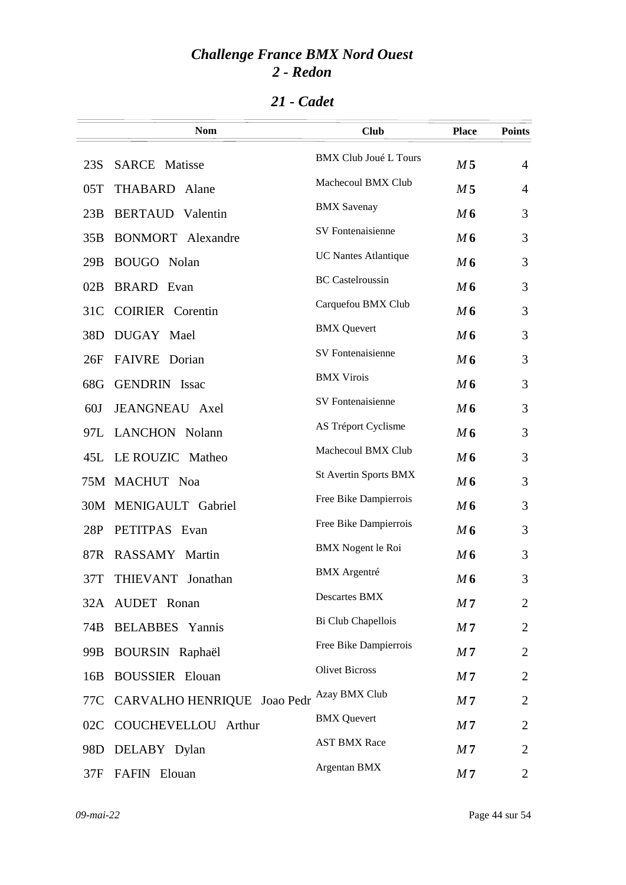# *Challenge France BMX Nord Ouest*
## *2 - Redon*

### *21 - Cadet*

| | Nom | Club | Place | Points |
|---|---|---|---|---|
| 23S | SARCE Matisse | BMX Club Joué L Tours | *M* **5** | 4 |
| 05T | THABARD Alane | Machecoul BMX Club | *M* **5** | 4 |
| 23B | BERTAUD Valentin | BMX Savenay | *M* **6** | 3 |
| 35B | BONMORT Alexandre | SV Fontenaisienne | *M* **6** | 3 |
| 29B | BOUGO Nolan | UC Nantes Atlantique | *M* **6** | 3 |
| 02B | BRARD Evan | BC Castelroussin | *M* **6** | 3 |
| 31C | COIRIER Corentin | Carquefou BMX Club | *M* **6** | 3 |
| 38D | DUGAY Mael | BMX Quevert | *M* **6** | 3 |
| 26F | FAIVRE Dorian | SV Fontenaisienne | *M* **6** | 3 |
| 68G | GENDRIN Issac | BMX Virois | *M* **6** | 3 |
| 60J | JEANGNEAU Axel | SV Fontenaisienne | *M* **6** | 3 |
| 97L | LANCHON Nolann | AS Tréport Cyclisme | *M* **6** | 3 |
| 45L | LE ROUZIC Matheo | Machecoul BMX Club | *M* **6** | 3 |
| 75M | MACHUT Noa | St Avertin Sports BMX | *M* **6** | 3 |
| 30M | MENIGAULT Gabriel | Free Bike Dampierrois | *M* **6** | 3 |
| 28P | PETITPAS Evan | Free Bike Dampierrois | *M* **6** | 3 |
| 87R | RASSAMY Martin | BMX Nogent le Roi | *M* **6** | 3 |
| 37T | THIEVANT Jonathan | BMX Argentré | *M* **6** | 3 |
| 32A | AUDET Ronan | Descartes BMX | *M* **7** | 2 |
| 74B | BELABBES Yannis | Bi Club Chapellois | *M* **7** | 2 |
| 99B | BOURSIN Raphaël | Free Bike Dampierrois | *M* **7** | 2 |
| 16B | BOUSSIER Elouan | Olivet Bicross | *M* **7** | 2 |
| 77C | CARVALHO HENRIQUE Joao Pedr | Azay BMX Club | *M* **7** | 2 |
| 02C | COUCHEVELLOU Arthur | BMX Quevert | *M* **7** | 2 |
| 98D | DELABY Dylan | AST BMX Race | *M* **7** | 2 |
| 37F | FAFIN Elouan | Argentan BMX | *M* **7** | 2 |

*09-mai-22*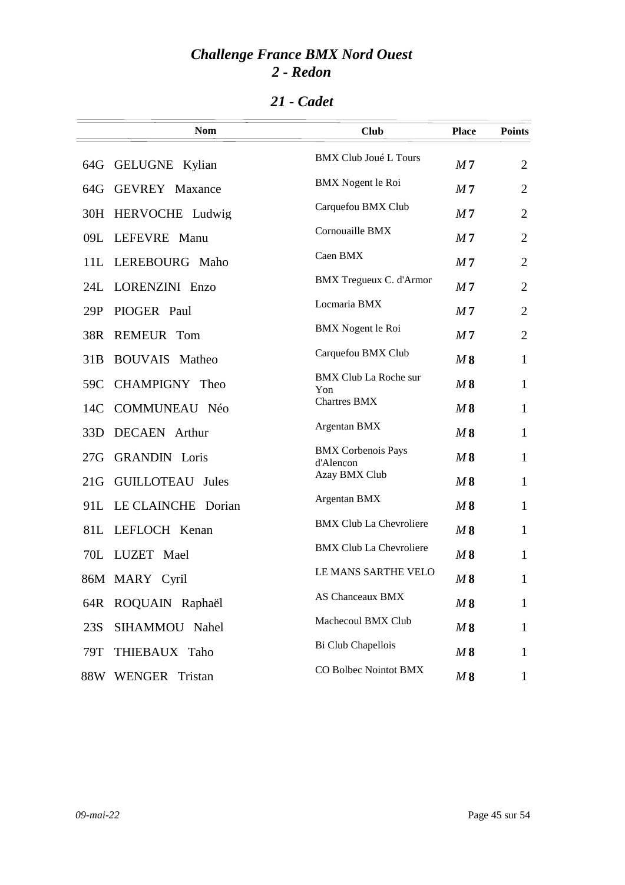# *Challenge France BMX Nord Ouest*
# *2 - Redon*

## *21 - Cadet*

| | Nom | Club | Place | Points |
|---|---|---|---|---|
| 64G | GELUGNE Kylian | BMX Club Joué L Tours | *M* **7** | 2 |
| 64G | GEVREY Maxance | BMX Nogent le Roi | *M* **7** | 2 |
| 30H | HERVOCHE Ludwig | Carquefou BMX Club | *M* **7** | 2 |
| 09L | LEFEVRE Manu | Cornouaille BMX | *M* **7** | 2 |
| 11L | LEREBOURG Maho | Caen BMX | *M* **7** | 2 |
| 24L | LORENZINI Enzo | BMX Tregueux C. d'Armor | *M* **7** | 2 |
| 29P | PIOGER Paul | Locmaria BMX | *M* **7** | 2 |
| 38R | REMEUR Tom | BMX Nogent le Roi | *M* **7** | 2 |
| 31B | BOUVAIS Matheo | Carquefou BMX Club | *M* **8** | 1 |
| 59C | CHAMPIGNY Theo | BMX Club La Roche sur Yon | *M* **8** | 1 |
| 14C | COMMUNEAU Néo | Chartres BMX | *M* **8** | 1 |
| 33D | DECAEN Arthur | Argentan BMX | *M* **8** | 1 |
| 27G | GRANDIN Loris | BMX Corbenois Pays d'Alencon | *M* **8** | 1 |
| 21G | GUILLOTEAU Jules | Azay BMX Club | *M* **8** | 1 |
| 91L | LE CLAINCHE Dorian | Argentan BMX | *M* **8** | 1 |
| 81L | LEFLOCH Kenan | BMX Club La Chevroliere | *M* **8** | 1 |
| 70L | LUZET Mael | BMX Club La Chevroliere | *M* **8** | 1 |
| 86M | MARY Cyril | LE MANS SARTHE VELO | *M* **8** | 1 |
| 64R | ROQUAIN Raphaël | AS Chanceaux BMX | *M* **8** | 1 |
| 23S | SIHAMMOU Nahel | Machecoul BMX Club | *M* **8** | 1 |
| 79T | THIEBAUX Taho | Bi Club Chapellois | *M* **8** | 1 |
| 88W | WENGER Tristan | CO Bolbec Nointot BMX | *M* **8** | 1 |

*09-mai-22*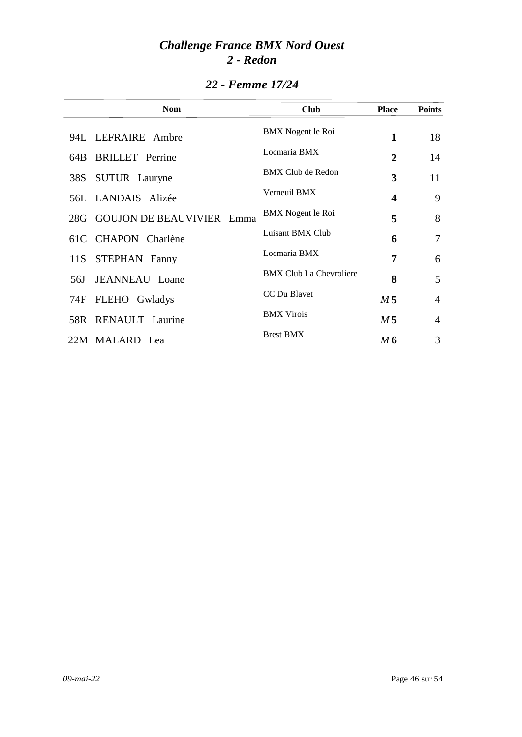# *Challenge France BMX Nord Ouest*
## *2 - Redon*

### *22 - Femme 17/24*

| | Nom | Club | Place | Points |
|---|---|---|---|---|
| 94L | LEFRAIRE Ambre | BMX Nogent le Roi | **1** | 18 |
| 64B | BRILLET Perrine | Locmaria BMX | **2** | 14 |
| 38S | SUTUR Lauryne | BMX Club de Redon | **3** | 11 |
| 56L | LANDAIS Alizée | Verneuil BMX | **4** | 9 |
| 28G | GOUJON DE BEAUVIVIER Emma | BMX Nogent le Roi | **5** | 8 |
| 61C | CHAPON Charlène | Luisant BMX Club | **6** | 7 |
| 11S | STEPHAN Fanny | Locmaria BMX | **7** | 6 |
| 56J | JEANNEAU Loane | BMX Club La Chevroliere | **8** | 5 |
| 74F | FLEHO Gwladys | CC Du Blavet | *M* **5** | 4 |
| 58R | RENAULT Laurine | BMX Virois | *M* **5** | 4 |
| 22M | MALARD Lea | Brest BMX | *M* **6** | 3 |

*09-mai-22*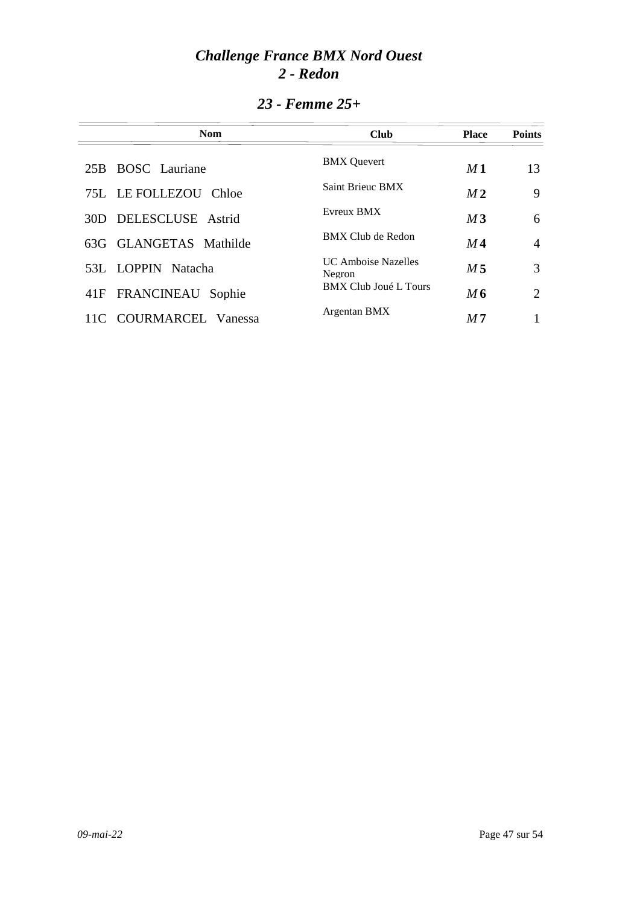# *Challenge France BMX Nord Ouest*
# *2 - Redon*

## *23 - Femme 25+*

| | Nom | Club | Place | Points |
|---|---|---|---|---|
| 25B | BOSC Lauriane | BMX Quevert | *M* **1** | 13 |
| 75L | LE FOLLEZOU Chloe | Saint Brieuc BMX | *M* **2** | 9 |
| 30D | DELESCLUSE Astrid | Evreux BMX | *M* **3** | 6 |
| 63G | GLANGETAS Mathilde | BMX Club de Redon | *M* **4** | 4 |
| 53L | LOPPIN Natacha | UC Amboise Nazelles Negron | *M* **5** | 3 |
| 41F | FRANCINEAU Sophie | BMX Club Joué L Tours | *M* **6** | 2 |
| 11C | COURMARCEL Vanessa | Argentan BMX | *M* **7** | 1 |

*09-mai-22*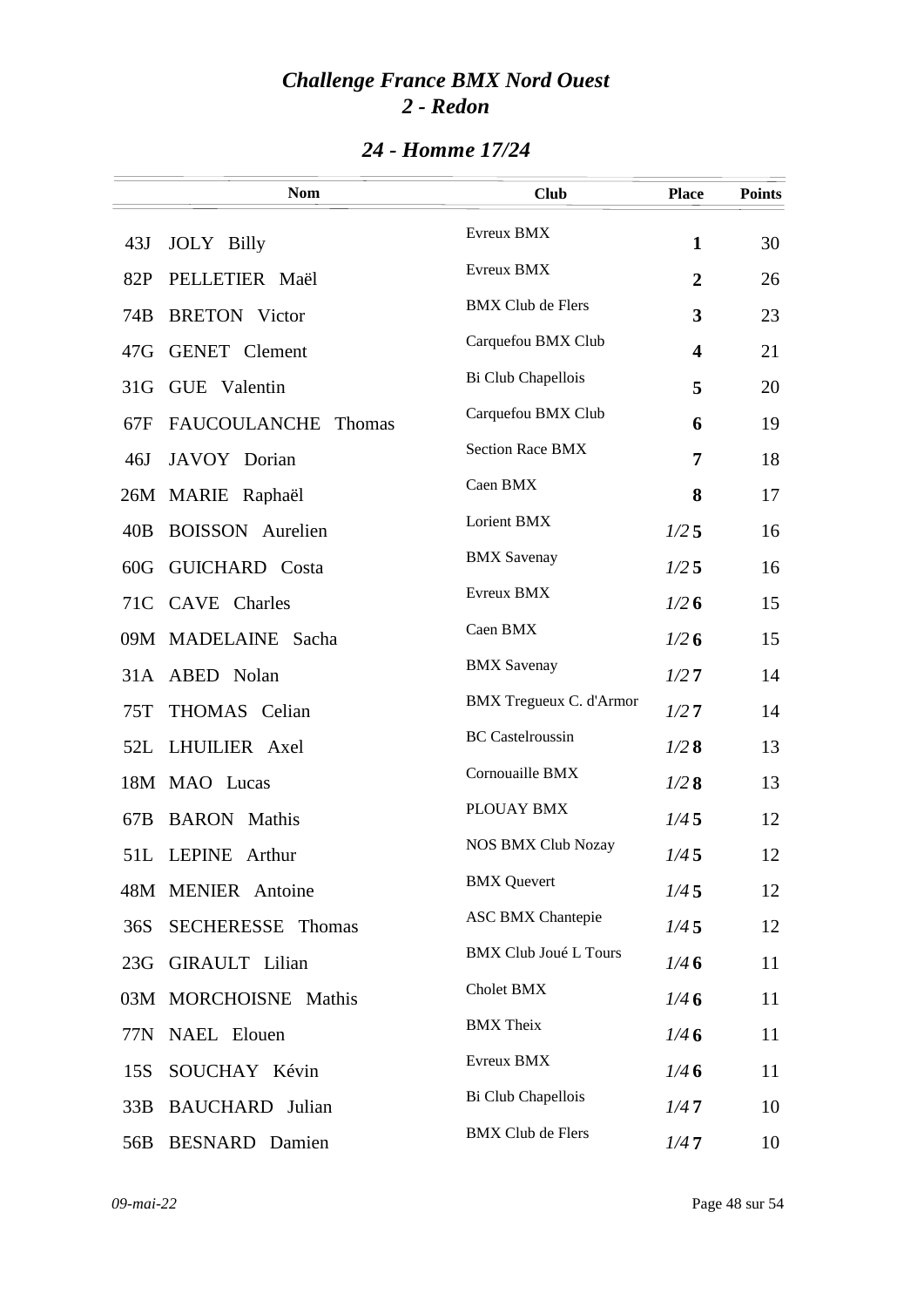# *Challenge France BMX Nord Ouest*
# *2 - Redon*

## *24 - Homme 17/24*

| | Nom | Club | Place | Points |
|---|---|---|---|---|
| 43J | JOLY Billy | Evreux BMX | **1** | 30 |
| 82P | PELLETIER Maël | Evreux BMX | **2** | 26 |
| 74B | BRETON Victor | BMX Club de Flers | **3** | 23 |
| 47G | GENET Clement | Carquefou BMX Club | **4** | 21 |
| 31G | GUE Valentin | Bi Club Chapellois | **5** | 20 |
| 67F | FAUCOULANCHE Thomas | Carquefou BMX Club | **6** | 19 |
| 46J | JAVOY Dorian | Section Race BMX | **7** | 18 |
| 26M | MARIE Raphaël | Caen BMX | **8** | 17 |
| 40B | BOISSON Aurelien | Lorient BMX | *1/2* **5** | 16 |
| 60G | GUICHARD Costa | BMX Savenay | *1/2* **5** | 16 |
| 71C | CAVE Charles | Evreux BMX | *1/2* **6** | 15 |
| 09M | MADELAINE Sacha | Caen BMX | *1/2* **6** | 15 |
| 31A | ABED Nolan | BMX Savenay | *1/2* **7** | 14 |
| 75T | THOMAS Celian | BMX Tregueux C. d'Armor | *1/2* **7** | 14 |
| 52L | LHUILIER Axel | BC Castelroussin | *1/2* **8** | 13 |
| 18M | MAO Lucas | Cornouaille BMX | *1/2* **8** | 13 |
| 67B | BARON Mathis | PLOUAY BMX | *1/4* **5** | 12 |
| 51L | LEPINE Arthur | NOS BMX Club Nozay | *1/4* **5** | 12 |
| 48M | MENIER Antoine | BMX Quevert | *1/4* **5** | 12 |
| 36S | SECHERESSE Thomas | ASC BMX Chantepie | *1/4* **5** | 12 |
| 23G | GIRAULT Lilian | BMX Club Joué L Tours | *1/4* **6** | 11 |
| 03M | MORCHOISNE Mathis | Cholet BMX | *1/4* **6** | 11 |
| 77N | NAEL Elouen | BMX Theix | *1/4* **6** | 11 |
| 15S | SOUCHAY Kévin | Evreux BMX | *1/4* **6** | 11 |
| 33B | BAUCHARD Julian | Bi Club Chapellois | *1/4* **7** | 10 |
| 56B | BESNARD Damien | BMX Club de Flers | *1/4* **7** | 10 |

*09-mai-22*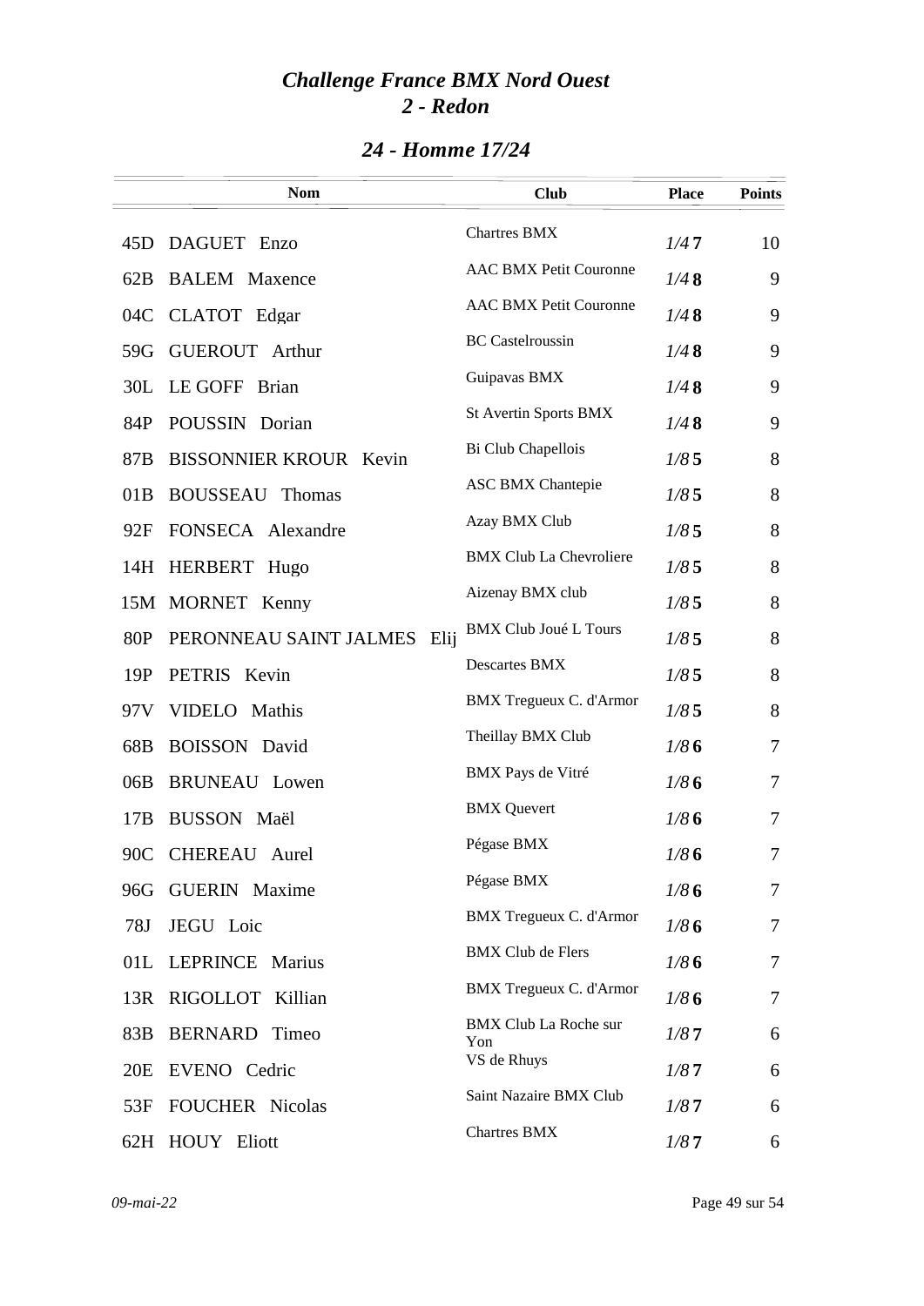# *Challenge France BMX Nord Ouest*
## *2 - Redon*

### *24 - Homme 17/24*

| | Nom | Club | Place | Points |
|---|---|---|---|---|
| 45D | DAGUET Enzo | Chartres BMX | *1/4* **7** | 10 |
| 62B | BALEM Maxence | AAC BMX Petit Couronne | *1/4* **8** | 9 |
| 04C | CLATOT Edgar | AAC BMX Petit Couronne | *1/4* **8** | 9 |
| 59G | GUEROUT Arthur | BC Castelroussin | *1/4* **8** | 9 |
| 30L | LE GOFF Brian | Guipavas BMX | *1/4* **8** | 9 |
| 84P | POUSSIN Dorian | St Avertin Sports BMX | *1/4* **8** | 9 |
| 87B | BISSONNIER KROUR Kevin | Bi Club Chapellois | *1/8* **5** | 8 |
| 01B | BOUSSEAU Thomas | ASC BMX Chantepie | *1/8* **5** | 8 |
| 92F | FONSECA Alexandre | Azay BMX Club | *1/8* **5** | 8 |
| 14H | HERBERT Hugo | BMX Club La Chevroliere | *1/8* **5** | 8 |
| 15M | MORNET Kenny | Aizenay BMX club | *1/8* **5** | 8 |
| 80P | PERONNEAU SAINT JALMES Elij | BMX Club Joué L Tours | *1/8* **5** | 8 |
| 19P | PETRIS Kevin | Descartes BMX | *1/8* **5** | 8 |
| 97V | VIDELO Mathis | BMX Tregueux C. d'Armor | *1/8* **5** | 8 |
| 68B | BOISSON David | Theillay BMX Club | *1/8* **6** | 7 |
| 06B | BRUNEAU Lowen | BMX Pays de Vitré | *1/8* **6** | 7 |
| 17B | BUSSON Maël | BMX Quevert | *1/8* **6** | 7 |
| 90C | CHEREAU Aurel | Pégase BMX | *1/8* **6** | 7 |
| 96G | GUERIN Maxime | Pégase BMX | *1/8* **6** | 7 |
| 78J | JEGU Loic | BMX Tregueux C. d'Armor | *1/8* **6** | 7 |
| 01L | LEPRINCE Marius | BMX Club de Flers | *1/8* **6** | 7 |
| 13R | RIGOLLOT Killian | BMX Tregueux C. d'Armor | *1/8* **6** | 7 |
| 83B | BERNARD Timeo | BMX Club La Roche sur Yon | *1/8* **7** | 6 |
| 20E | EVENO Cedric | VS de Rhuys | *1/8* **7** | 6 |
| 53F | FOUCHER Nicolas | Saint Nazaire BMX Club | *1/8* **7** | 6 |
| 62H | HOUY Eliott | Chartres BMX | *1/8* **7** | 6 |

*09-mai-22*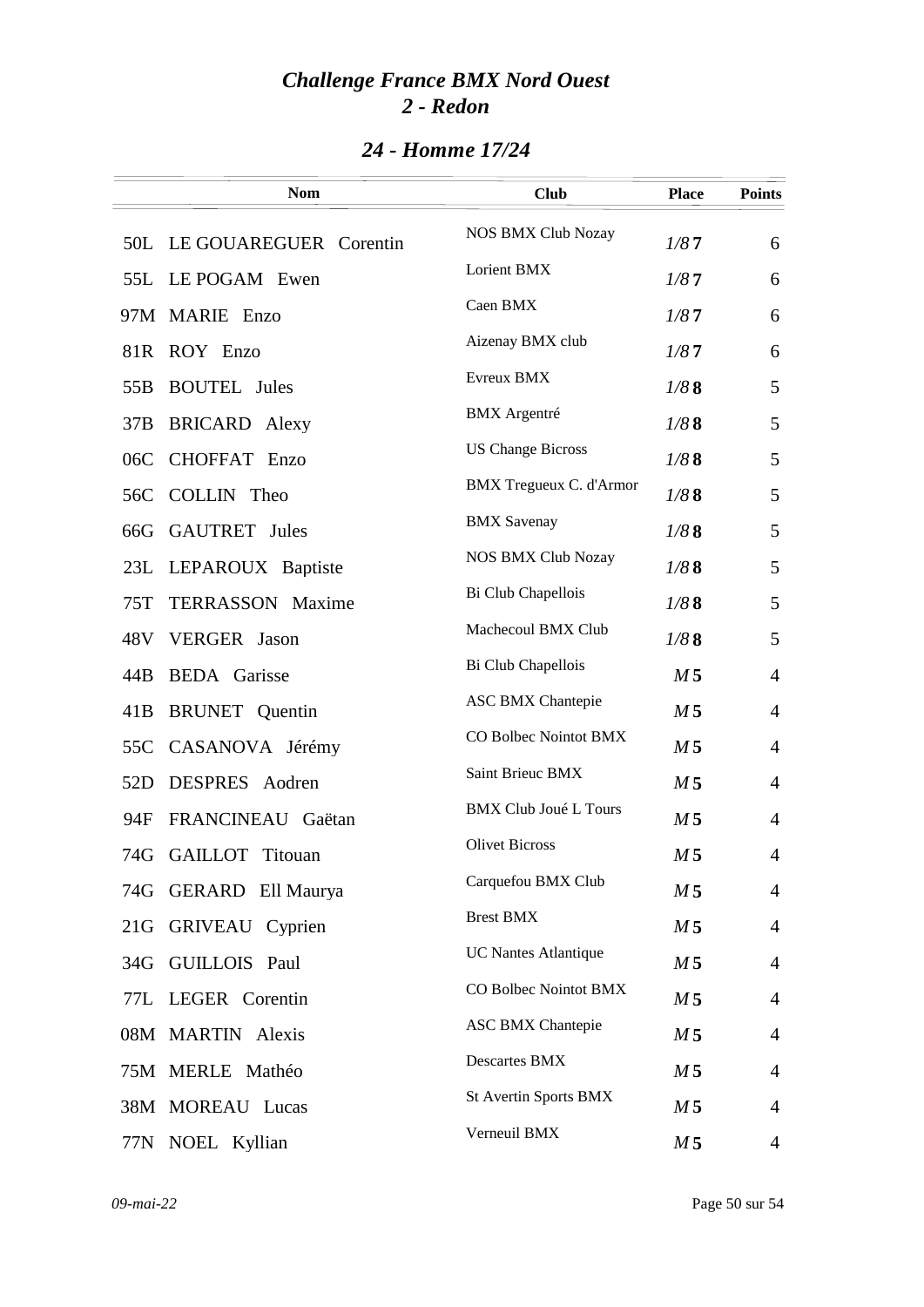# *Challenge France BMX Nord Ouest*
## *2 - Redon*

### *24 - Homme 17/24*

| | Nom | Club | Place | Points |
|---|---|---|---|---|
| 50L | LE GOUAREGUER Corentin | NOS BMX Club Nozay | *1/8* **7** | 6 |
| 55L | LE POGAM Ewen | Lorient BMX | *1/8* **7** | 6 |
| 97M | MARIE Enzo | Caen BMX | *1/8* **7** | 6 |
| 81R | ROY Enzo | Aizenay BMX club | *1/8* **7** | 6 |
| 55B | BOUTEL Jules | Evreux BMX | *1/8* **8** | 5 |
| 37B | BRICARD Alexy | BMX Argentré | *1/8* **8** | 5 |
| 06C | CHOFFAT Enzo | US Change Bicross | *1/8* **8** | 5 |
| 56C | COLLIN Theo | BMX Tregueux C. d'Armor | *1/8* **8** | 5 |
| 66G | GAUTRET Jules | BMX Savenay | *1/8* **8** | 5 |
| 23L | LEPAROUX Baptiste | NOS BMX Club Nozay | *1/8* **8** | 5 |
| 75T | TERRASSON Maxime | Bi Club Chapellois | *1/8* **8** | 5 |
| 48V | VERGER Jason | Machecoul BMX Club | *1/8* **8** | 5 |
| 44B | BEDA Garisse | Bi Club Chapellois | *M* **5** | 4 |
| 41B | BRUNET Quentin | ASC BMX Chantepie | *M* **5** | 4 |
| 55C | CASANOVA Jérémy | CO Bolbec Nointot BMX | *M* **5** | 4 |
| 52D | DESPRES Aodren | Saint Brieuc BMX | *M* **5** | 4 |
| 94F | FRANCINEAU Gaëtan | BMX Club Joué L Tours | *M* **5** | 4 |
| 74G | GAILLOT Titouan | Olivet Bicross | *M* **5** | 4 |
| 74G | GERARD Ell Maurya | Carquefou BMX Club | *M* **5** | 4 |
| 21G | GRIVEAU Cyprien | Brest BMX | *M* **5** | 4 |
| 34G | GUILLOIS Paul | UC Nantes Atlantique | *M* **5** | 4 |
| 77L | LEGER Corentin | CO Bolbec Nointot BMX | *M* **5** | 4 |
| 08M | MARTIN Alexis | ASC BMX Chantepie | *M* **5** | 4 |
| 75M | MERLE Mathéo | Descartes BMX | *M* **5** | 4 |
| 38M | MOREAU Lucas | St Avertin Sports BMX | *M* **5** | 4 |
| 77N | NOEL Kyllian | Verneuil BMX | *M* **5** | 4 |

*09-mai-22*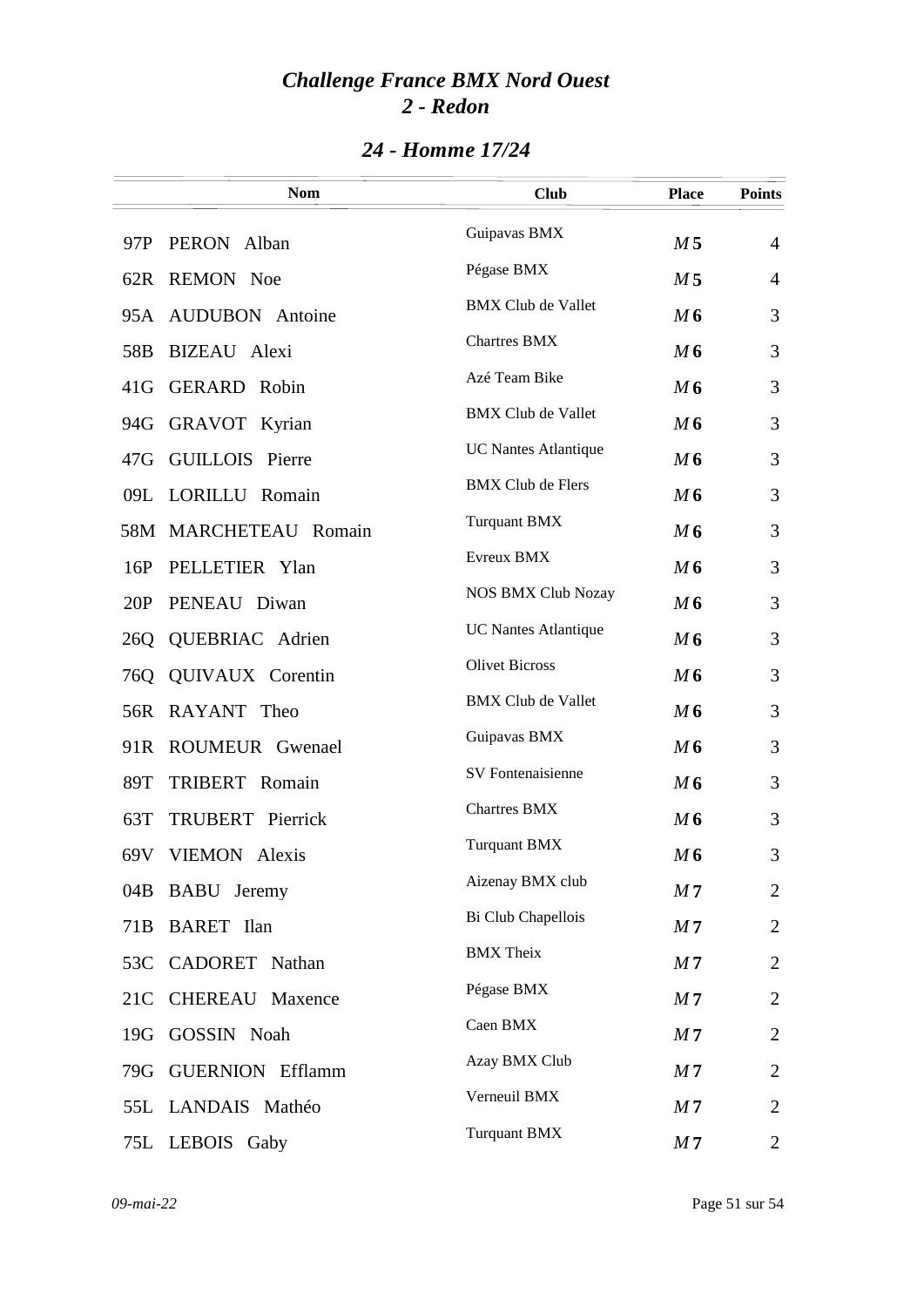# *Challenge France BMX Nord Ouest*
## *2 - Redon*

### *24 - Homme 17/24*

| | Nom | Club | Place | Points |
|---|---|---|---|---|
| 97P | PERON Alban | Guipavas BMX | *M* **5** | 4 |
| 62R | REMON Noe | Pégase BMX | *M* **5** | 4 |
| 95A | AUDUBON Antoine | BMX Club de Vallet | *M* **6** | 3 |
| 58B | BIZEAU Alexi | Chartres BMX | *M* **6** | 3 |
| 41G | GERARD Robin | Azé Team Bike | *M* **6** | 3 |
| 94G | GRAVOT Kyrian | BMX Club de Vallet | *M* **6** | 3 |
| 47G | GUILLOIS Pierre | UC Nantes Atlantique | *M* **6** | 3 |
| 09L | LORILLU Romain | BMX Club de Flers | *M* **6** | 3 |
| 58M | MARCHETEAU Romain | Turquant BMX | *M* **6** | 3 |
| 16P | PELLETIER Ylan | Evreux BMX | *M* **6** | 3 |
| 20P | PENEAU Diwan | NOS BMX Club Nozay | *M* **6** | 3 |
| 26Q | QUEBRIAC Adrien | UC Nantes Atlantique | *M* **6** | 3 |
| 76Q | QUIVAUX Corentin | Olivet Bicross | *M* **6** | 3 |
| 56R | RAYANT Theo | BMX Club de Vallet | *M* **6** | 3 |
| 91R | ROUMEUR Gwenael | Guipavas BMX | *M* **6** | 3 |
| 89T | TRIBERT Romain | SV Fontenaisienne | *M* **6** | 3 |
| 63T | TRUBERT Pierrick | Chartres BMX | *M* **6** | 3 |
| 69V | VIEMON Alexis | Turquant BMX | *M* **6** | 3 |
| 04B | BABU Jeremy | Aizenay BMX club | *M* **7** | 2 |
| 71B | BARET Ilan | Bi Club Chapellois | *M* **7** | 2 |
| 53C | CADORET Nathan | BMX Theix | *M* **7** | 2 |
| 21C | CHEREAU Maxence | Pégase BMX | *M* **7** | 2 |
| 19G | GOSSIN Noah | Caen BMX | *M* **7** | 2 |
| 79G | GUERNION Efflamm | Azay BMX Club | *M* **7** | 2 |
| 55L | LANDAIS Mathéo | Verneuil BMX | *M* **7** | 2 |
| 75L | LEBOIS Gaby | Turquant BMX | *M* **7** | 2 |

*09-mai-22*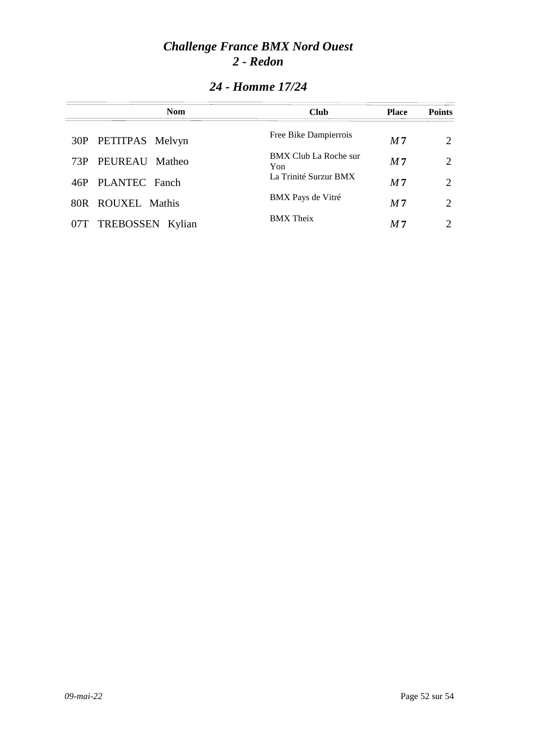# *Challenge France BMX Nord Ouest*
# *2 - Redon*

## *24 - Homme 17/24*

| | Nom | Club | Place | Points |
|---|---|---|---|---|
| 30P | PETITPAS Melvyn | Free Bike Dampierrois | *M* **7** | 2 |
| 73P | PEUREAU Matheo | BMX Club La Roche sur Yon | *M* **7** | 2 |
| 46P | PLANTEC Fanch | La Trinité Surzur BMX | *M* **7** | 2 |
| 80R | ROUXEL Mathis | BMX Pays de Vitré | *M* **7** | 2 |
| 07T | TREBOSSEN Kylian | BMX Theix | *M* **7** | 2 |

*09-mai-22*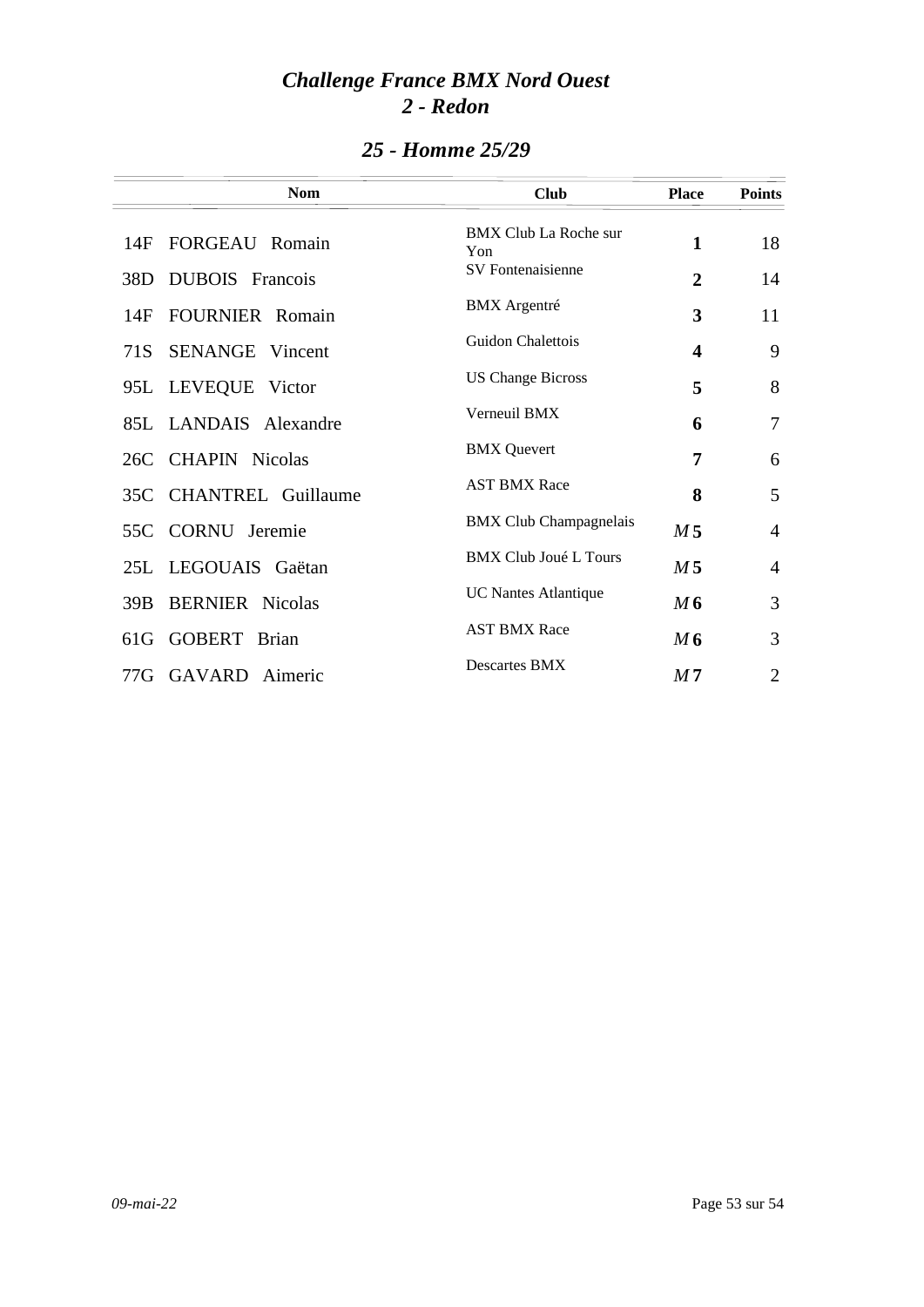# *Challenge France BMX Nord Ouest*
# *2 - Redon*

## *25 - Homme 25/29*

| | Nom | Club | Place | Points |
|---|---|---|---|---|
| 14F | FORGEAU Romain | BMX Club La Roche sur Yon | **1** | 18 |
| 38D | DUBOIS Francois | SV Fontenaisienne | **2** | 14 |
| 14F | FOURNIER Romain | BMX Argentré | **3** | 11 |
| 71S | SENANGE Vincent | Guidon Chalettois | **4** | 9 |
| 95L | LEVEQUE Victor | US Change Bicross | **5** | 8 |
| 85L | LANDAIS Alexandre | Verneuil BMX | **6** | 7 |
| 26C | CHAPIN Nicolas | BMX Quevert | **7** | 6 |
| 35C | CHANTREL Guillaume | AST BMX Race | **8** | 5 |
| 55C | CORNU Jeremie | BMX Club Champagnelais | *M* **5** | 4 |
| 25L | LEGOUAIS Gaëtan | BMX Club Joué L Tours | *M* **5** | 4 |
| 39B | BERNIER Nicolas | UC Nantes Atlantique | *M* **6** | 3 |
| 61G | GOBERT Brian | AST BMX Race | *M* **6** | 3 |
| 77G | GAVARD Aimeric | Descartes BMX | *M* **7** | 2 |

*09-mai-22*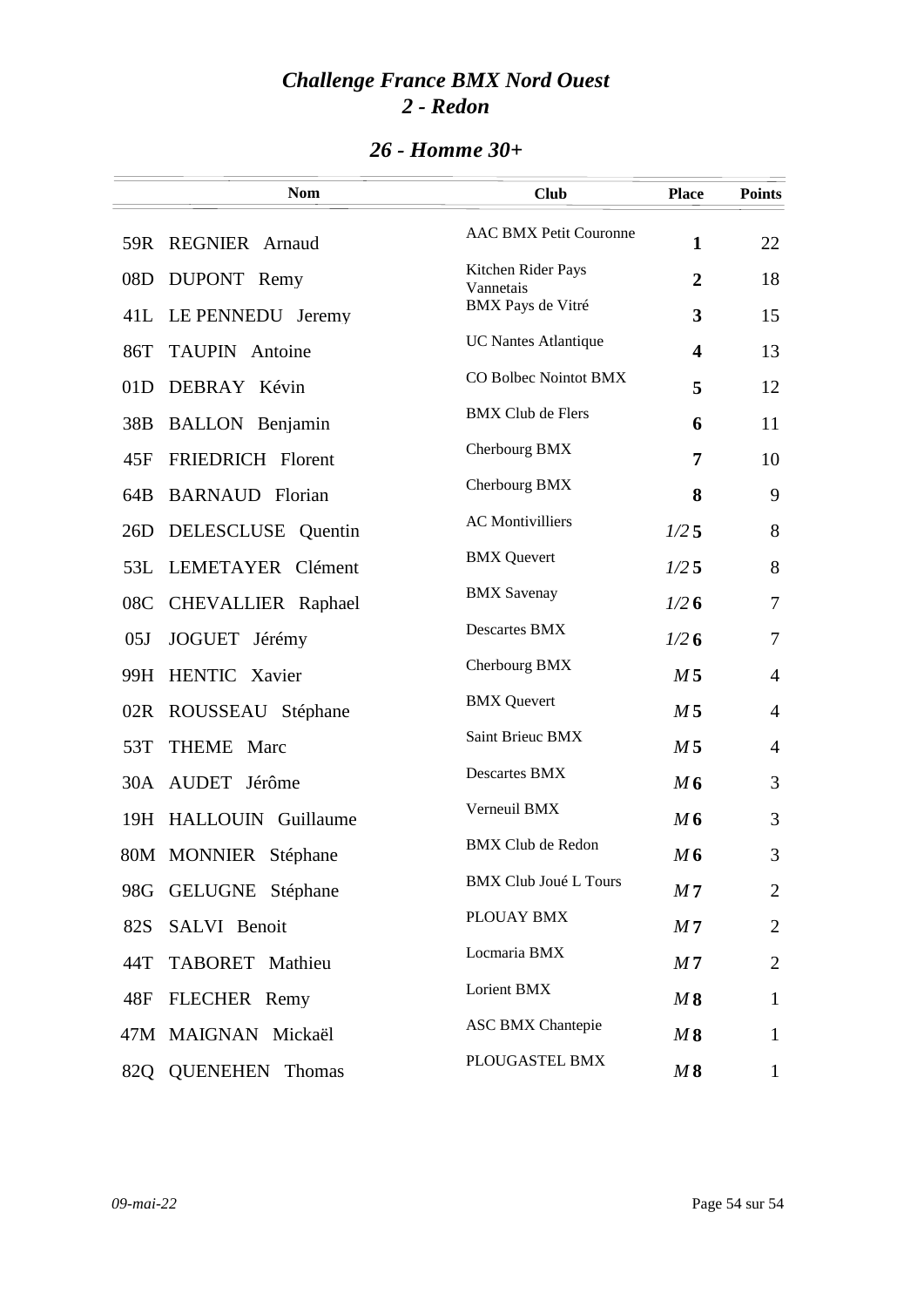# *Challenge France BMX Nord Ouest*
# *2 - Redon*

## *26 - Homme 30+*

| | Nom | Club | Place | Points |
|---|---|---|---|---|
| 59R | REGNIER Arnaud | AAC BMX Petit Couronne | **1** | 22 |
| 08D | DUPONT Remy | Kitchen Rider Pays Vannetais | **2** | 18 |
| 41L | LE PENNEDU Jeremy | BMX Pays de Vitré | **3** | 15 |
| 86T | TAUPIN Antoine | UC Nantes Atlantique | **4** | 13 |
| 01D | DEBRAY Kévin | CO Bolbec Nointot BMX | **5** | 12 |
| 38B | BALLON Benjamin | BMX Club de Flers | **6** | 11 |
| 45F | FRIEDRICH Florent | Cherbourg BMX | **7** | 10 |
| 64B | BARNAUD Florian | Cherbourg BMX | **8** | 9 |
| 26D | DELESCLUSE Quentin | AC Montivilliers | *1/2* **5** | 8 |
| 53L | LEMETAYER Clément | BMX Quevert | *1/2* **5** | 8 |
| 08C | CHEVALLIER Raphael | BMX Savenay | *1/2* **6** | 7 |
| 05J | JOGUET Jérémy | Descartes BMX | *1/2* **6** | 7 |
| 99H | HENTIC Xavier | Cherbourg BMX | *M* **5** | 4 |
| 02R | ROUSSEAU Stéphane | BMX Quevert | *M* **5** | 4 |
| 53T | THEME Marc | Saint Brieuc BMX | *M* **5** | 4 |
| 30A | AUDET Jérôme | Descartes BMX | *M* **6** | 3 |
| 19H | HALLOUIN Guillaume | Verneuil BMX | *M* **6** | 3 |
| 80M | MONNIER Stéphane | BMX Club de Redon | *M* **6** | 3 |
| 98G | GELUGNE Stéphane | BMX Club Joué L Tours | *M* **7** | 2 |
| 82S | SALVI Benoit | PLOUAY BMX | *M* **7** | 2 |
| 44T | TABORET Mathieu | Locmaria BMX | *M* **7** | 2 |
| 48F | FLECHER Remy | Lorient BMX | *M* **8** | 1 |
| 47M | MAIGNAN Mickaël | ASC BMX Chantepie | *M* **8** | 1 |
| 82Q | QUENEHEN Thomas | PLOUGASTEL BMX | *M* **8** | 1 |

*09-mai-22*